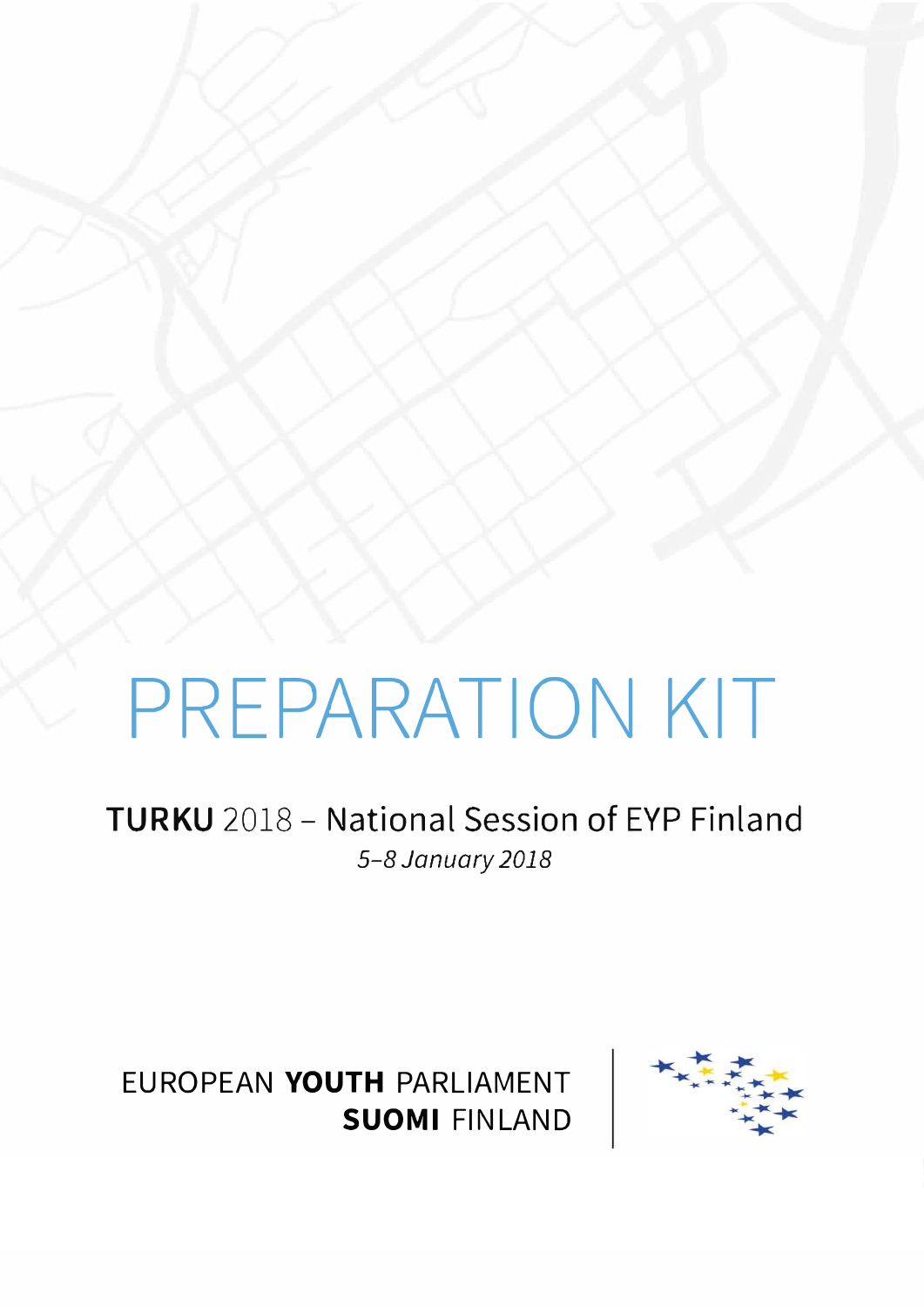# PREPARATION KIT

**TURKU** 2018 – National Session of EYP Finland

*5–8 January 2018*

EUROPEAN **YOUTH** PARLIAMENT
**SUOMI** FINLAND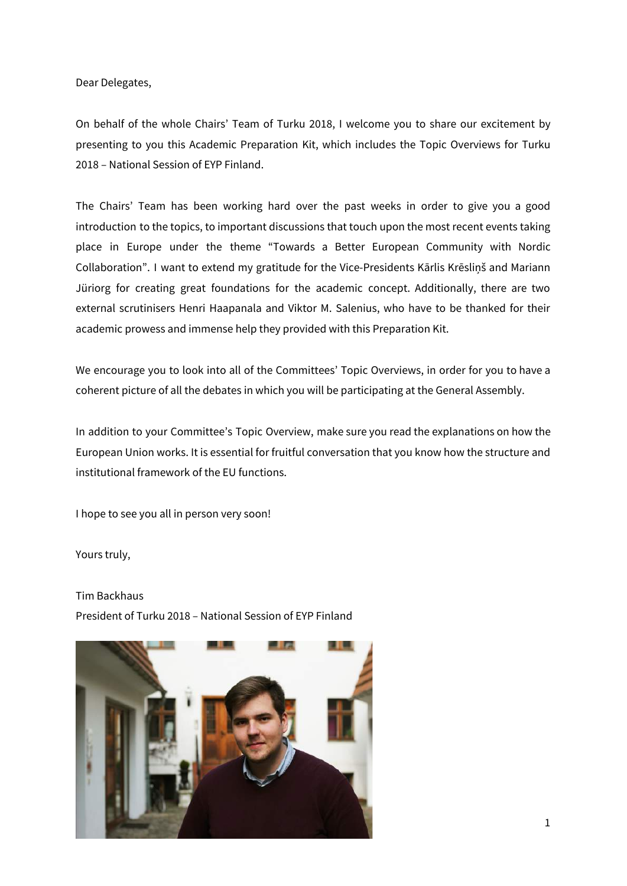Dear Delegates,

On behalf of the whole Chairs' Team of Turku 2018, I welcome you to share our excitement by presenting to you this Academic Preparation Kit, which includes the Topic Overviews for Turku 2018 – National Session of EYP Finland.

The Chairs' Team has been working hard over the past weeks in order to give you a good introduction to the topics, to important discussions that touch upon the most recent events taking place in Europe under the theme "Towards a Better European Community with Nordic Collaboration". I want to extend my gratitude for the Vice-Presidents Kārlis Krēsliņš and Mariann Jüriorg for creating great foundations for the academic concept. Additionally, there are two external scrutinisers Henri Haapanala and Viktor M. Salenius, who have to be thanked for their academic prowess and immense help they provided with this Preparation Kit.

We encourage you to look into all of the Committees' Topic Overviews, in order for you to have a coherent picture of all the debates in which you will be participating at the General Assembly.

In addition to your Committee's Topic Overview, make sure you read the explanations on how the European Union works. It is essential for fruitful conversation that you know how the structure and institutional framework of the EU functions.

I hope to see you all in person very soon!

Yours truly,

Tim Backhaus
President of Turku 2018 – National Session of EYP Finland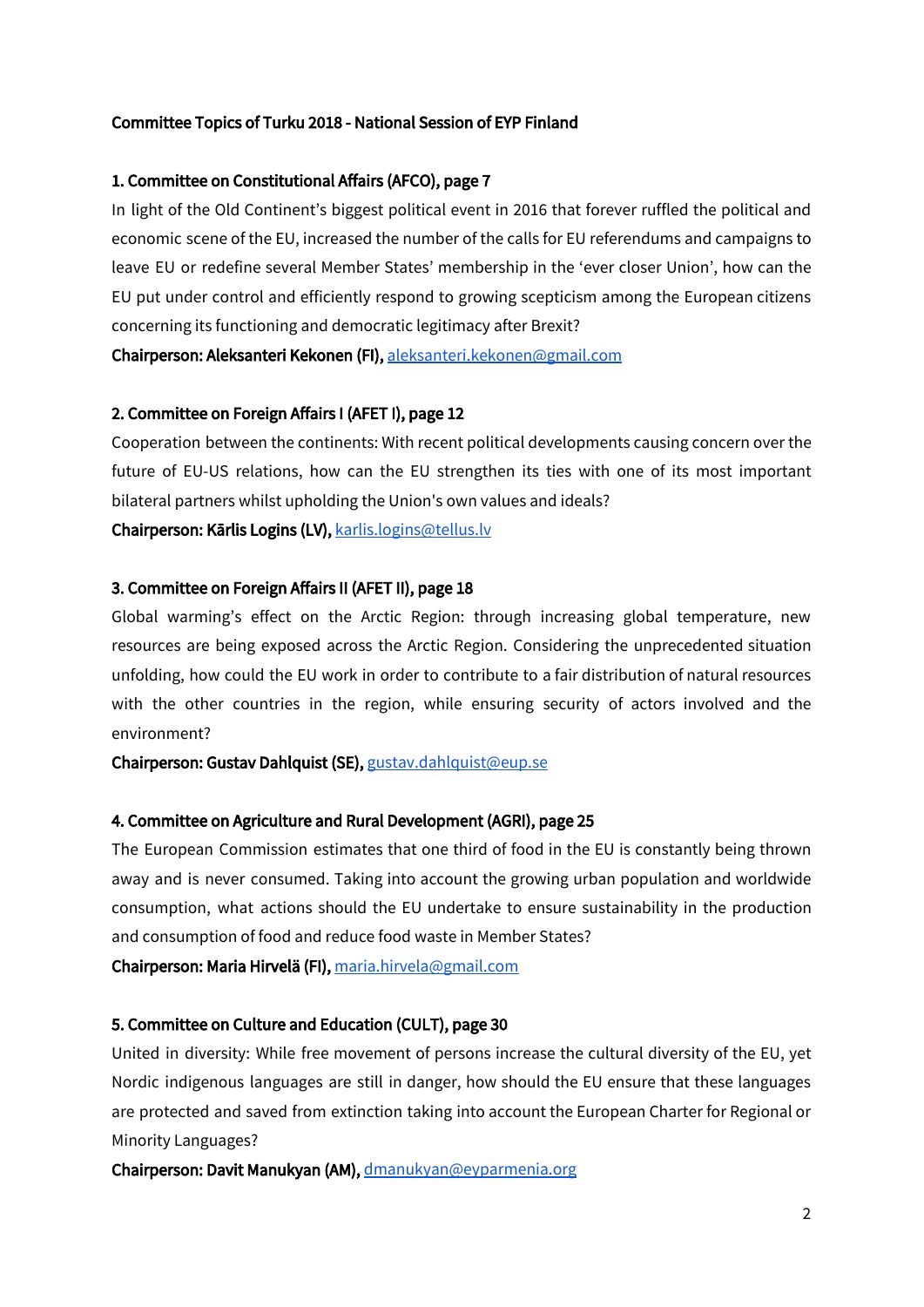**Committee Topics of Turku 2018 - National Session of EYP Finland**

**1. Committee on Constitutional Affairs (AFCO), page 7**

In light of the Old Continent's biggest political event in 2016 that forever ruffled the political and economic scene of the EU, increased the number of the calls for EU referendums and campaigns to leave EU or redefine several Member States' membership in the 'ever closer Union', how can the EU put under control and efficiently respond to growing scepticism among the European citizens concerning its functioning and democratic legitimacy after Brexit?

**Chairperson: Aleksanteri Kekonen (FI),** aleksanteri.kekonen@gmail.com

**2. Committee on Foreign Affairs I (AFET I), page 12**

Cooperation between the continents: With recent political developments causing concern over the future of EU-US relations, how can the EU strengthen its ties with one of its most important bilateral partners whilst upholding the Union's own values and ideals?

**Chairperson: Kārlis Logins (LV),** karlis.logins@tellus.lv

**3. Committee on Foreign Affairs II (AFET II), page 18**

Global warming's effect on the Arctic Region: through increasing global temperature, new resources are being exposed across the Arctic Region. Considering the unprecedented situation unfolding, how could the EU work in order to contribute to a fair distribution of natural resources with the other countries in the region, while ensuring security of actors involved and the environment?

**Chairperson: Gustav Dahlquist (SE),** gustav.dahlquist@eup.se

**4. Committee on Agriculture and Rural Development (AGRI), page 25**

The European Commission estimates that one third of food in the EU is constantly being thrown away and is never consumed. Taking into account the growing urban population and worldwide consumption, what actions should the EU undertake to ensure sustainability in the production and consumption of food and reduce food waste in Member States?

**Chairperson: Maria Hirvelä (FI),** maria.hirvela@gmail.com

**5. Committee on Culture and Education (CULT), page 30**

United in diversity: While free movement of persons increase the cultural diversity of the EU, yet Nordic indigenous languages are still in danger, how should the EU ensure that these languages are protected and saved from extinction taking into account the European Charter for Regional or Minority Languages?

**Chairperson: Davit Manukyan (AM),** dmanukyan@eyparmenia.org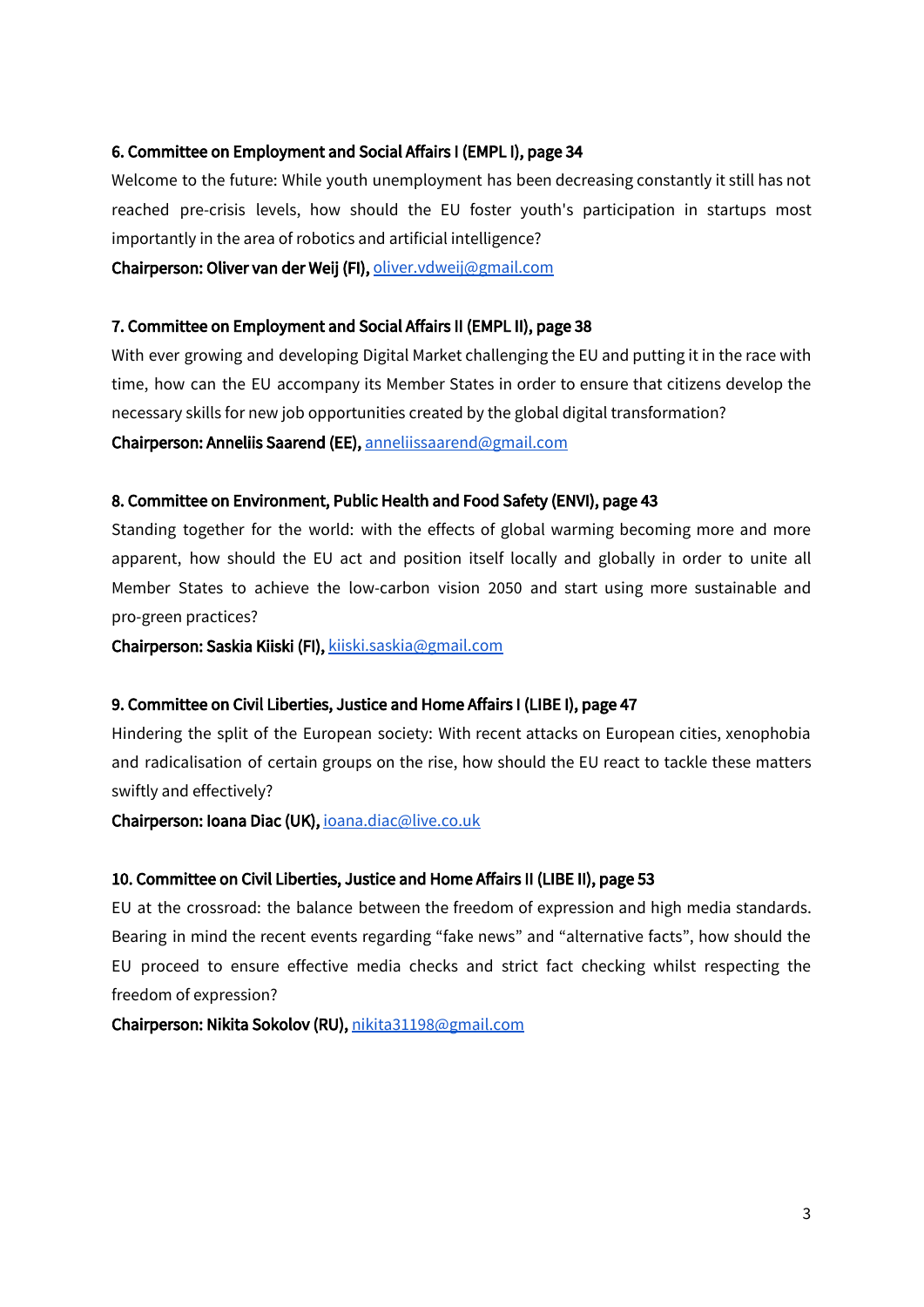**6. Committee on Employment and Social Affairs I (EMPL I), page 34**

Welcome to the future: While youth unemployment has been decreasing constantly it still has not reached pre-crisis levels, how should the EU foster youth's participation in startups most importantly in the area of robotics and artificial intelligence?

**Chairperson: Oliver van der Weij (FI),** oliver.vdweij@gmail.com

**7. Committee on Employment and Social Affairs II (EMPL II), page 38**

With ever growing and developing Digital Market challenging the EU and putting it in the race with time, how can the EU accompany its Member States in order to ensure that citizens develop the necessary skills for new job opportunities created by the global digital transformation?

**Chairperson: Anneliis Saarend (EE),** anneliissaarend@gmail.com

**8. Committee on Environment, Public Health and Food Safety (ENVI), page 43**

Standing together for the world: with the effects of global warming becoming more and more apparent, how should the EU act and position itself locally and globally in order to unite all Member States to achieve the low-carbon vision 2050 and start using more sustainable and pro-green practices?

**Chairperson: Saskia Kiiski (FI),** kiiski.saskia@gmail.com

**9. Committee on Civil Liberties, Justice and Home Affairs I (LIBE I), page 47**

Hindering the split of the European society: With recent attacks on European cities, xenophobia and radicalisation of certain groups on the rise, how should the EU react to tackle these matters swiftly and effectively?

**Chairperson: Ioana Diac (UK),** ioana.diac@live.co.uk

**10. Committee on Civil Liberties, Justice and Home Affairs II (LIBE II), page 53**

EU at the crossroad: the balance between the freedom of expression and high media standards. Bearing in mind the recent events regarding “fake news” and “alternative facts”, how should the EU proceed to ensure effective media checks and strict fact checking whilst respecting the freedom of expression?

**Chairperson: Nikita Sokolov (RU),** nikita31198@gmail.com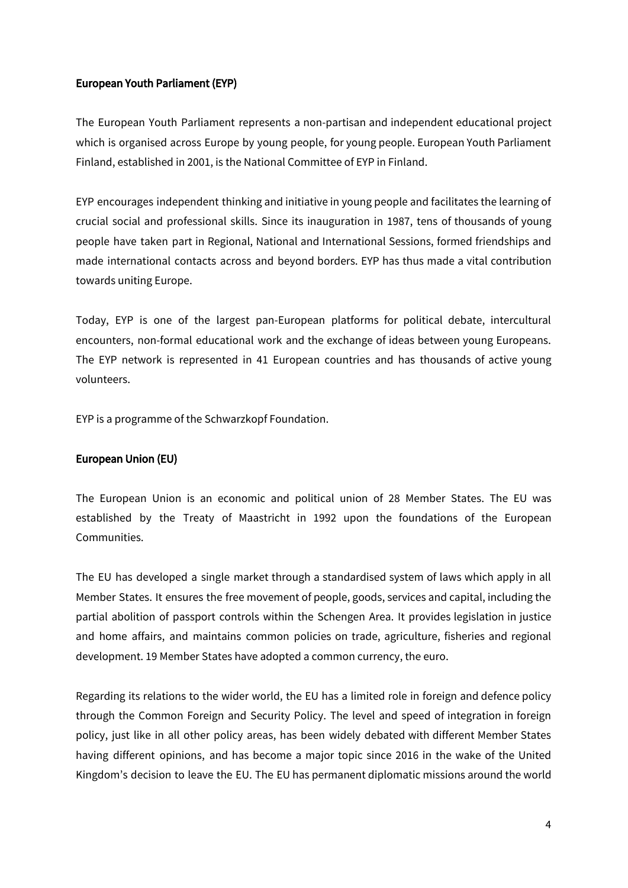## European Youth Parliament (EYP)

The European Youth Parliament represents a non-partisan and independent educational project which is organised across Europe by young people, for young people. European Youth Parliament Finland, established in 2001, is the National Committee of EYP in Finland.

EYP encourages independent thinking and initiative in young people and facilitates the learning of crucial social and professional skills. Since its inauguration in 1987, tens of thousands of young people have taken part in Regional, National and International Sessions, formed friendships and made international contacts across and beyond borders. EYP has thus made a vital contribution towards uniting Europe.

Today, EYP is one of the largest pan-European platforms for political debate, intercultural encounters, non-formal educational work and the exchange of ideas between young Europeans. The EYP network is represented in 41 European countries and has thousands of active young volunteers.

EYP is a programme of the Schwarzkopf Foundation.

## European Union (EU)

The European Union is an economic and political union of 28 Member States. The EU was established by the Treaty of Maastricht in 1992 upon the foundations of the European Communities.

The EU has developed a single market through a standardised system of laws which apply in all Member States. It ensures the free movement of people, goods, services and capital, including the partial abolition of passport controls within the Schengen Area. It provides legislation in justice and home affairs, and maintains common policies on trade, agriculture, fisheries and regional development. 19 Member States have adopted a common currency, the euro.

Regarding its relations to the wider world, the EU has a limited role in foreign and defence policy through the Common Foreign and Security Policy. The level and speed of integration in foreign policy, just like in all other policy areas, has been widely debated with different Member States having different opinions, and has become a major topic since 2016 in the wake of the United Kingdom's decision to leave the EU. The EU has permanent diplomatic missions around the world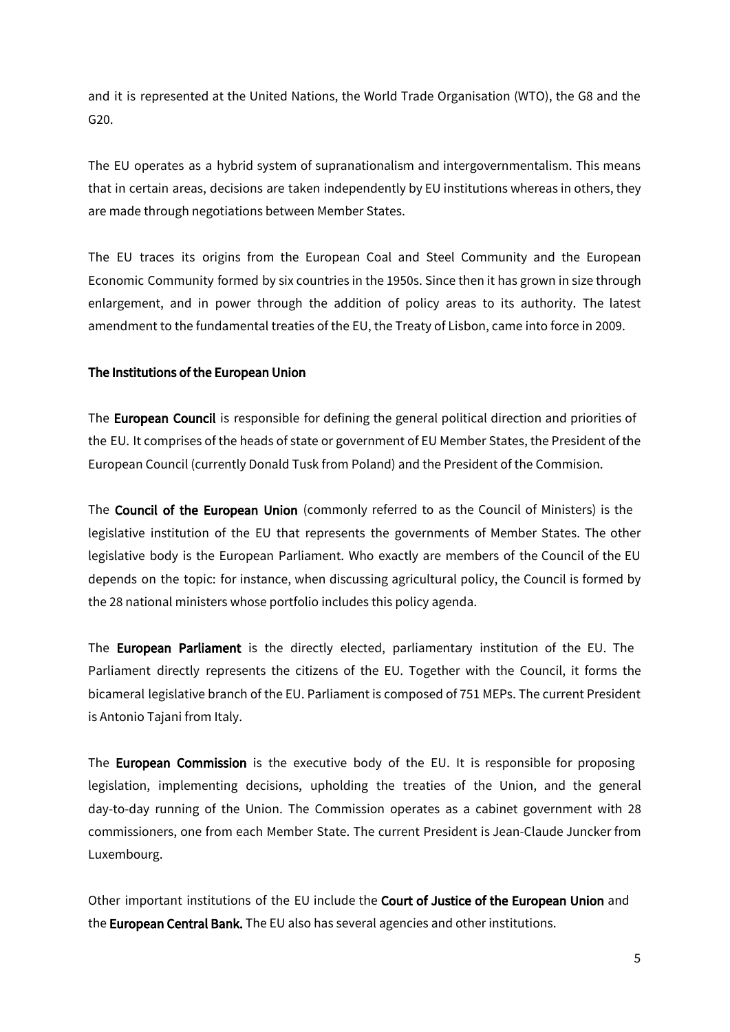and it is represented at the United Nations, the World Trade Organisation (WTO), the G8 and the G20.

The EU operates as a hybrid system of supranationalism and intergovernmentalism. This means that in certain areas, decisions are taken independently by EU institutions whereas in others, they are made through negotiations between Member States.

The EU traces its origins from the European Coal and Steel Community and the European Economic Community formed by six countries in the 1950s. Since then it has grown in size through enlargement, and in power through the addition of policy areas to its authority. The latest amendment to the fundamental treaties of the EU, the Treaty of Lisbon, came into force in 2009.

**The Institutions of the European Union**

The **European Council** is responsible for defining the general political direction and priorities of the EU. It comprises of the heads of state or government of EU Member States, the President of the European Council (currently Donald Tusk from Poland) and the President of the Commision.

The **Council of the European Union** (commonly referred to as the Council of Ministers) is the legislative institution of the EU that represents the governments of Member States. The other legislative body is the European Parliament. Who exactly are members of the Council of the EU depends on the topic: for instance, when discussing agricultural policy, the Council is formed by the 28 national ministers whose portfolio includes this policy agenda.

The **European Parliament** is the directly elected, parliamentary institution of the EU. The Parliament directly represents the citizens of the EU. Together with the Council, it forms the bicameral legislative branch of the EU. Parliament is composed of 751 MEPs. The current President is Antonio Tajani from Italy.

The **European Commission** is the executive body of the EU. It is responsible for proposing legislation, implementing decisions, upholding the treaties of the Union, and the general day-to-day running of the Union. The Commission operates as a cabinet government with 28 commissioners, one from each Member State. The current President is Jean-Claude Juncker from Luxembourg.

Other important institutions of the EU include the **Court of Justice of the European Union** and the **European Central Bank.** The EU also has several agencies and other institutions.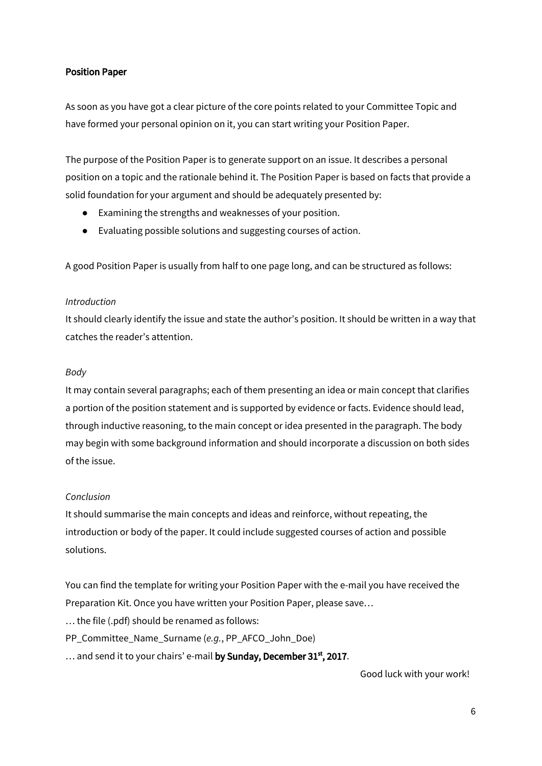**Position Paper**

As soon as you have got a clear picture of the core points related to your Committee Topic and have formed your personal opinion on it, you can start writing your Position Paper.

The purpose of the Position Paper is to generate support on an issue. It describes a personal position on a topic and the rationale behind it. The Position Paper is based on facts that provide a solid foundation for your argument and should be adequately presented by:

- Examining the strengths and weaknesses of your position.
- Evaluating possible solutions and suggesting courses of action.

A good Position Paper is usually from half to one page long, and can be structured as follows:

*Introduction*

It should clearly identify the issue and state the author's position. It should be written in a way that catches the reader's attention.

*Body*

It may contain several paragraphs; each of them presenting an idea or main concept that clarifies a portion of the position statement and is supported by evidence or facts. Evidence should lead, through inductive reasoning, to the main concept or idea presented in the paragraph. The body may begin with some background information and should incorporate a discussion on both sides of the issue.

*Conclusion*

It should summarise the main concepts and ideas and reinforce, without repeating, the introduction or body of the paper. It could include suggested courses of action and possible solutions.

You can find the template for writing your Position Paper with the e-mail you have received the Preparation Kit. Once you have written your Position Paper, please save…

… the file (.pdf) should be renamed as follows:

PP_Committee_Name_Surname (*e.g.*, PP_AFCO_John_Doe)

… and send it to your chairs' e-mail **by Sunday, December 31st, 2017**.

Good luck with your work!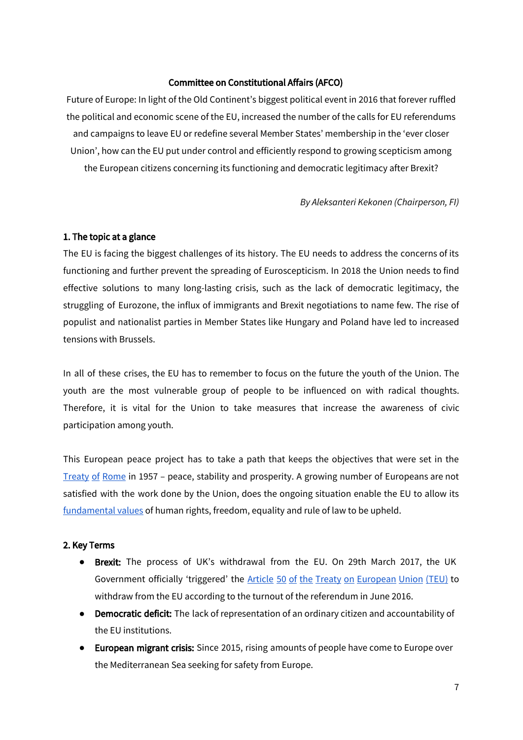**Committee on Constitutional Affairs (AFCO)**

Future of Europe: In light of the Old Continent's biggest political event in 2016 that forever ruffled the political and economic scene of the EU, increased the number of the calls for EU referendums and campaigns to leave EU or redefine several Member States' membership in the 'ever closer Union', how can the EU put under control and efficiently respond to growing scepticism among the European citizens concerning its functioning and democratic legitimacy after Brexit?

*By Aleksanteri Kekonen (Chairperson, FI)*

### 1. The topic at a glance

The EU is facing the biggest challenges of its history. The EU needs to address the concerns of its functioning and further prevent the spreading of Euroscepticism. In 2018 the Union needs to find effective solutions to many long-lasting crisis, such as the lack of democratic legitimacy, the struggling of Eurozone, the influx of immigrants and Brexit negotiations to name few. The rise of populist and nationalist parties in Member States like Hungary and Poland have led to increased tensions with Brussels.

In all of these crises, the EU has to remember to focus on the future the youth of the Union. The youth are the most vulnerable group of people to be influenced on with radical thoughts. Therefore, it is vital for the Union to take measures that increase the awareness of civic participation among youth.

This European peace project has to take a path that keeps the objectives that were set in the Treaty of Rome in 1957 – peace, stability and prosperity. A growing number of Europeans are not satisfied with the work done by the Union, does the ongoing situation enable the EU to allow its fundamental values of human rights, freedom, equality and rule of law to be upheld.

### 2. Key Terms

- **Brexit:** The process of UK's withdrawal from the EU. On 29th March 2017, the UK Government officially 'triggered' the Article 50 of the Treaty on European Union (TEU) to withdraw from the EU according to the turnout of the referendum in June 2016.
- **Democratic deficit:** The lack of representation of an ordinary citizen and accountability of the EU institutions.
- **European migrant crisis:** Since 2015, rising amounts of people have come to Europe over the Mediterranean Sea seeking for safety from Europe.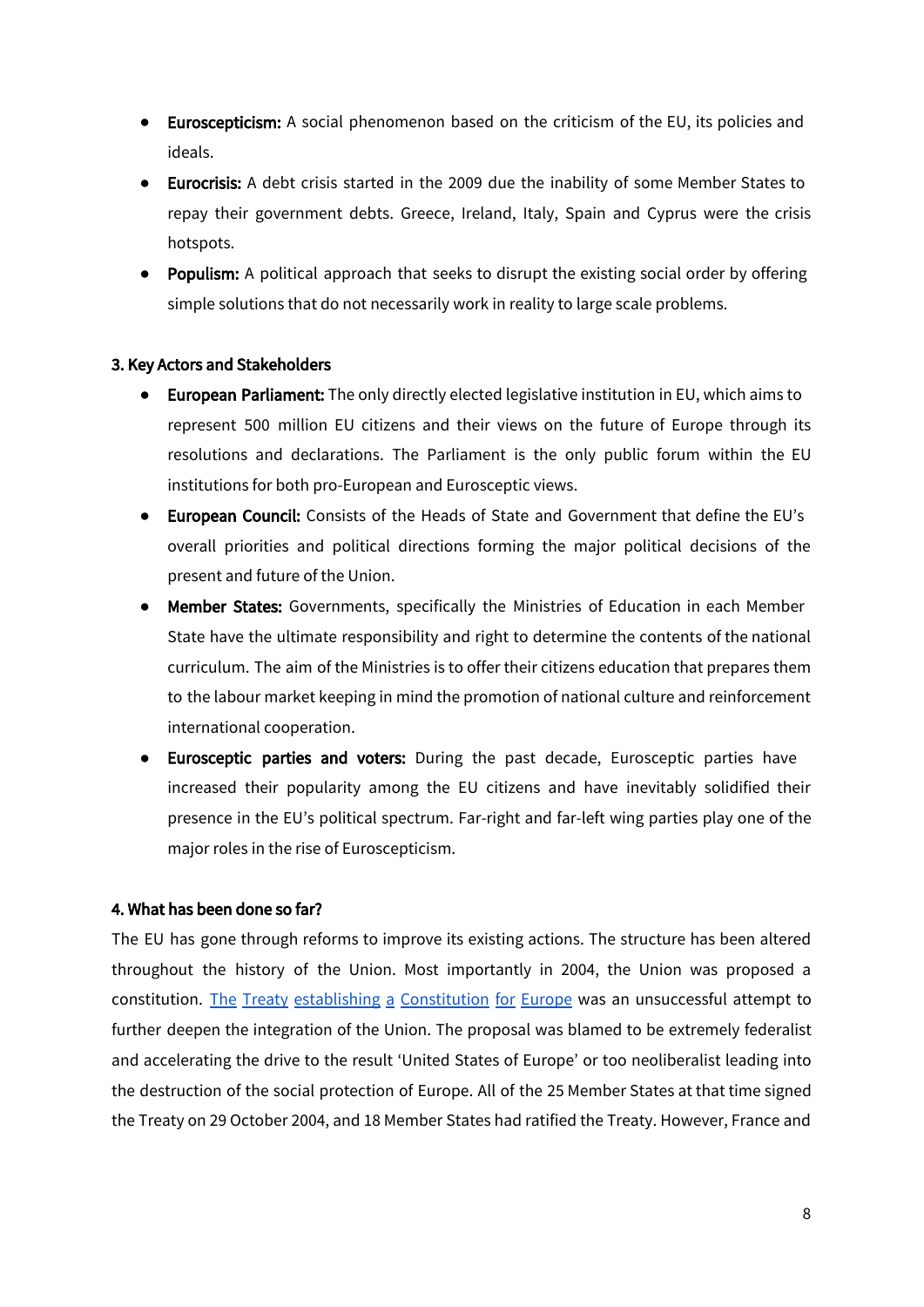- **Euroscepticism:** A social phenomenon based on the criticism of the EU, its policies and ideals.
- **Eurocrisis:** A debt crisis started in the 2009 due the inability of some Member States to repay their government debts. Greece, Ireland, Italy, Spain and Cyprus were the crisis hotspots.
- **Populism:** A political approach that seeks to disrupt the existing social order by offering simple solutions that do not necessarily work in reality to large scale problems.

### 3. Key Actors and Stakeholders

- **European Parliament:** The only directly elected legislative institution in EU, which aims to represent 500 million EU citizens and their views on the future of Europe through its resolutions and declarations. The Parliament is the only public forum within the EU institutions for both pro-European and Eurosceptic views.
- **European Council:** Consists of the Heads of State and Government that define the EU's overall priorities and political directions forming the major political decisions of the present and future of the Union.
- **Member States:** Governments, specifically the Ministries of Education in each Member State have the ultimate responsibility and right to determine the contents of the national curriculum. The aim of the Ministries is to offer their citizens education that prepares them to the labour market keeping in mind the promotion of national culture and reinforcement international cooperation.
- **Eurosceptic parties and voters:** During the past decade, Eurosceptic parties have increased their popularity among the EU citizens and have inevitably solidified their presence in the EU's political spectrum. Far-right and far-left wing parties play one of the major roles in the rise of Euroscepticism.

### 4. What has been done so far?

The EU has gone through reforms to improve its existing actions. The structure has been altered throughout the history of the Union. Most importantly in 2004, the Union was proposed a constitution. The Treaty establishing a Constitution for Europe was an unsuccessful attempt to further deepen the integration of the Union. The proposal was blamed to be extremely federalist and accelerating the drive to the result 'United States of Europe' or too neoliberalist leading into the destruction of the social protection of Europe. All of the 25 Member States at that time signed the Treaty on 29 October 2004, and 18 Member States had ratified the Treaty. However, France and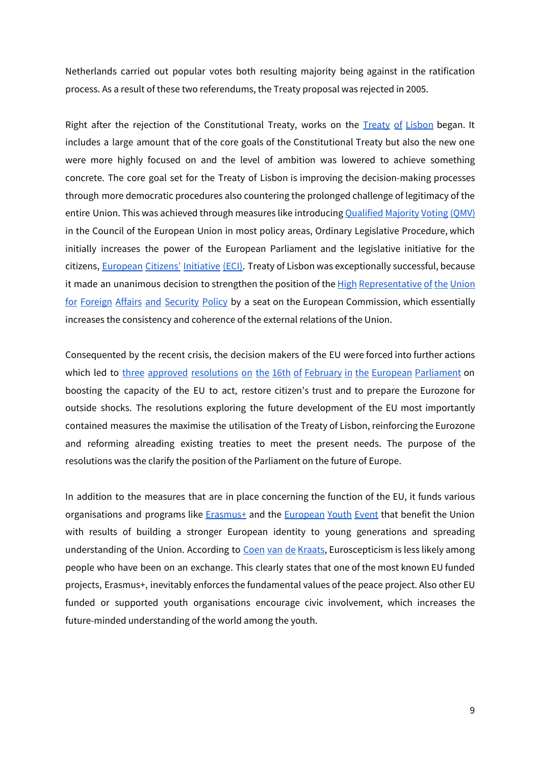Netherlands carried out popular votes both resulting majority being against in the ratification process. As a result of these two referendums, the Treaty proposal was rejected in 2005.

Right after the rejection of the Constitutional Treaty, works on the Treaty of Lisbon began. It includes a large amount that of the core goals of the Constitutional Treaty but also the new one were more highly focused on and the level of ambition was lowered to achieve something concrete. The core goal set for the Treaty of Lisbon is improving the decision-making processes through more democratic procedures also countering the prolonged challenge of legitimacy of the entire Union. This was achieved through measures like introducing Qualified Majority Voting (QMV) in the Council of the European Union in most policy areas, Ordinary Legislative Procedure, which initially increases the power of the European Parliament and the legislative initiative for the citizens, European Citizens' Initiative (ECI). Treaty of Lisbon was exceptionally successful, because it made an unanimous decision to strengthen the position of the High Representative of the Union for Foreign Affairs and Security Policy by a seat on the European Commission, which essentially increases the consistency and coherence of the external relations of the Union.

Consequented by the recent crisis, the decision makers of the EU were forced into further actions which led to three approved resolutions on the 16th of February in the European Parliament on boosting the capacity of the EU to act, restore citizen's trust and to prepare the Eurozone for outside shocks. The resolutions exploring the future development of the EU most importantly contained measures the maximise the utilisation of the Treaty of Lisbon, reinforcing the Eurozone and reforming alreading existing treaties to meet the present needs. The purpose of the resolutions was the clarify the position of the Parliament on the future of Europe.

In addition to the measures that are in place concerning the function of the EU, it funds various organisations and programs like Erasmus+ and the European Youth Event that benefit the Union with results of building a stronger European identity to young generations and spreading understanding of the Union. According to Coen van de Kraats, Euroscepticism is less likely among people who have been on an exchange. This clearly states that one of the most known EU funded projects, Erasmus+, inevitably enforces the fundamental values of the peace project. Also other EU funded or supported youth organisations encourage civic involvement, which increases the future-minded understanding of the world among the youth.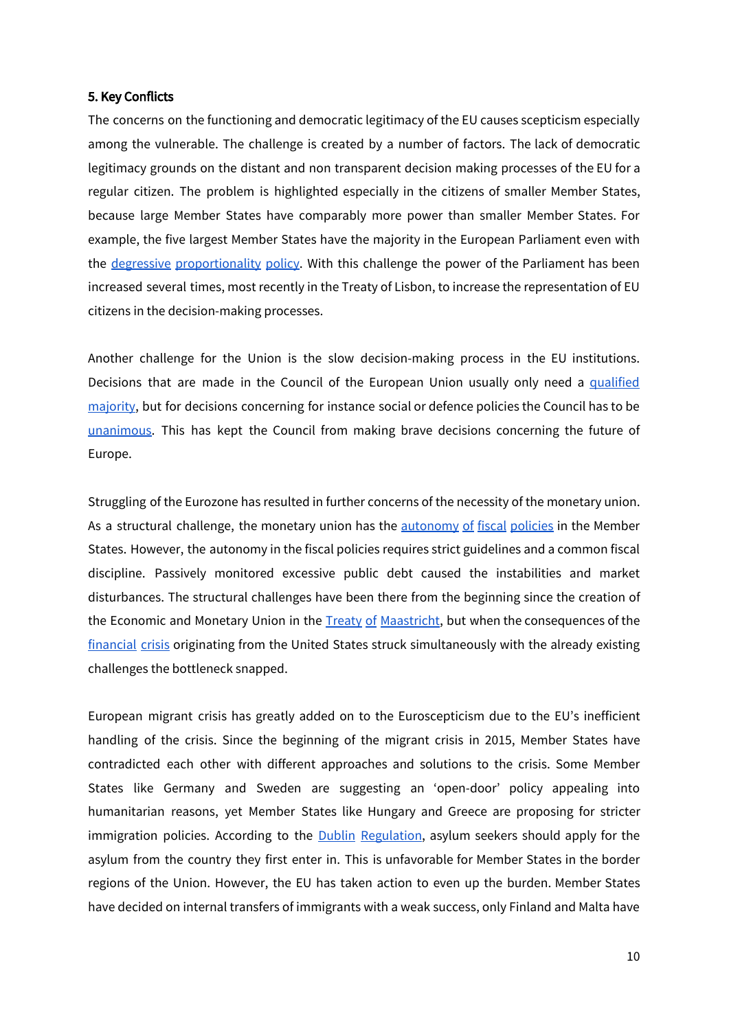**5. Key Conflicts**

The concerns on the functioning and democratic legitimacy of the EU causes scepticism especially among the vulnerable. The challenge is created by a number of factors. The lack of democratic legitimacy grounds on the distant and non transparent decision making processes of the EU for a regular citizen. The problem is highlighted especially in the citizens of smaller Member States, because large Member States have comparably more power than smaller Member States. For example, the five largest Member States have the majority in the European Parliament even with the degressive proportionality policy. With this challenge the power of the Parliament has been increased several times, most recently in the Treaty of Lisbon, to increase the representation of EU citizens in the decision-making processes.

Another challenge for the Union is the slow decision-making process in the EU institutions. Decisions that are made in the Council of the European Union usually only need a qualified majority, but for decisions concerning for instance social or defence policies the Council has to be unanimous. This has kept the Council from making brave decisions concerning the future of Europe.

Struggling of the Eurozone has resulted in further concerns of the necessity of the monetary union. As a structural challenge, the monetary union has the autonomy of fiscal policies in the Member States. However, the autonomy in the fiscal policies requires strict guidelines and a common fiscal discipline. Passively monitored excessive public debt caused the instabilities and market disturbances. The structural challenges have been there from the beginning since the creation of the Economic and Monetary Union in the Treaty of Maastricht, but when the consequences of the financial crisis originating from the United States struck simultaneously with the already existing challenges the bottleneck snapped.

European migrant crisis has greatly added on to the Euroscepticism due to the EU's inefficient handling of the crisis. Since the beginning of the migrant crisis in 2015, Member States have contradicted each other with different approaches and solutions to the crisis. Some Member States like Germany and Sweden are suggesting an 'open-door' policy appealing into humanitarian reasons, yet Member States like Hungary and Greece are proposing for stricter immigration policies. According to the Dublin Regulation, asylum seekers should apply for the asylum from the country they first enter in. This is unfavorable for Member States in the border regions of the Union. However, the EU has taken action to even up the burden. Member States have decided on internal transfers of immigrants with a weak success, only Finland and Malta have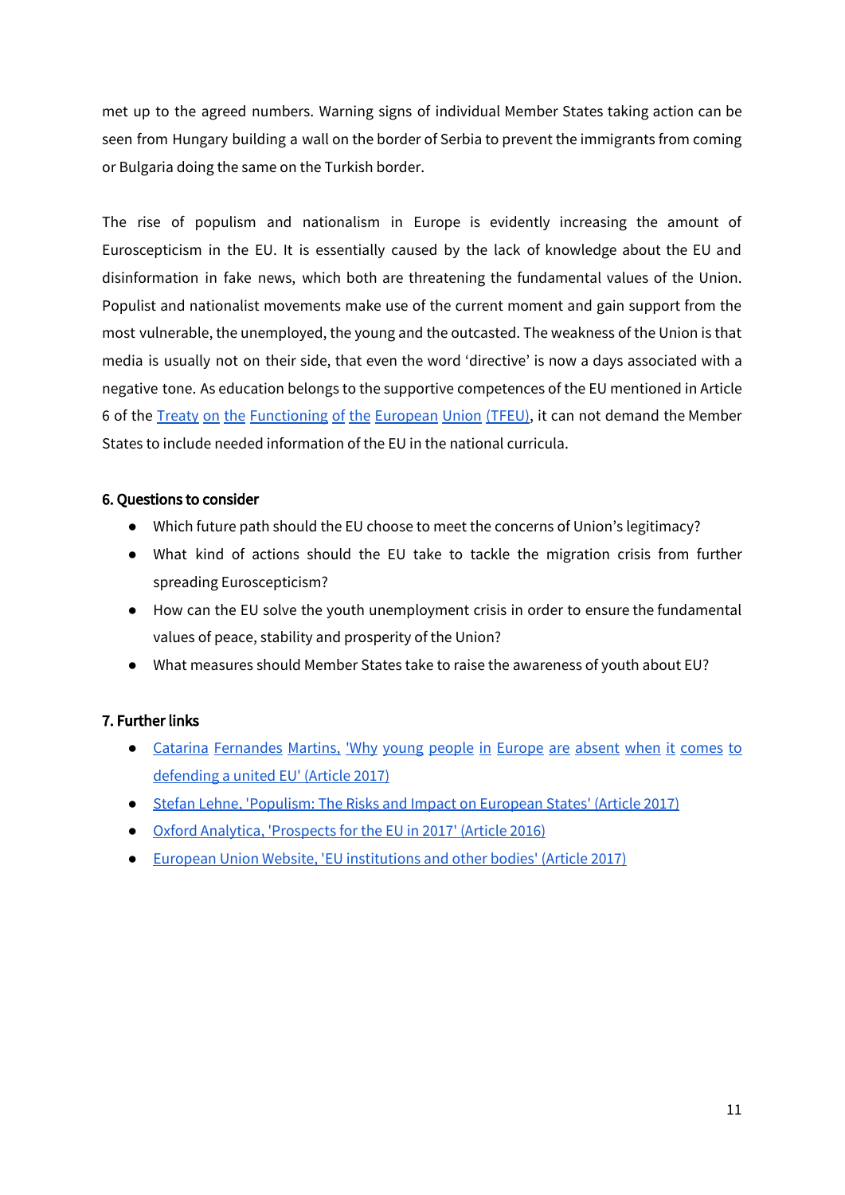met up to the agreed numbers. Warning signs of individual Member States taking action can be seen from Hungary building a wall on the border of Serbia to prevent the immigrants from coming or Bulgaria doing the same on the Turkish border.

The rise of populism and nationalism in Europe is evidently increasing the amount of Euroscepticism in the EU. It is essentially caused by the lack of knowledge about the EU and disinformation in fake news, which both are threatening the fundamental values of the Union. Populist and nationalist movements make use of the current moment and gain support from the most vulnerable, the unemployed, the young and the outcasted. The weakness of the Union is that media is usually not on their side, that even the word 'directive' is now a days associated with a negative tone. As education belongs to the supportive competences of the EU mentioned in Article 6 of the Treaty on the Functioning of the European Union (TFEU), it can not demand the Member States to include needed information of the EU in the national curricula.

### 6. Questions to consider

- Which future path should the EU choose to meet the concerns of Union's legitimacy?
- What kind of actions should the EU take to tackle the migration crisis from further spreading Euroscepticism?
- How can the EU solve the youth unemployment crisis in order to ensure the fundamental values of peace, stability and prosperity of the Union?
- What measures should Member States take to raise the awareness of youth about EU?

### 7. Further links

- Catarina Fernandes Martins, 'Why young people in Europe are absent when it comes to defending a united EU' (Article 2017)
- Stefan Lehne, 'Populism: The Risks and Impact on European States' (Article 2017)
- Oxford Analytica, 'Prospects for the EU in 2017' (Article 2016)
- European Union Website, 'EU institutions and other bodies' (Article 2017)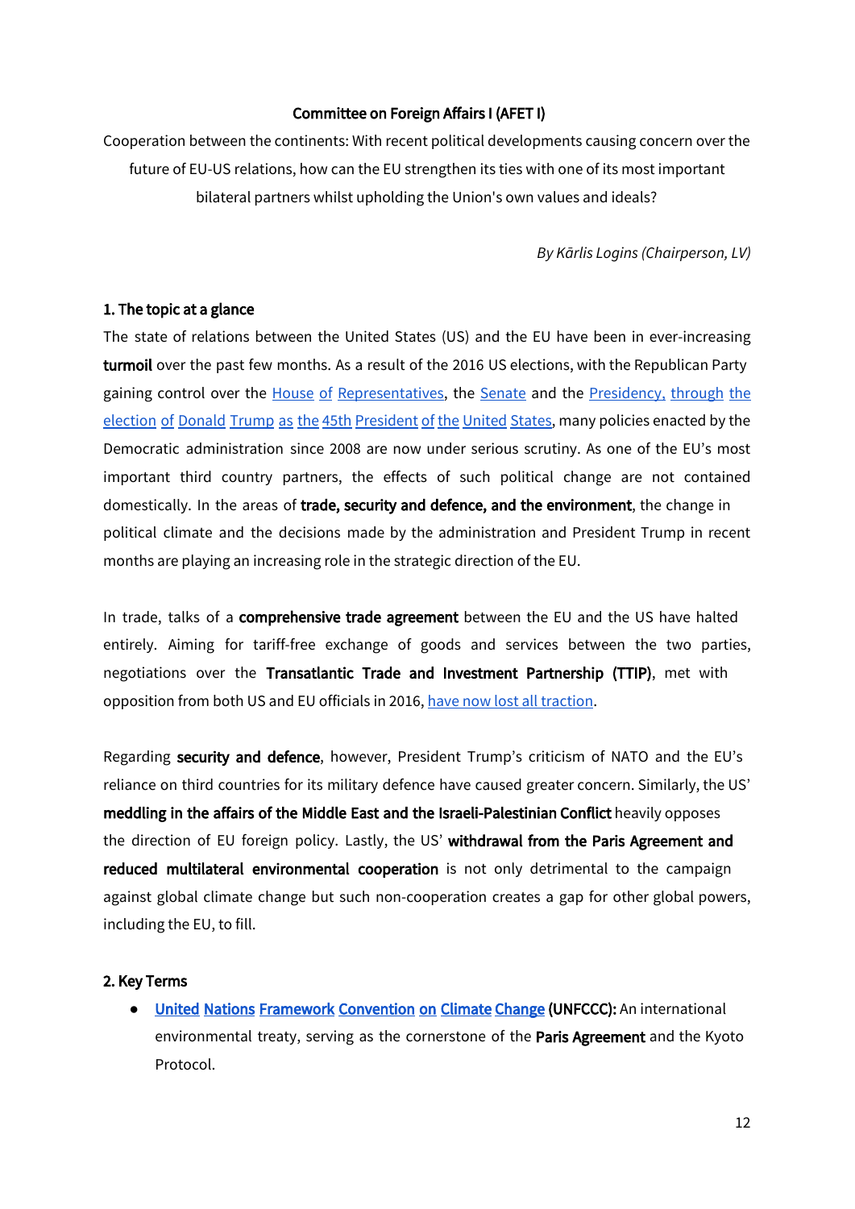**Committee on Foreign Affairs I (AFET I)**

Cooperation between the continents: With recent political developments causing concern over the future of EU-US relations, how can the EU strengthen its ties with one of its most important bilateral partners whilst upholding the Union's own values and ideals?

*By Kārlis Logins (Chairperson, LV)*

## 1. The topic at a glance

The state of relations between the United States (US) and the EU have been in ever-increasing **turmoil** over the past few months. As a result of the 2016 US elections, with the Republican Party gaining control over the House of Representatives, the Senate and the Presidency, through the election of Donald Trump as the 45th President of the United States, many policies enacted by the Democratic administration since 2008 are now under serious scrutiny. As one of the EU's most important third country partners, the effects of such political change are not contained domestically. In the areas of **trade, security and defence, and the environment**, the change in political climate and the decisions made by the administration and President Trump in recent months are playing an increasing role in the strategic direction of the EU.

In trade, talks of a **comprehensive trade agreement** between the EU and the US have halted entirely. Aiming for tariff-free exchange of goods and services between the two parties, negotiations over the **Transatlantic Trade and Investment Partnership (TTIP)**, met with opposition from both US and EU officials in 2016, have now lost all traction.

Regarding **security and defence**, however, President Trump's criticism of NATO and the EU's reliance on third countries for its military defence have caused greater concern. Similarly, the US' **meddling in the affairs of the Middle East and the Israeli-Palestinian Conflict** heavily opposes the direction of EU foreign policy. Lastly, the US' **withdrawal from the Paris Agreement and reduced multilateral environmental cooperation** is not only detrimental to the campaign against global climate change but such non-cooperation creates a gap for other global powers, including the EU, to fill.

## 2. Key Terms

- **United Nations Framework Convention on Climate Change (UNFCCC):** An international environmental treaty, serving as the cornerstone of the **Paris Agreement** and the Kyoto Protocol.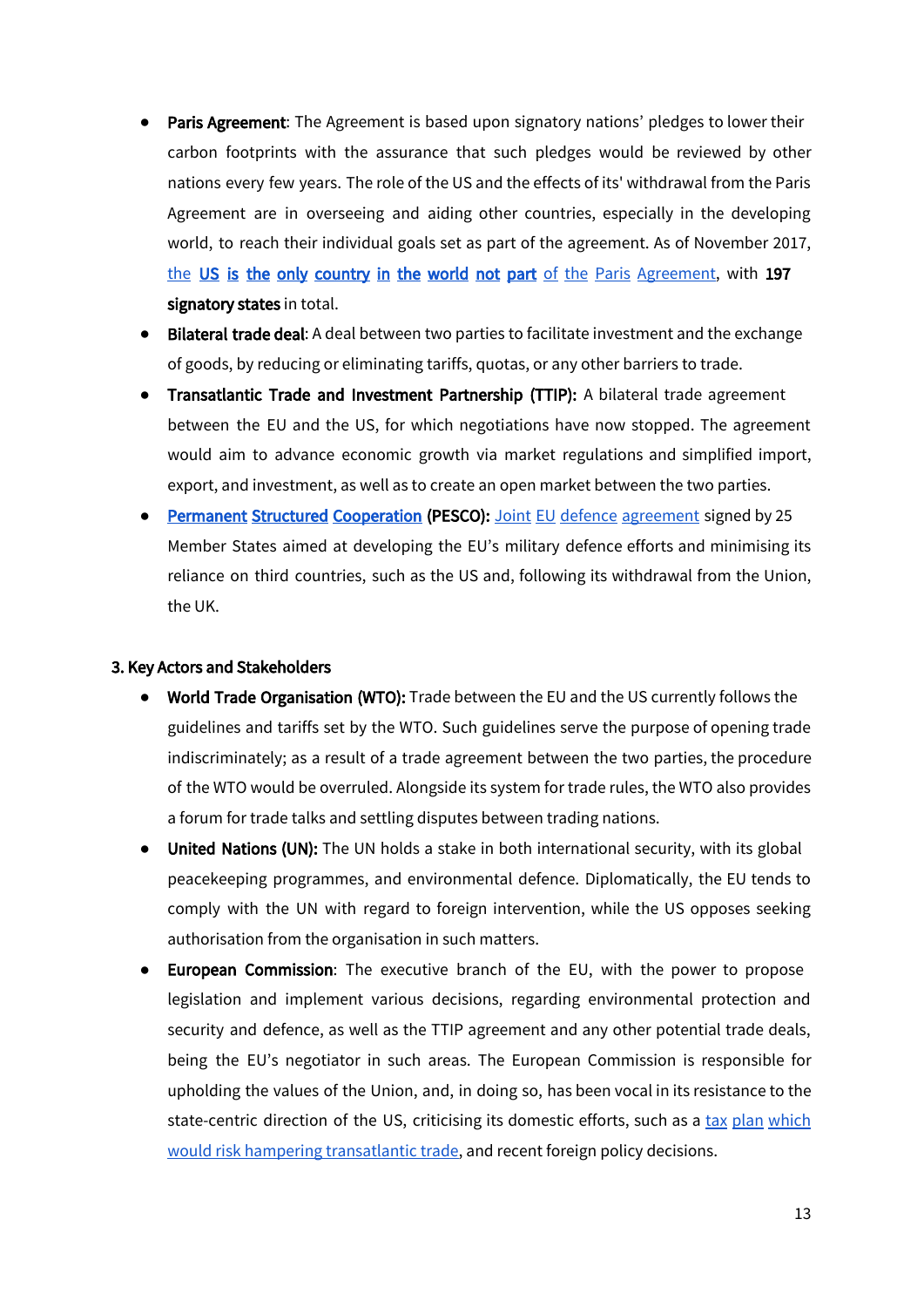- **Paris Agreement**: The Agreement is based upon signatory nations' pledges to lower their carbon footprints with the assurance that such pledges would be reviewed by other nations every few years. The role of the US and the effects of its' withdrawal from the Paris Agreement are in overseeing and aiding other countries, especially in the developing world, to reach their individual goals set as part of the agreement. As of November 2017, the US is the only country in the world not part of the Paris Agreement, with **197 signatory states** in total.
- **Bilateral trade deal**: A deal between two parties to facilitate investment and the exchange of goods, by reducing or eliminating tariffs, quotas, or any other barriers to trade.
- **Transatlantic Trade and Investment Partnership (TTIP):** A bilateral trade agreement between the EU and the US, for which negotiations have now stopped. The agreement would aim to advance economic growth via market regulations and simplified import, export, and investment, as well as to create an open market between the two parties.
- **Permanent Structured Cooperation (PESCO):** Joint EU defence agreement signed by 25 Member States aimed at developing the EU's military defence efforts and minimising its reliance on third countries, such as the US and, following its withdrawal from the Union, the UK.

### 3. Key Actors and Stakeholders

- **World Trade Organisation (WTO):** Trade between the EU and the US currently follows the guidelines and tariffs set by the WTO. Such guidelines serve the purpose of opening trade indiscriminately; as a result of a trade agreement between the two parties, the procedure of the WTO would be overruled. Alongside its system for trade rules, the WTO also provides a forum for trade talks and settling disputes between trading nations.
- **United Nations (UN):** The UN holds a stake in both international security, with its global peacekeeping programmes, and environmental defence. Diplomatically, the EU tends to comply with the UN with regard to foreign intervention, while the US opposes seeking authorisation from the organisation in such matters.
- **European Commission**: The executive branch of the EU, with the power to propose legislation and implement various decisions, regarding environmental protection and security and defence, as well as the TTIP agreement and any other potential trade deals, being the EU's negotiator in such areas. The European Commission is responsible for upholding the values of the Union, and, in doing so, has been vocal in its resistance to the state-centric direction of the US, criticising its domestic efforts, such as a tax plan which would risk hampering transatlantic trade, and recent foreign policy decisions.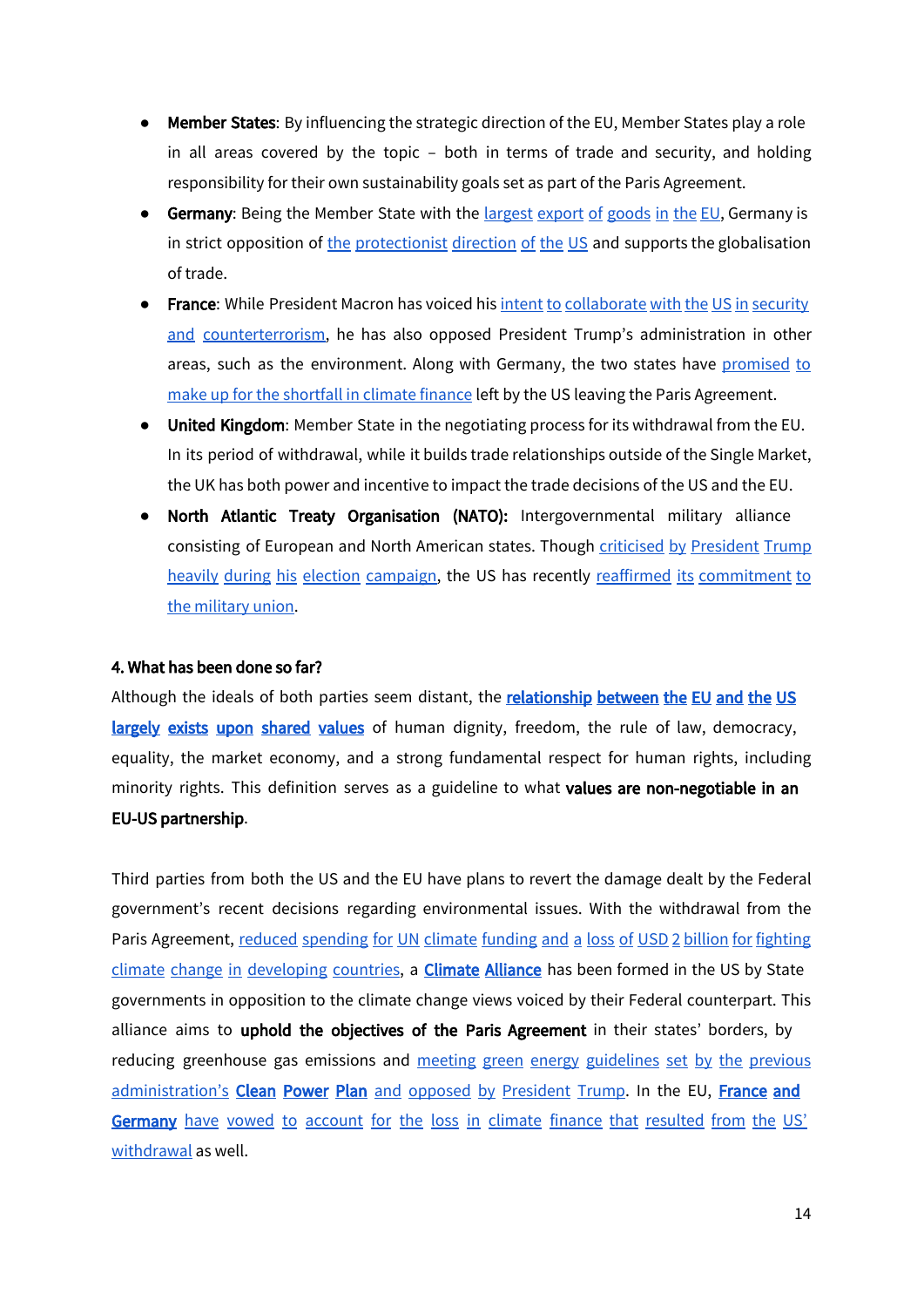- **Member States**: By influencing the strategic direction of the EU, Member States play a role in all areas covered by the topic – both in terms of trade and security, and holding responsibility for their own sustainability goals set as part of the Paris Agreement.
- **Germany**: Being the Member State with the largest export of goods in the EU, Germany is in strict opposition of the protectionist direction of the US and supports the globalisation of trade.
- **France**: While President Macron has voiced his intent to collaborate with the US in security and counterterrorism, he has also opposed President Trump's administration in other areas, such as the environment. Along with Germany, the two states have promised to make up for the shortfall in climate finance left by the US leaving the Paris Agreement.
- **United Kingdom**: Member State in the negotiating process for its withdrawal from the EU. In its period of withdrawal, while it builds trade relationships outside of the Single Market, the UK has both power and incentive to impact the trade decisions of the US and the EU.
- **North Atlantic Treaty Organisation (NATO):** Intergovernmental military alliance consisting of European and North American states. Though criticised by President Trump heavily during his election campaign, the US has recently reaffirmed its commitment to the military union.

### 4. What has been done so far?

Although the ideals of both parties seem distant, the **relationship between the EU and the US largely exists upon shared values** of human dignity, freedom, the rule of law, democracy, equality, the market economy, and a strong fundamental respect for human rights, including minority rights. This definition serves as a guideline to what **values are non-negotiable in an EU-US partnership**.

Third parties from both the US and the EU have plans to revert the damage dealt by the Federal government's recent decisions regarding environmental issues. With the withdrawal from the Paris Agreement, reduced spending for UN climate funding and a loss of USD 2 billion for fighting climate change in developing countries, a **Climate Alliance** has been formed in the US by State governments in opposition to the climate change views voiced by their Federal counterpart. This alliance aims to **uphold the objectives of the Paris Agreement** in their states' borders, by reducing greenhouse gas emissions and meeting green energy guidelines set by the previous administration's **Clean Power Plan** and opposed by President Trump. In the EU, **France and Germany** have vowed to account for the loss in climate finance that resulted from the US' withdrawal as well.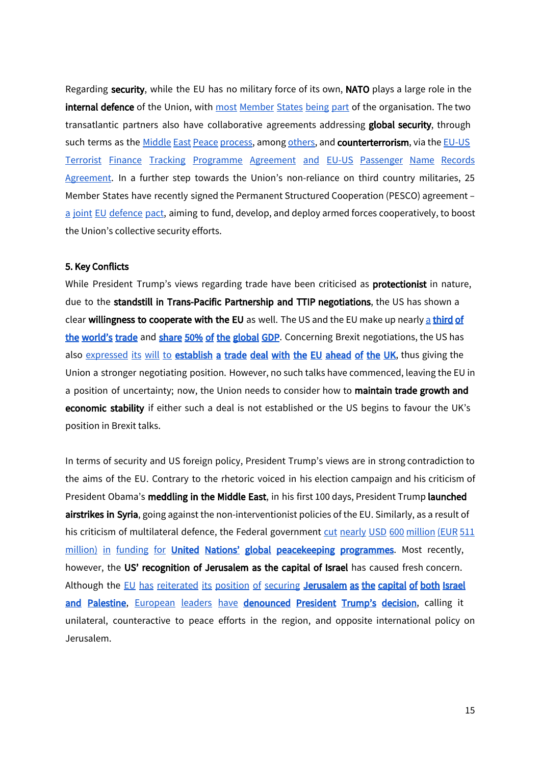Regarding **security**, while the EU has no military force of its own, **NATO** plays a large role in the **internal defence** of the Union, with most Member States being part of the organisation. The two transatlantic partners also have collaborative agreements addressing **global security**, through such terms as the Middle East Peace process, among others, and **counterterrorism**, via the EU-US Terrorist Finance Tracking Programme Agreement and EU-US Passenger Name Records Agreement. In a further step towards the Union's non-reliance on third country militaries, 25 Member States have recently signed the Permanent Structured Cooperation (PESCO) agreement – a joint EU defence pact, aiming to fund, develop, and deploy armed forces cooperatively, to boost the Union's collective security efforts.

### 5. Key Conflicts

While President Trump's views regarding trade have been criticised as **protectionist** in nature, due to the **standstill in Trans-Pacific Partnership and TTIP negotiations**, the US has shown a clear **willingness to cooperate with the EU** as well. The US and the EU make up nearly a **third of the world's trade** and **share 50% of the global GDP**. Concerning Brexit negotiations, the US has also expressed its will to **establish a trade deal with the EU ahead of the UK**, thus giving the Union a stronger negotiating position. However, no such talks have commenced, leaving the EU in a position of uncertainty; now, the Union needs to consider how to **maintain trade growth and economic stability** if either such a deal is not established or the US begins to favour the UK's position in Brexit talks.

In terms of security and US foreign policy, President Trump's views are in strong contradiction to the aims of the EU. Contrary to the rhetoric voiced in his election campaign and his criticism of President Obama's **meddling in the Middle East**, in his first 100 days, President Trump **launched airstrikes in Syria**, going against the non-interventionist policies of the EU. Similarly, as a result of his criticism of multilateral defence, the Federal government cut nearly USD 600 million (EUR 511 million) in funding for **United Nations' global peacekeeping programmes**. Most recently, however, the **US' recognition of Jerusalem as the capital of Israel** has caused fresh concern. Although the EU has reiterated its position of securing **Jerusalem as the capital of both Israel and Palestine**, European leaders have **denounced President Trump's decision**, calling it unilateral, counteractive to peace efforts in the region, and opposite international policy on Jerusalem.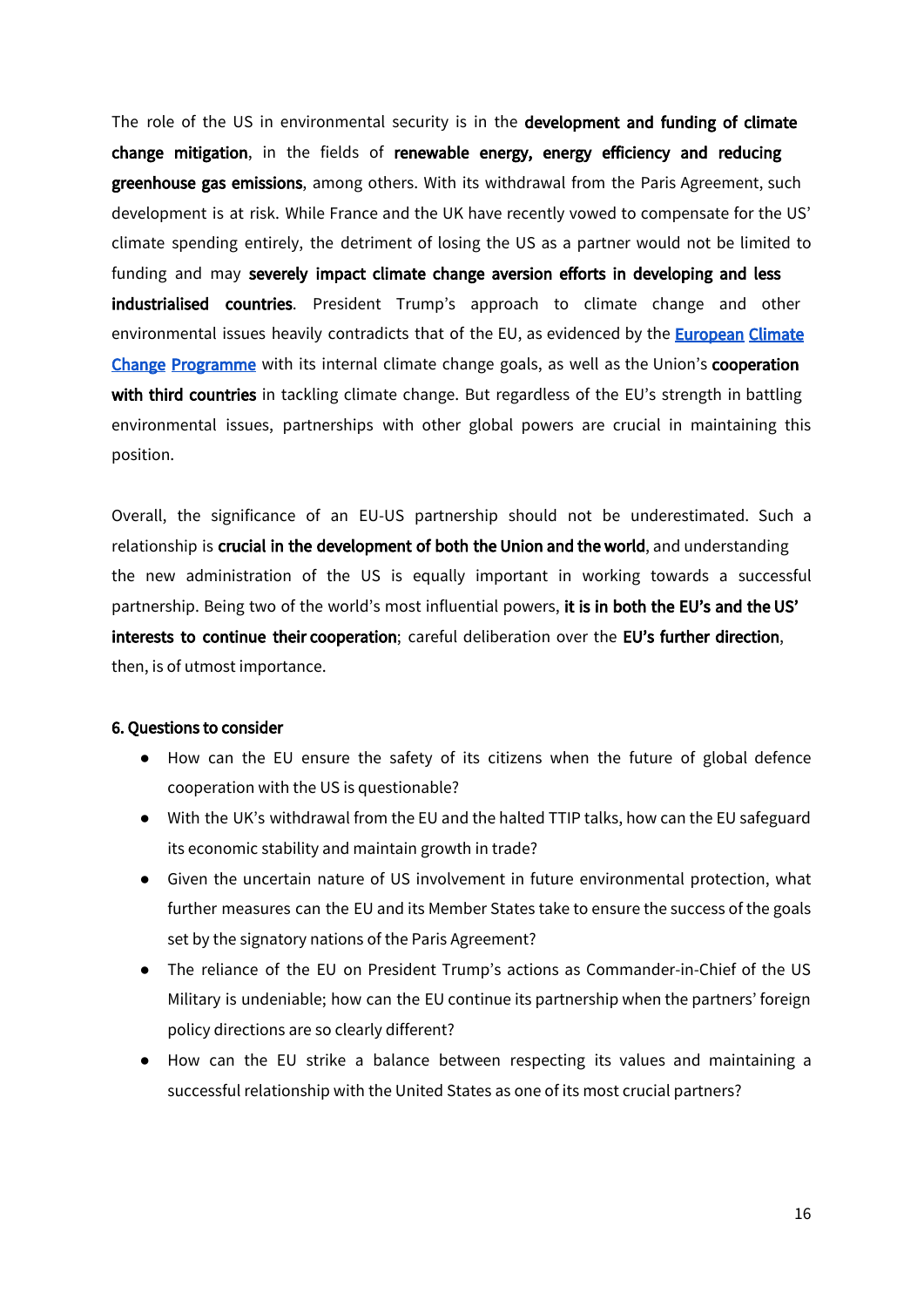The role of the US in environmental security is in the **development and funding of climate change mitigation**, in the fields of **renewable energy, energy efficiency and reducing greenhouse gas emissions**, among others. With its withdrawal from the Paris Agreement, such development is at risk. While France and the UK have recently vowed to compensate for the US' climate spending entirely, the detriment of losing the US as a partner would not be limited to funding and may **severely impact climate change aversion efforts in developing and less industrialised countries**. President Trump's approach to climate change and other environmental issues heavily contradicts that of the EU, as evidenced by the **European Climate Change Programme** with its internal climate change goals, as well as the Union's **cooperation with third countries** in tackling climate change. But regardless of the EU's strength in battling environmental issues, partnerships with other global powers are crucial in maintaining this position.

Overall, the significance of an EU-US partnership should not be underestimated. Such a relationship is **crucial in the development of both the Union and the world**, and understanding the new administration of the US is equally important in working towards a successful partnership. Being two of the world's most influential powers, **it is in both the EU's and the US' interests to continue their cooperation**; careful deliberation over the **EU's further direction**, then, is of utmost importance.

**6. Questions to consider**

- How can the EU ensure the safety of its citizens when the future of global defence cooperation with the US is questionable?
- With the UK's withdrawal from the EU and the halted TTIP talks, how can the EU safeguard its economic stability and maintain growth in trade?
- Given the uncertain nature of US involvement in future environmental protection, what further measures can the EU and its Member States take to ensure the success of the goals set by the signatory nations of the Paris Agreement?
- The reliance of the EU on President Trump's actions as Commander-in-Chief of the US Military is undeniable; how can the EU continue its partnership when the partners' foreign policy directions are so clearly different?
- How can the EU strike a balance between respecting its values and maintaining a successful relationship with the United States as one of its most crucial partners?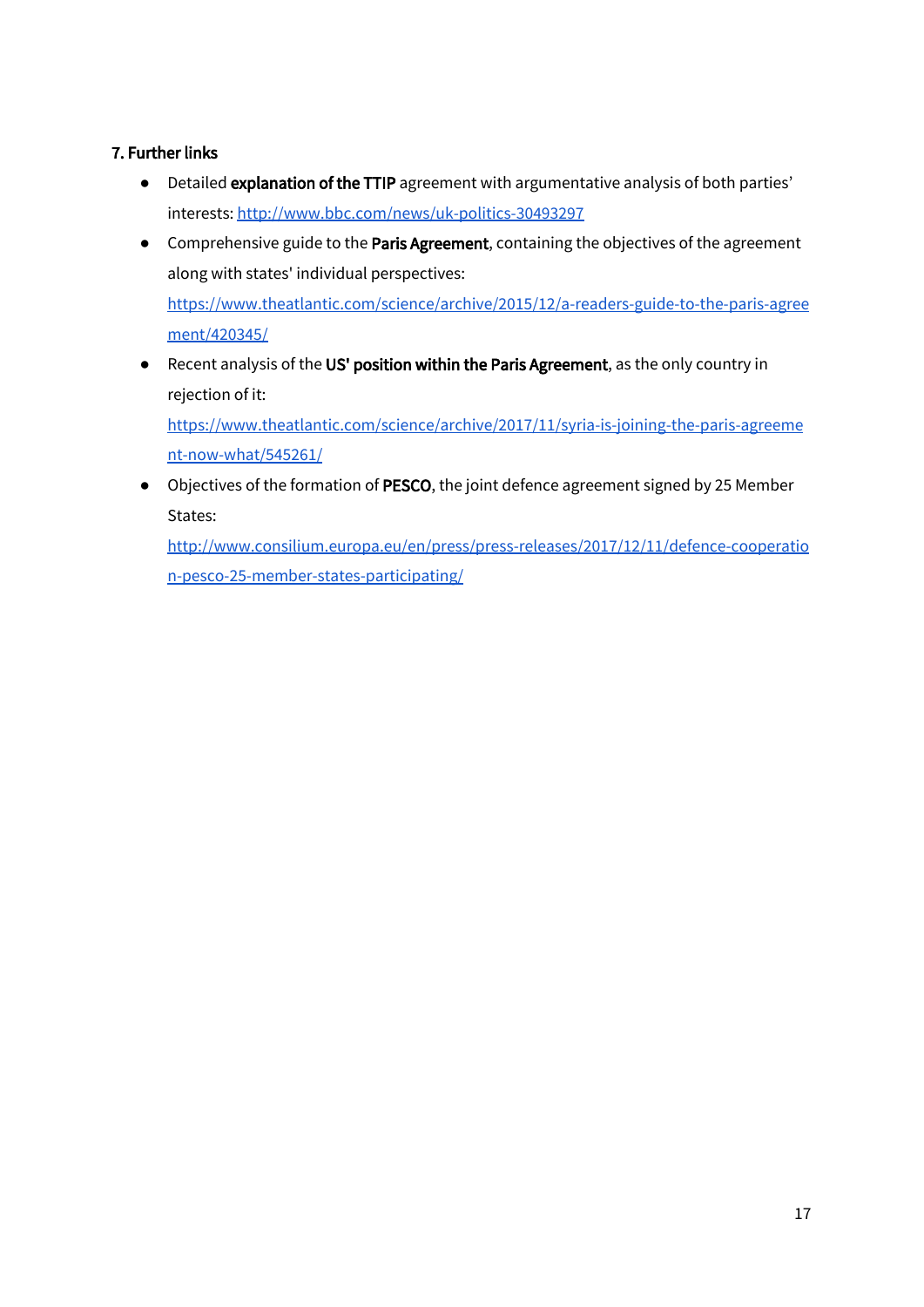## 7. Further links

- Detailed **explanation of the TTIP** agreement with argumentative analysis of both parties' interests: http://www.bbc.com/news/uk-politics-30493297
- Comprehensive guide to the **Paris Agreement**, containing the objectives of the agreement along with states' individual perspectives: https://www.theatlantic.com/science/archive/2015/12/a-readers-guide-to-the-paris-agreement/420345/
- Recent analysis of the **US' position within the Paris Agreement**, as the only country in rejection of it: https://www.theatlantic.com/science/archive/2017/11/syria-is-joining-the-paris-agreement-now-what/545261/
- Objectives of the formation of **PESCO**, the joint defence agreement signed by 25 Member States: http://www.consilium.europa.eu/en/press/press-releases/2017/12/11/defence-cooperation-pesco-25-member-states-participating/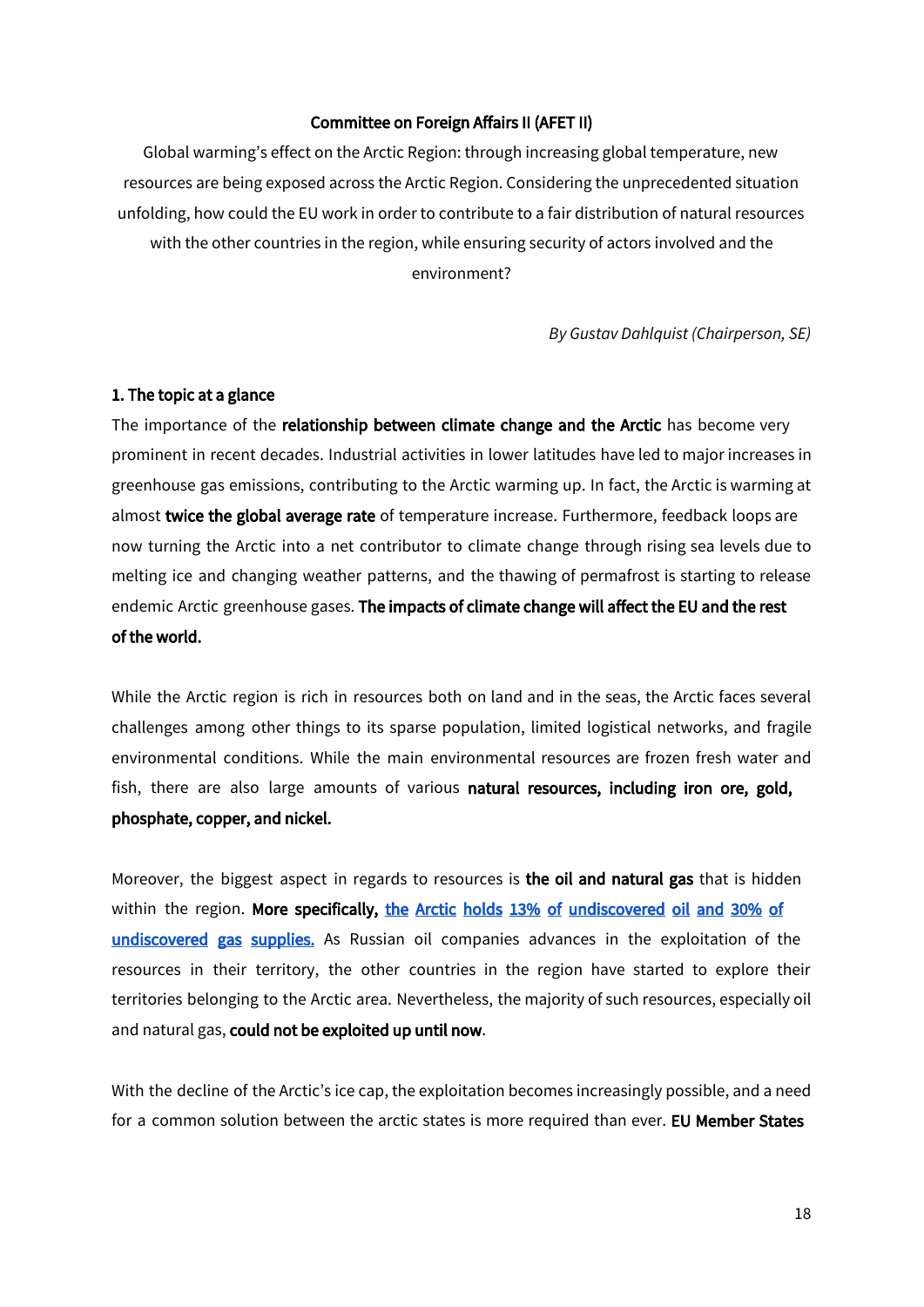**Committee on Foreign Affairs II (AFET II)**

Global warming's effect on the Arctic Region: through increasing global temperature, new resources are being exposed across the Arctic Region. Considering the unprecedented situation unfolding, how could the EU work in order to contribute to a fair distribution of natural resources with the other countries in the region, while ensuring security of actors involved and the environment?

*By Gustav Dahlquist (Chairperson, SE)*

## 1. The topic at a glance

The importance of the **relationship between climate change and the Arctic** has become very prominent in recent decades. Industrial activities in lower latitudes have led to major increases in greenhouse gas emissions, contributing to the Arctic warming up. In fact, the Arctic is warming at almost **twice the global average rate** of temperature increase. Furthermore, feedback loops are now turning the Arctic into a net contributor to climate change through rising sea levels due to melting ice and changing weather patterns, and the thawing of permafrost is starting to release endemic Arctic greenhouse gases. **The impacts of climate change will affect the EU and the rest of the world.**

While the Arctic region is rich in resources both on land and in the seas, the Arctic faces several challenges among other things to its sparse population, limited logistical networks, and fragile environmental conditions. While the main environmental resources are frozen fresh water and fish, there are also large amounts of various **natural resources, including iron ore, gold, phosphate, copper, and nickel.**

Moreover, the biggest aspect in regards to resources is **the oil and natural gas** that is hidden within the region. **More specifically, the Arctic holds 13% of undiscovered oil and 30% of undiscovered gas supplies.** As Russian oil companies advances in the exploitation of the resources in their territory, the other countries in the region have started to explore their territories belonging to the Arctic area. Nevertheless, the majority of such resources, especially oil and natural gas, **could not be exploited up until now**.

With the decline of the Arctic's ice cap, the exploitation becomes increasingly possible, and a need for a common solution between the arctic states is more required than ever. **EU Member States**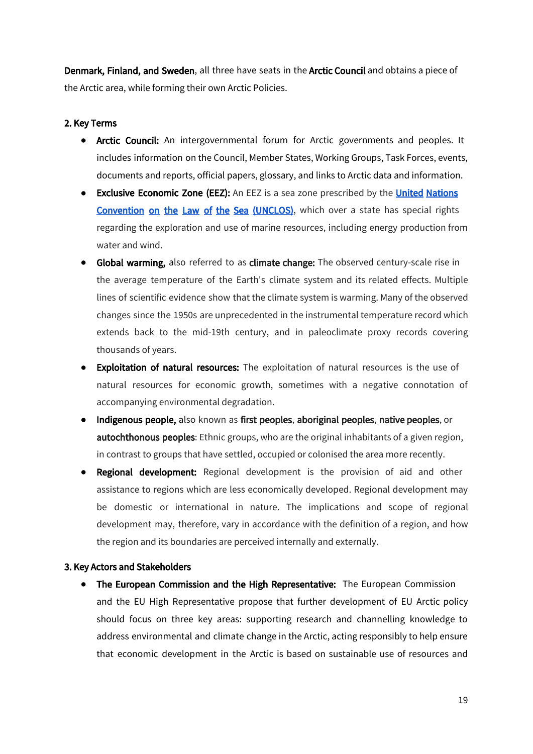**Denmark, Finland, and Sweden**, all three have seats in the **Arctic Council** and obtains a piece of the Arctic area, while forming their own Arctic Policies.

## 2. Key Terms

- **Arctic Council:** An intergovernmental forum for Arctic governments and peoples. It includes information on the Council, Member States, Working Groups, Task Forces, events, documents and reports, official papers, glossary, and links to Arctic data and information.
- **Exclusive Economic Zone (EEZ):** An EEZ is a sea zone prescribed by the [United Nations Convention on the Law of the Sea (UNCLOS)](), which over a state has special rights regarding the exploration and use of marine resources, including energy production from water and wind.
- **Global warming,** also referred to as **climate change:** The observed century-scale rise in the average temperature of the Earth's climate system and its related effects. Multiple lines of scientific evidence show that the climate system is warming. Many of the observed changes since the 1950s are unprecedented in the instrumental temperature record which extends back to the mid-19th century, and in paleoclimate proxy records covering thousands of years.
- **Exploitation of natural resources:** The exploitation of natural resources is the use of natural resources for economic growth, sometimes with a negative connotation of accompanying environmental degradation.
- **Indigenous people,** also known as **first peoples**, **aboriginal peoples**, **native peoples**, or **autochthonous peoples**: Ethnic groups, who are the original inhabitants of a given region, in contrast to groups that have settled, occupied or colonised the area more recently.
- **Regional development:** Regional development is the provision of aid and other assistance to regions which are less economically developed. Regional development may be domestic or international in nature. The implications and scope of regional development may, therefore, vary in accordance with the definition of a region, and how the region and its boundaries are perceived internally and externally.

## 3. Key Actors and Stakeholders

- **The European Commission and the High Representative:** The European Commission and the EU High Representative propose that further development of EU Arctic policy should focus on three key areas: supporting research and channelling knowledge to address environmental and climate change in the Arctic, acting responsibly to help ensure that economic development in the Arctic is based on sustainable use of resources and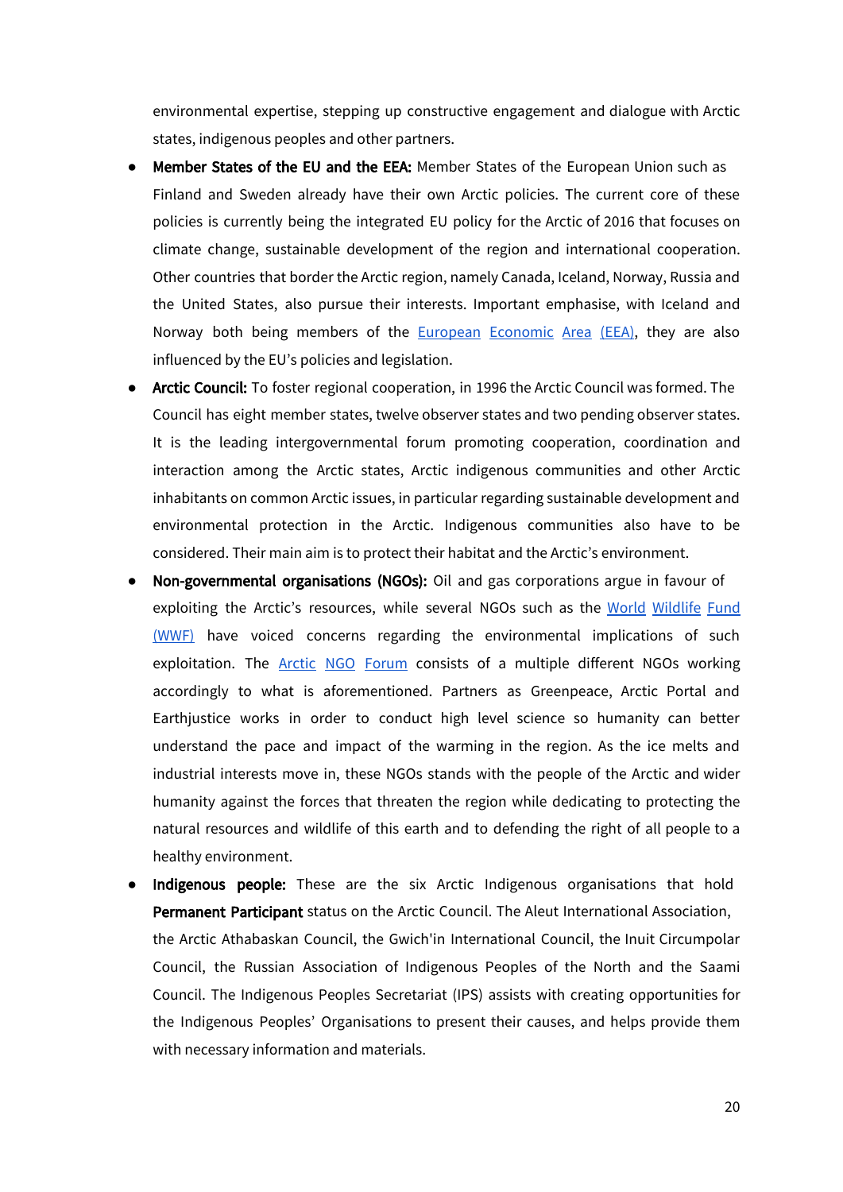environmental expertise, stepping up constructive engagement and dialogue with Arctic states, indigenous peoples and other partners.

- **Member States of the EU and the EEA:** Member States of the European Union such as Finland and Sweden already have their own Arctic policies. The current core of these policies is currently being the integrated EU policy for the Arctic of 2016 that focuses on climate change, sustainable development of the region and international cooperation. Other countries that border the Arctic region, namely Canada, Iceland, Norway, Russia and the United States, also pursue their interests. Important emphasise, with Iceland and Norway both being members of the European Economic Area (EEA), they are also influenced by the EU's policies and legislation.
- **Arctic Council:** To foster regional cooperation, in 1996 the Arctic Council was formed. The Council has eight member states, twelve observer states and two pending observer states. It is the leading intergovernmental forum promoting cooperation, coordination and interaction among the Arctic states, Arctic indigenous communities and other Arctic inhabitants on common Arctic issues, in particular regarding sustainable development and environmental protection in the Arctic. Indigenous communities also have to be considered. Their main aim is to protect their habitat and the Arctic's environment.
- **Non-governmental organisations (NGOs):** Oil and gas corporations argue in favour of exploiting the Arctic's resources, while several NGOs such as the World Wildlife Fund (WWF) have voiced concerns regarding the environmental implications of such exploitation. The Arctic NGO Forum consists of a multiple different NGOs working accordingly to what is aforementioned. Partners as Greenpeace, Arctic Portal and Earthjustice works in order to conduct high level science so humanity can better understand the pace and impact of the warming in the region. As the ice melts and industrial interests move in, these NGOs stands with the people of the Arctic and wider humanity against the forces that threaten the region while dedicating to protecting the natural resources and wildlife of this earth and to defending the right of all people to a healthy environment.
- **Indigenous people:** These are the six Arctic Indigenous organisations that hold **Permanent Participant** status on the Arctic Council. The Aleut International Association, the Arctic Athabaskan Council, the Gwich'in International Council, the Inuit Circumpolar Council, the Russian Association of Indigenous Peoples of the North and the Saami Council. The Indigenous Peoples Secretariat (IPS) assists with creating opportunities for the Indigenous Peoples' Organisations to present their causes, and helps provide them with necessary information and materials.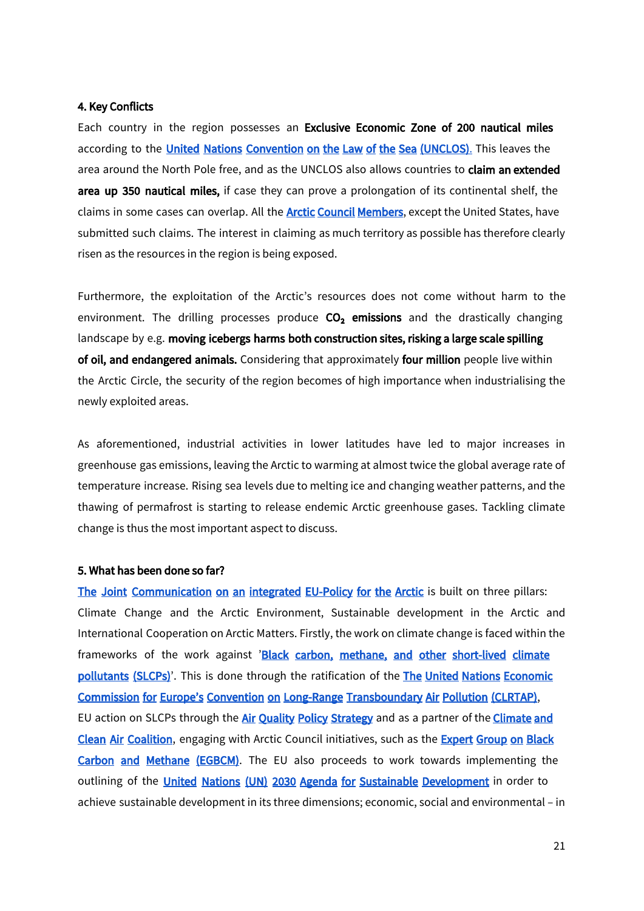## 4. Key Conflicts

Each country in the region possesses an **Exclusive Economic Zone of 200 nautical miles** according to the United Nations Convention on the Law of the Sea (UNCLOS). This leaves the area around the North Pole free, and as the UNCLOS also allows countries to **claim an extended area up 350 nautical miles,** if case they can prove a prolongation of its continental shelf, the claims in some cases can overlap. All the Arctic Council Members, except the United States, have submitted such claims. The interest in claiming as much territory as possible has therefore clearly risen as the resources in the region is being exposed.

Furthermore, the exploitation of the Arctic's resources does not come without harm to the environment. The drilling processes produce **$CO_2$ emissions** and the drastically changing landscape by e.g. **moving icebergs harms both construction sites, risking a large scale spilling of oil, and endangered animals.** Considering that approximately **four million** people live within the Arctic Circle, the security of the region becomes of high importance when industrialising the newly exploited areas.

As aforementioned, industrial activities in lower latitudes have led to major increases in greenhouse gas emissions, leaving the Arctic to warming at almost twice the global average rate of temperature increase. Rising sea levels due to melting ice and changing weather patterns, and the thawing of permafrost is starting to release endemic Arctic greenhouse gases. Tackling climate change is thus the most important aspect to discuss.

## 5. What has been done so far?

The Joint Communication on an integrated EU-Policy for the Arctic is built on three pillars: Climate Change and the Arctic Environment, Sustainable development in the Arctic and International Cooperation on Arctic Matters. Firstly, the work on climate change is faced within the frameworks of the work against 'Black carbon, methane, and other short-lived climate pollutants (SLCPs)'. This is done through the ratification of the The United Nations Economic Commission for Europe's Convention on Long-Range Transboundary Air Pollution (CLRTAP), EU action on SLCPs through the Air Quality Policy Strategy and as a partner of the Climate and Clean Air Coalition, engaging with Arctic Council initiatives, such as the Expert Group on Black Carbon and Methane (EGBCM). The EU also proceeds to work towards implementing the outlining of the United Nations (UN) 2030 Agenda for Sustainable Development in order to achieve sustainable development in its three dimensions; economic, social and environmental – in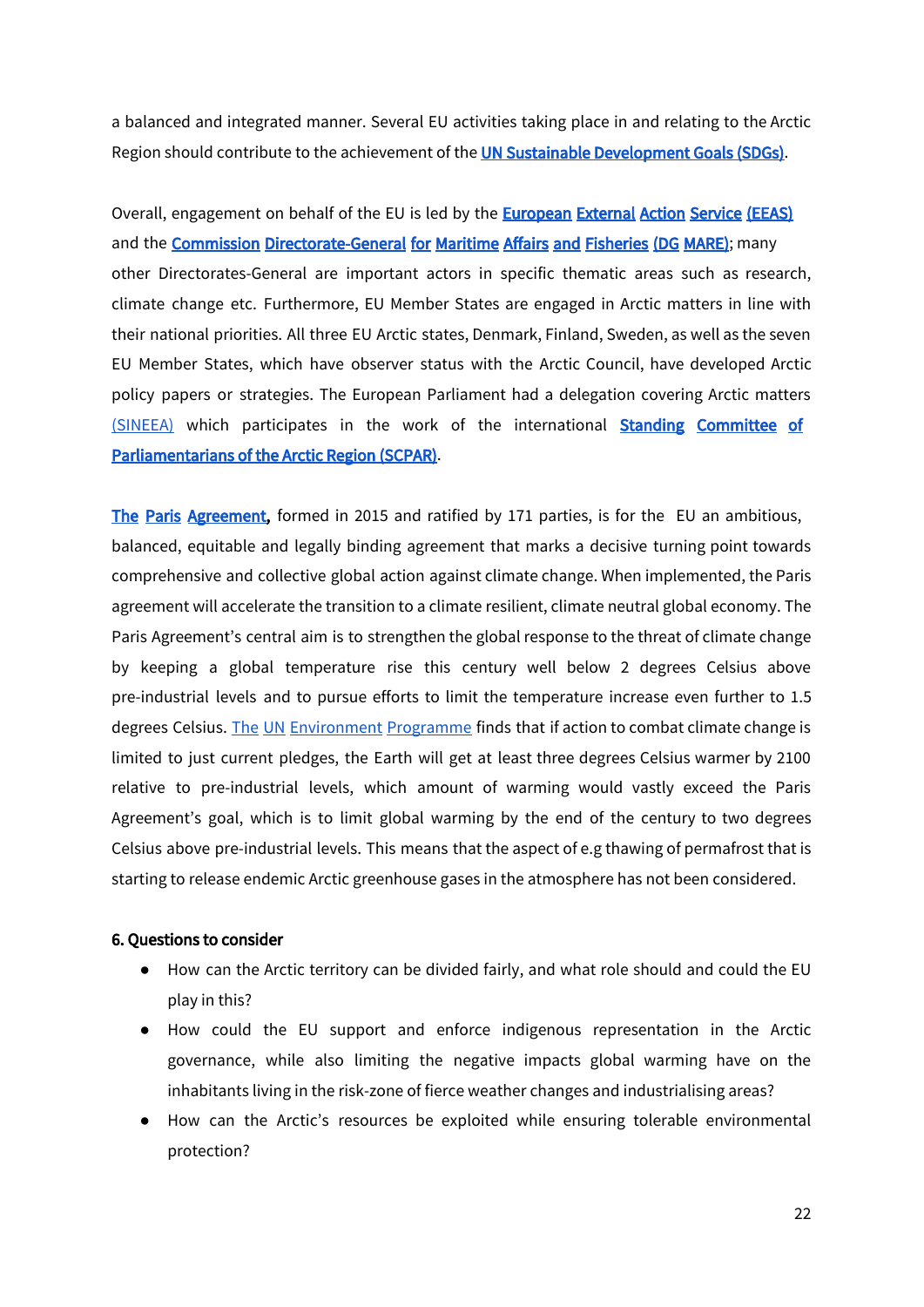a balanced and integrated manner. Several EU activities taking place in and relating to the Arctic Region should contribute to the achievement of the UN Sustainable Development Goals (SDGs).

Overall, engagement on behalf of the EU is led by the European External Action Service (EEAS) and the Commission Directorate-General for Maritime Affairs and Fisheries (DG MARE); many other Directorates-General are important actors in specific thematic areas such as research, climate change etc. Furthermore, EU Member States are engaged in Arctic matters in line with their national priorities. All three EU Arctic states, Denmark, Finland, Sweden, as well as the seven EU Member States, which have observer status with the Arctic Council, have developed Arctic policy papers or strategies. The European Parliament had a delegation covering Arctic matters (SINEEA) which participates in the work of the international Standing Committee of Parliamentarians of the Arctic Region (SCPAR).

The Paris Agreement, formed in 2015 and ratified by 171 parties, is for the EU an ambitious, balanced, equitable and legally binding agreement that marks a decisive turning point towards comprehensive and collective global action against climate change. When implemented, the Paris agreement will accelerate the transition to a climate resilient, climate neutral global economy. The Paris Agreement's central aim is to strengthen the global response to the threat of climate change by keeping a global temperature rise this century well below 2 degrees Celsius above pre-industrial levels and to pursue efforts to limit the temperature increase even further to 1.5 degrees Celsius. The UN Environment Programme finds that if action to combat climate change is limited to just current pledges, the Earth will get at least three degrees Celsius warmer by 2100 relative to pre-industrial levels, which amount of warming would vastly exceed the Paris Agreement's goal, which is to limit global warming by the end of the century to two degrees Celsius above pre-industrial levels. This means that the aspect of e.g thawing of permafrost that is starting to release endemic Arctic greenhouse gases in the atmosphere has not been considered.

#### 6. Questions to consider

- How can the Arctic territory can be divided fairly, and what role should and could the EU play in this?
- How could the EU support and enforce indigenous representation in the Arctic governance, while also limiting the negative impacts global warming have on the inhabitants living in the risk-zone of fierce weather changes and industrialising areas?
- How can the Arctic's resources be exploited while ensuring tolerable environmental protection?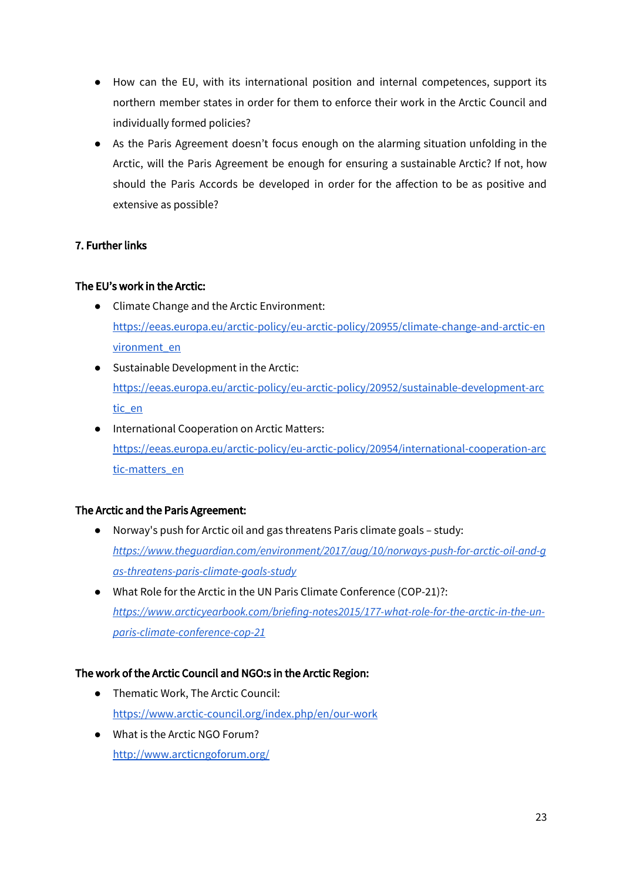- How can the EU, with its international position and internal competences, support its northern member states in order for them to enforce their work in the Arctic Council and individually formed policies?
- As the Paris Agreement doesn't focus enough on the alarming situation unfolding in the Arctic, will the Paris Agreement be enough for ensuring a sustainable Arctic? If not, how should the Paris Accords be developed in order for the affection to be as positive and extensive as possible?

## 7. Further links

### The EU's work in the Arctic:

- Climate Change and the Arctic Environment: https://eeas.europa.eu/arctic-policy/eu-arctic-policy/20955/climate-change-and-arctic-environment_en
- Sustainable Development in the Arctic: https://eeas.europa.eu/arctic-policy/eu-arctic-policy/20952/sustainable-development-arctic_en
- International Cooperation on Arctic Matters: https://eeas.europa.eu/arctic-policy/eu-arctic-policy/20954/international-cooperation-arctic-matters_en

### The Arctic and the Paris Agreement:

- Norway's push for Arctic oil and gas threatens Paris climate goals – study: *https://www.theguardian.com/environment/2017/aug/10/norways-push-for-arctic-oil-and-gas-threatens-paris-climate-goals-study*
- What Role for the Arctic in the UN Paris Climate Conference (COP-21)?: *https://www.arcticyearbook.com/briefing-notes2015/177-what-role-for-the-arctic-in-the-un-paris-climate-conference-cop-21*

### The work of the Arctic Council and NGO:s in the Arctic Region:

- Thematic Work, The Arctic Council: https://www.arctic-council.org/index.php/en/our-work
- What is the Arctic NGO Forum? http://www.arcticngoforum.org/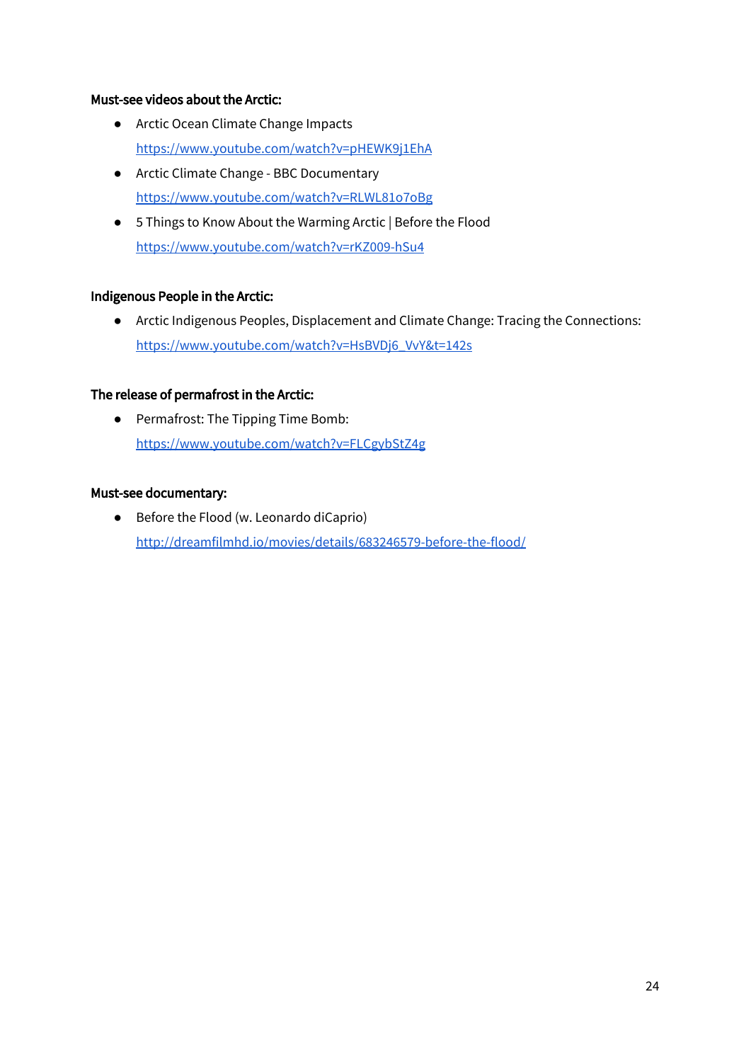**Must-see videos about the Arctic:**

- Arctic Ocean Climate Change Impacts
  https://www.youtube.com/watch?v=pHEWK9j1EhA
- Arctic Climate Change - BBC Documentary
  https://www.youtube.com/watch?v=RLWL81o7oBg
- 5 Things to Know About the Warming Arctic | Before the Flood
  https://www.youtube.com/watch?v=rKZ009-hSu4

**Indigenous People in the Arctic:**

- Arctic Indigenous Peoples, Displacement and Climate Change: Tracing the Connections:
  https://www.youtube.com/watch?v=HsBVDj6_VvY&t=142s

**The release of permafrost in the Arctic:**

- Permafrost: The Tipping Time Bomb:
  https://www.youtube.com/watch?v=FLCgybStZ4g

**Must-see documentary:**

- Before the Flood (w. Leonardo diCaprio)
  http://dreamfilmhd.io/movies/details/683246579-before-the-flood/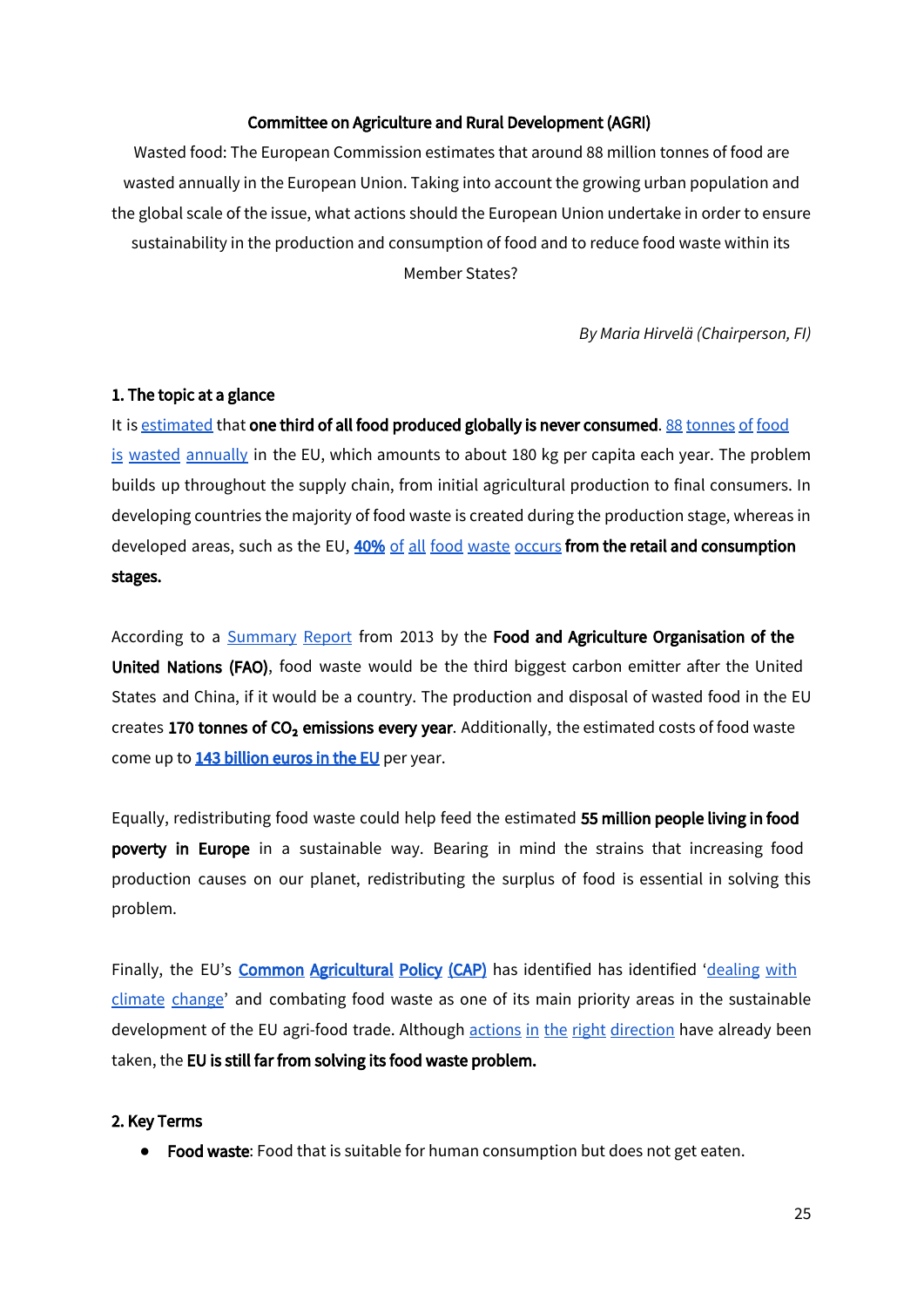**Committee on Agriculture and Rural Development (AGRI)**

Wasted food: The European Commission estimates that around 88 million tonnes of food are wasted annually in the European Union. Taking into account the growing urban population and the global scale of the issue, what actions should the European Union undertake in order to ensure sustainability in the production and consumption of food and to reduce food waste within its Member States?

*By Maria Hirvelä (Chairperson, FI)*

## 1. The topic at a glance

It is estimated that **one third of all food produced globally is never consumed**. 88 tonnes of food is wasted annually in the EU, which amounts to about 180 kg per capita each year. The problem builds up throughout the supply chain, from initial agricultural production to final consumers. In developing countries the majority of food waste is created during the production stage, whereas in developed areas, such as the EU, **40%** of all food waste occurs **from the retail and consumption stages.**

According to a Summary Report from 2013 by the **Food and Agriculture Organisation of the United Nations (FAO)**, food waste would be the third biggest carbon emitter after the United States and China, if it would be a country. The production and disposal of wasted food in the EU creates **170 tonnes of $CO_2$ emissions every year**. Additionally, the estimated costs of food waste come up to **143 billion euros in the EU** per year.

Equally, redistributing food waste could help feed the estimated **55 million people living in food poverty in Europe** in a sustainable way. Bearing in mind the strains that increasing food production causes on our planet, redistributing the surplus of food is essential in solving this problem.

Finally, the EU's **Common Agricultural Policy (CAP)** has identified has identified 'dealing with climate change' and combating food waste as one of its main priority areas in the sustainable development of the EU agri-food trade. Although actions in the right direction have already been taken, the **EU is still far from solving its food waste problem.**

## 2. Key Terms

- **Food waste**: Food that is suitable for human consumption but does not get eaten.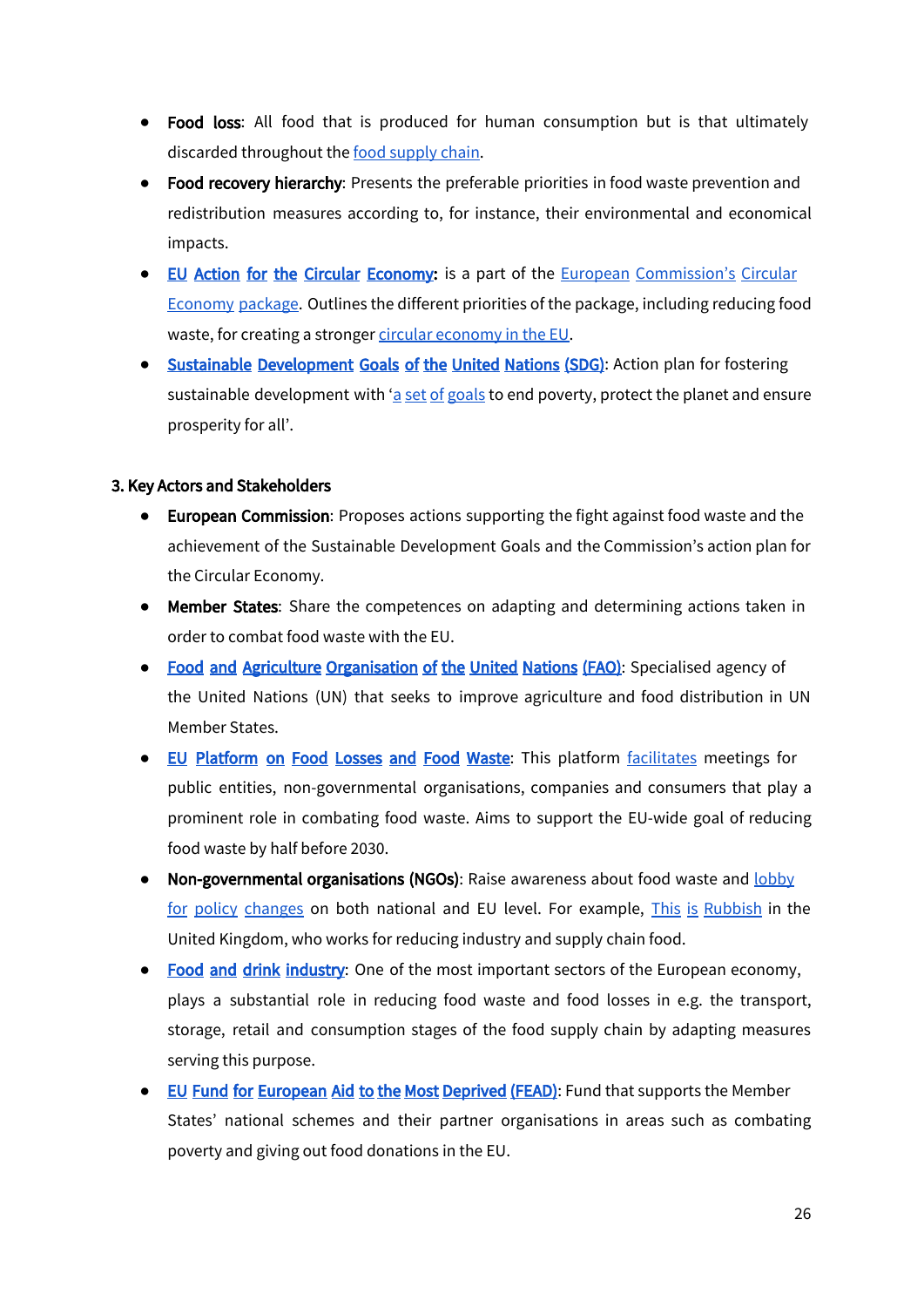- **Food loss**: All food that is produced for human consumption but is that ultimately discarded throughout the food supply chain.
- **Food recovery hierarchy**: Presents the preferable priorities in food waste prevention and redistribution measures according to, for instance, their environmental and economical impacts.
- **EU Action for the Circular Economy:** is a part of the European Commission's Circular Economy package. Outlines the different priorities of the package, including reducing food waste, for creating a stronger circular economy in the EU.
- **Sustainable Development Goals of the United Nations (SDG)**: Action plan for fostering sustainable development with 'a set of goals to end poverty, protect the planet and ensure prosperity for all'.

**3. Key Actors and Stakeholders**

- **European Commission**: Proposes actions supporting the fight against food waste and the achievement of the Sustainable Development Goals and the Commission's action plan for the Circular Economy.
- **Member States**: Share the competences on adapting and determining actions taken in order to combat food waste with the EU.
- **Food and Agriculture Organisation of the United Nations (FAO)**: Specialised agency of the United Nations (UN) that seeks to improve agriculture and food distribution in UN Member States.
- **EU Platform on Food Losses and Food Waste**: This platform facilitates meetings for public entities, non-governmental organisations, companies and consumers that play a prominent role in combating food waste. Aims to support the EU-wide goal of reducing food waste by half before 2030.
- **Non-governmental organisations (NGOs)**: Raise awareness about food waste and lobby for policy changes on both national and EU level. For example, This is Rubbish in the United Kingdom, who works for reducing industry and supply chain food.
- **Food and drink industry**: One of the most important sectors of the European economy, plays a substantial role in reducing food waste and food losses in e.g. the transport, storage, retail and consumption stages of the food supply chain by adapting measures serving this purpose.
- **EU Fund for European Aid to the Most Deprived (FEAD)**: Fund that supports the Member States' national schemes and their partner organisations in areas such as combating poverty and giving out food donations in the EU.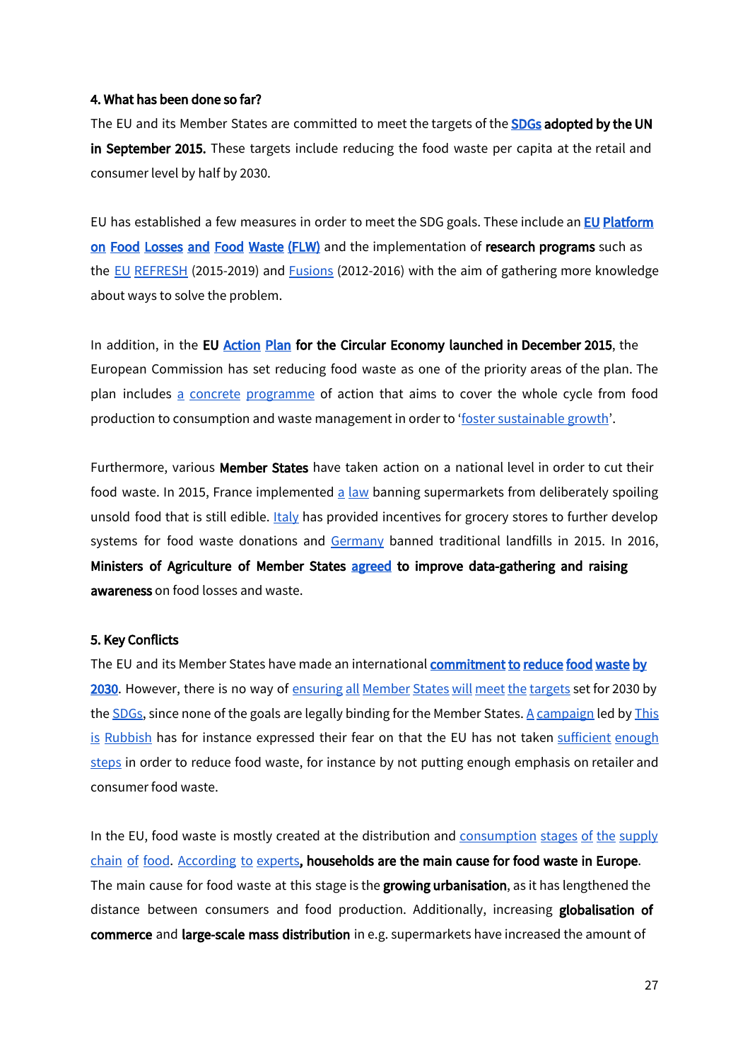**4. What has been done so far?**

The EU and its Member States are committed to meet the targets of the **SDGs adopted by the UN in September 2015.** These targets include reducing the food waste per capita at the retail and consumer level by half by 2030.

EU has established a few measures in order to meet the SDG goals. These include an **EU Platform on Food Losses and Food Waste (FLW)** and the implementation of **research programs** such as the EU REFRESH (2015-2019) and Fusions (2012-2016) with the aim of gathering more knowledge about ways to solve the problem.

In addition, in the **EU Action Plan for the Circular Economy launched in December 2015**, the European Commission has set reducing food waste as one of the priority areas of the plan. The plan includes a concrete programme of action that aims to cover the whole cycle from food production to consumption and waste management in order to 'foster sustainable growth'.

Furthermore, various **Member States** have taken action on a national level in order to cut their food waste. In 2015, France implemented a law banning supermarkets from deliberately spoiling unsold food that is still edible. Italy has provided incentives for grocery stores to further develop systems for food waste donations and Germany banned traditional landfills in 2015. In 2016, **Ministers of Agriculture of Member States agreed to improve data-gathering and raising awareness** on food losses and waste.

**5. Key Conflicts**

The EU and its Member States have made an international **commitment to reduce food waste by 2030**. However, there is no way of ensuring all Member States will meet the targets set for 2030 by the SDGs, since none of the goals are legally binding for the Member States. A campaign led by This is Rubbish has for instance expressed their fear on that the EU has not taken sufficient enough steps in order to reduce food waste, for instance by not putting enough emphasis on retailer and consumer food waste.

In the EU, food waste is mostly created at the distribution and consumption stages of the supply chain of food. According to experts**, households are the main cause for food waste in Europe**. The main cause for food waste at this stage is the **growing urbanisation**, as it has lengthened the distance between consumers and food production. Additionally, increasing **globalisation of commerce** and **large-scale mass distribution** in e.g. supermarkets have increased the amount of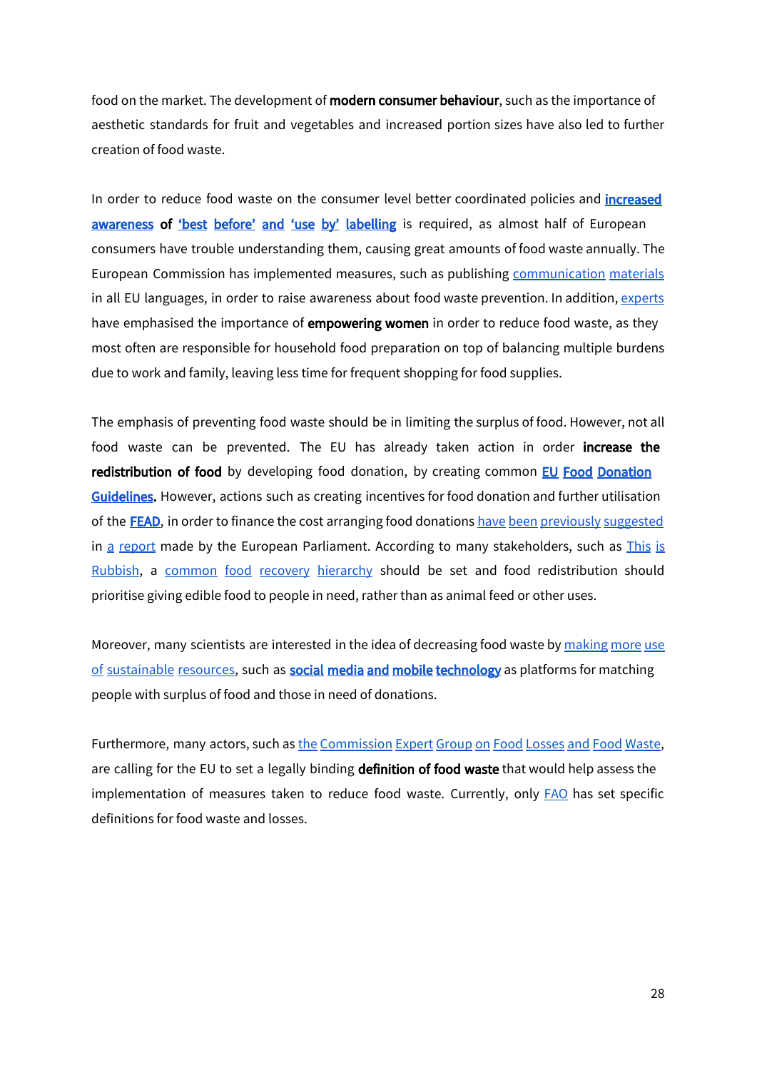food on the market. The development of **modern consumer behaviour**, such as the importance of aesthetic standards for fruit and vegetables and increased portion sizes have also led to further creation of food waste.

In order to reduce food waste on the consumer level better coordinated policies and **increased awareness of 'best before' and 'use by' labelling** is required, as almost half of European consumers have trouble understanding them, causing great amounts of food waste annually. The European Commission has implemented measures, such as publishing communication materials in all EU languages, in order to raise awareness about food waste prevention. In addition, experts have emphasised the importance of **empowering women** in order to reduce food waste, as they most often are responsible for household food preparation on top of balancing multiple burdens due to work and family, leaving less time for frequent shopping for food supplies.

The emphasis of preventing food waste should be in limiting the surplus of food. However, not all food waste can be prevented. The EU has already taken action in order **increase the redistribution of food** by developing food donation, by creating common **EU Food Donation Guidelines**. However, actions such as creating incentives for food donation and further utilisation of the **FEAD**, in order to finance the cost arranging food donations have been previously suggested in a report made by the European Parliament. According to many stakeholders, such as This is Rubbish, a common food recovery hierarchy should be set and food redistribution should prioritise giving edible food to people in need, rather than as animal feed or other uses.

Moreover, many scientists are interested in the idea of decreasing food waste by making more use of sustainable resources, such as **social media and mobile technology** as platforms for matching people with surplus of food and those in need of donations.

Furthermore, many actors, such as the Commission Expert Group on Food Losses and Food Waste, are calling for the EU to set a legally binding **definition of food waste** that would help assess the implementation of measures taken to reduce food waste. Currently, only FAO has set specific definitions for food waste and losses.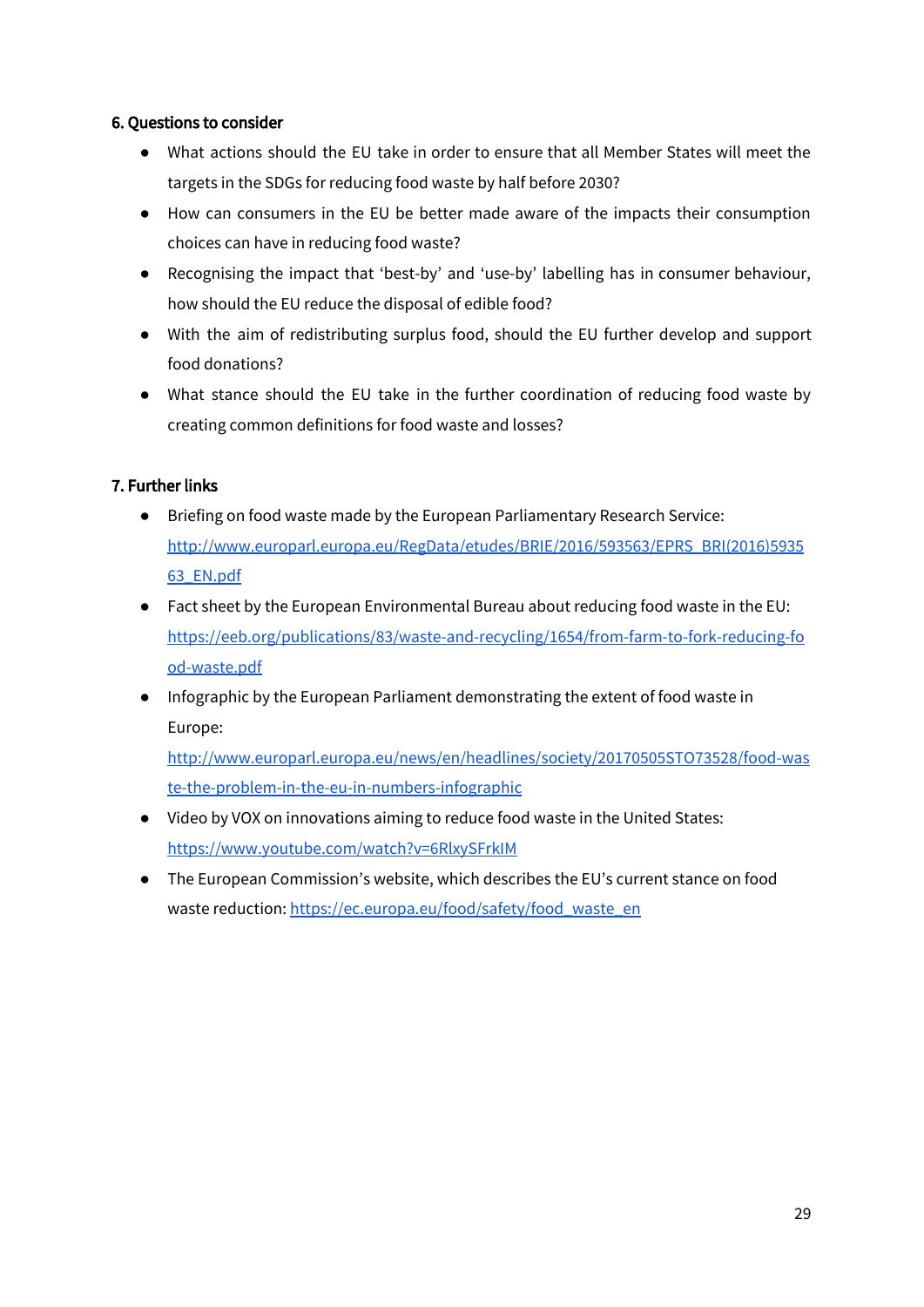### 6. Questions to consider

- What actions should the EU take in order to ensure that all Member States will meet the targets in the SDGs for reducing food waste by half before 2030?
- How can consumers in the EU be better made aware of the impacts their consumption choices can have in reducing food waste?
- Recognising the impact that 'best-by' and 'use-by' labelling has in consumer behaviour, how should the EU reduce the disposal of edible food?
- With the aim of redistributing surplus food, should the EU further develop and support food donations?
- What stance should the EU take in the further coordination of reducing food waste by creating common definitions for food waste and losses?

### 7. Further links

- Briefing on food waste made by the European Parliamentary Research Service: http://www.europarl.europa.eu/RegData/etudes/BRIE/2016/593563/EPRS_BRI(2016)593563_EN.pdf
- Fact sheet by the European Environmental Bureau about reducing food waste in the EU: https://eeb.org/publications/83/waste-and-recycling/1654/from-farm-to-fork-reducing-food-waste.pdf
- Infographic by the European Parliament demonstrating the extent of food waste in Europe: http://www.europarl.europa.eu/news/en/headlines/society/20170505STO73528/food-waste-the-problem-in-the-eu-in-numbers-infographic
- Video by VOX on innovations aiming to reduce food waste in the United States: https://www.youtube.com/watch?v=6RlxySFrkIM
- The European Commission's website, which describes the EU's current stance on food waste reduction: https://ec.europa.eu/food/safety/food_waste_en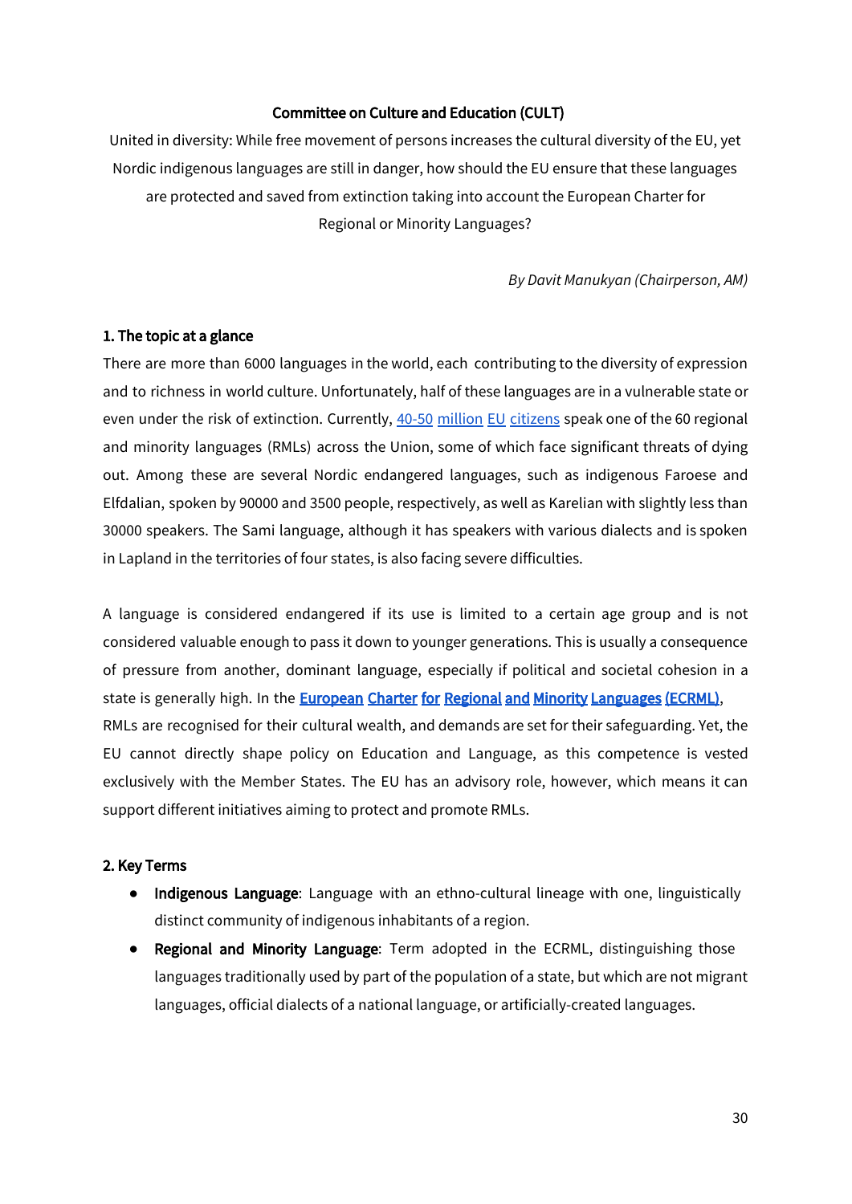**Committee on Culture and Education (CULT)**

United in diversity: While free movement of persons increases the cultural diversity of the EU, yet Nordic indigenous languages are still in danger, how should the EU ensure that these languages are protected and saved from extinction taking into account the European Charter for Regional or Minority Languages?

*By Davit Manukyan (Chairperson, AM)*

**1. The topic at a glance**

There are more than 6000 languages in the world, each contributing to the diversity of expression and to richness in world culture. Unfortunately, half of these languages are in a vulnerable state or even under the risk of extinction. Currently, 40-50 million EU citizens speak one of the 60 regional and minority languages (RMLs) across the Union, some of which face significant threats of dying out. Among these are several Nordic endangered languages, such as indigenous Faroese and Elfdalian, spoken by 90000 and 3500 people, respectively, as well as Karelian with slightly less than 30000 speakers. The Sami language, although it has speakers with various dialects and is spoken in Lapland in the territories of four states, is also facing severe difficulties.

A language is considered endangered if its use is limited to a certain age group and is not considered valuable enough to pass it down to younger generations. This is usually a consequence of pressure from another, dominant language, especially if political and societal cohesion in a state is generally high. In the **European Charter for Regional and Minority Languages (ECRML)**, RMLs are recognised for their cultural wealth, and demands are set for their safeguarding. Yet, the EU cannot directly shape policy on Education and Language, as this competence is vested exclusively with the Member States. The EU has an advisory role, however, which means it can support different initiatives aiming to protect and promote RMLs.

**2. Key Terms**

- **Indigenous Language**: Language with an ethno-cultural lineage with one, linguistically distinct community of indigenous inhabitants of a region.
- **Regional and Minority Language**: Term adopted in the ECRML, distinguishing those languages traditionally used by part of the population of a state, but which are not migrant languages, official dialects of a national language, or artificially-created languages.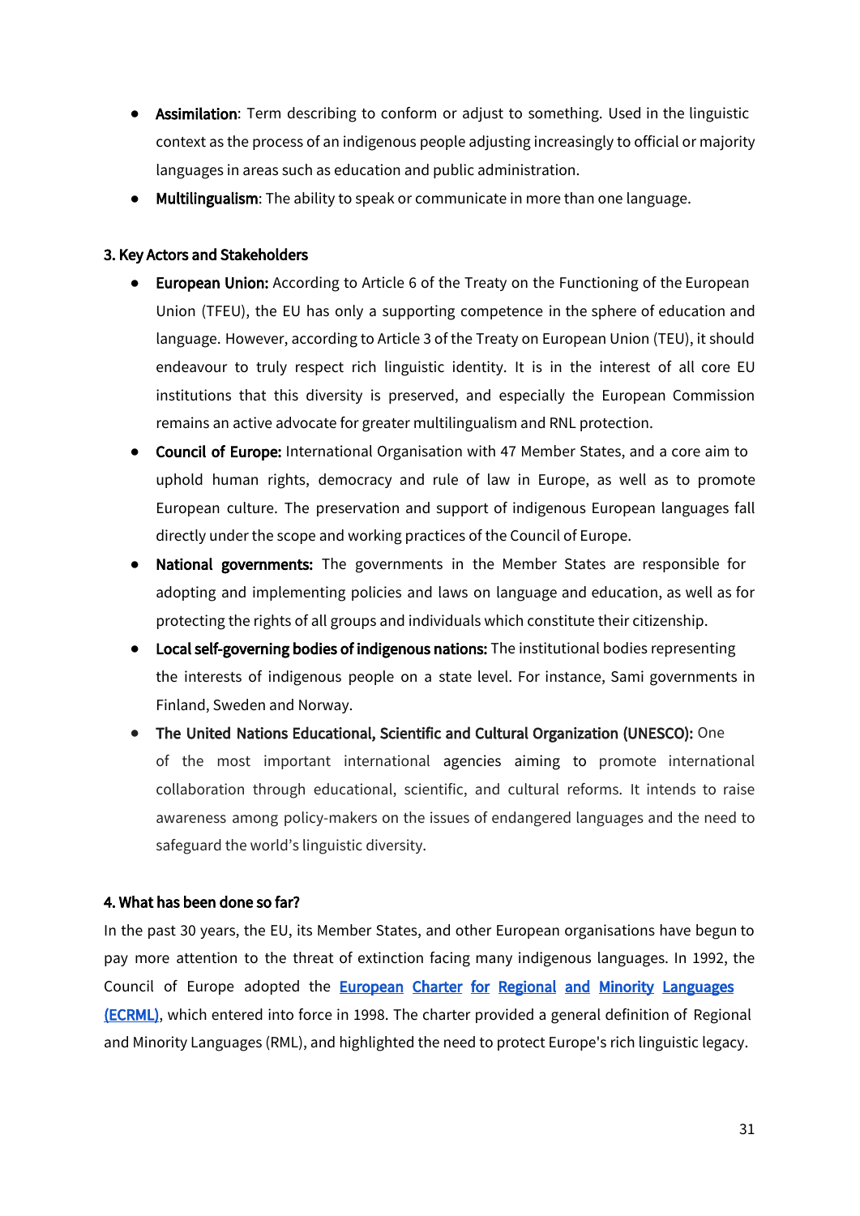- **Assimilation**: Term describing to conform or adjust to something. Used in the linguistic context as the process of an indigenous people adjusting increasingly to official or majority languages in areas such as education and public administration.
- **Multilingualism**: The ability to speak or communicate in more than one language.

### 3. Key Actors and Stakeholders

- **European Union:** According to Article 6 of the Treaty on the Functioning of the European Union (TFEU), the EU has only a supporting competence in the sphere of education and language. However, according to Article 3 of the Treaty on European Union (TEU), it should endeavour to truly respect rich linguistic identity. It is in the interest of all core EU institutions that this diversity is preserved, and especially the European Commission remains an active advocate for greater multilingualism and RNL protection.
- **Council of Europe:** International Organisation with 47 Member States, and a core aim to uphold human rights, democracy and rule of law in Europe, as well as to promote European culture. The preservation and support of indigenous European languages fall directly under the scope and working practices of the Council of Europe.
- **National governments:** The governments in the Member States are responsible for adopting and implementing policies and laws on language and education, as well as for protecting the rights of all groups and individuals which constitute their citizenship.
- **Local self-governing bodies of indigenous nations:** The institutional bodies representing the interests of indigenous people on a state level. For instance, Sami governments in Finland, Sweden and Norway.
- **The United Nations Educational, Scientific and Cultural Organization (UNESCO):** One of the most important international agencies aiming to promote international collaboration through educational, scientific, and cultural reforms. It intends to raise awareness among policy-makers on the issues of endangered languages and the need to safeguard the world's linguistic diversity.

### 4. What has been done so far?

In the past 30 years, the EU, its Member States, and other European organisations have begun to pay more attention to the threat of extinction facing many indigenous languages. In 1992, the Council of Europe adopted the European Charter for Regional and Minority Languages (ECRML), which entered into force in 1998. The charter provided a general definition of Regional and Minority Languages (RML), and highlighted the need to protect Europe's rich linguistic legacy.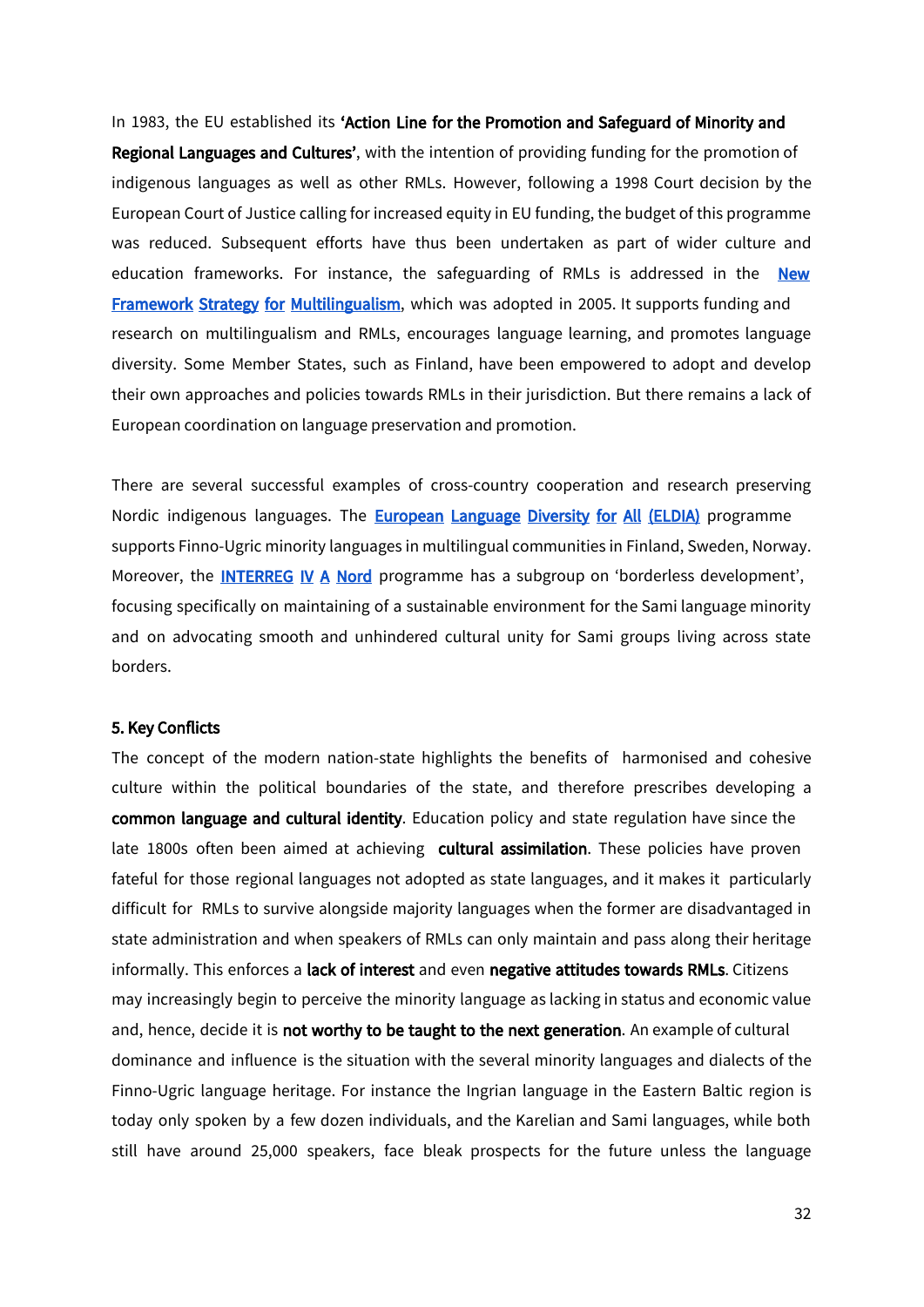In 1983, the EU established its **'Action Line for the Promotion and Safeguard of Minority and Regional Languages and Cultures'**, with the intention of providing funding for the promotion of indigenous languages as well as other RMLs. However, following a 1998 Court decision by the European Court of Justice calling for increased equity in EU funding, the budget of this programme was reduced. Subsequent efforts have thus been undertaken as part of wider culture and education frameworks. For instance, the safeguarding of RMLs is addressed in the New Framework Strategy for Multilingualism, which was adopted in 2005. It supports funding and research on multilingualism and RMLs, encourages language learning, and promotes language diversity. Some Member States, such as Finland, have been empowered to adopt and develop their own approaches and policies towards RMLs in their jurisdiction. But there remains a lack of European coordination on language preservation and promotion.

There are several successful examples of cross-country cooperation and research preserving Nordic indigenous languages. The European Language Diversity for All (ELDIA) programme supports Finno-Ugric minority languages in multilingual communities in Finland, Sweden, Norway. Moreover, the INTERREG IV A Nord programme has a subgroup on 'borderless development', focusing specifically on maintaining of a sustainable environment for the Sami language minority and on advocating smooth and unhindered cultural unity for Sami groups living across state borders.

### 5. Key Conflicts

The concept of the modern nation-state highlights the benefits of harmonised and cohesive culture within the political boundaries of the state, and therefore prescribes developing a **common language and cultural identity**. Education policy and state regulation have since the late 1800s often been aimed at achieving **cultural assimilation**. These policies have proven fateful for those regional languages not adopted as state languages, and it makes it particularly difficult for RMLs to survive alongside majority languages when the former are disadvantaged in state administration and when speakers of RMLs can only maintain and pass along their heritage informally. This enforces a **lack of interest** and even **negative attitudes towards RMLs**. Citizens may increasingly begin to perceive the minority language as lacking in status and economic value and, hence, decide it is **not worthy to be taught to the next generation**. An example of cultural dominance and influence is the situation with the several minority languages and dialects of the Finno-Ugric language heritage. For instance the Ingrian language in the Eastern Baltic region is today only spoken by a few dozen individuals, and the Karelian and Sami languages, while both still have around 25,000 speakers, face bleak prospects for the future unless the language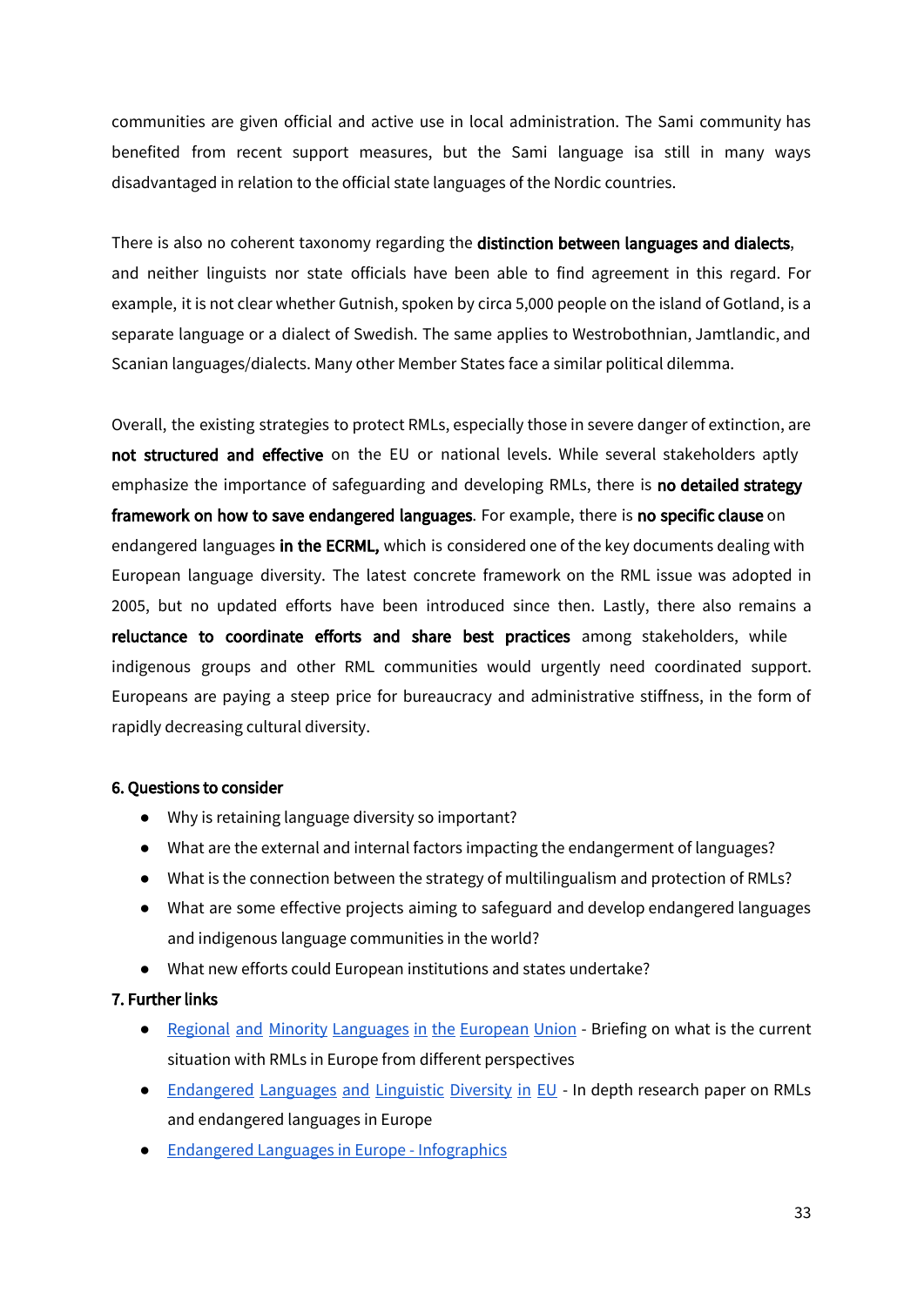communities are given official and active use in local administration. The Sami community has benefited from recent support measures, but the Sami language isa still in many ways disadvantaged in relation to the official state languages of the Nordic countries.

There is also no coherent taxonomy regarding the **distinction between languages and dialects**, and neither linguists nor state officials have been able to find agreement in this regard. For example, it is not clear whether Gutnish, spoken by circa 5,000 people on the island of Gotland, is a separate language or a dialect of Swedish. The same applies to Westrobothnian, Jamtlandic, and Scanian languages/dialects. Many other Member States face a similar political dilemma.

Overall, the existing strategies to protect RMLs, especially those in severe danger of extinction, are **not structured and effective** on the EU or national levels. While several stakeholders aptly emphasize the importance of safeguarding and developing RMLs, there is **no detailed strategy framework on how to save endangered languages**. For example, there is **no specific clause** on endangered languages **in the ECRML,** which is considered one of the key documents dealing with European language diversity. The latest concrete framework on the RML issue was adopted in 2005, but no updated efforts have been introduced since then. Lastly, there also remains a **reluctance to coordinate efforts and share best practices** among stakeholders, while indigenous groups and other RML communities would urgently need coordinated support. Europeans are paying a steep price for bureaucracy and administrative stiffness, in the form of rapidly decreasing cultural diversity.

#### 6. Questions to consider

- Why is retaining language diversity so important?
- What are the external and internal factors impacting the endangerment of languages?
- What is the connection between the strategy of multilingualism and protection of RMLs?
- What are some effective projects aiming to safeguard and develop endangered languages and indigenous language communities in the world?
- What new efforts could European institutions and states undertake?

#### 7. Further links

- Regional and Minority Languages in the European Union - Briefing on what is the current situation with RMLs in Europe from different perspectives
- Endangered Languages and Linguistic Diversity in EU - In depth research paper on RMLs and endangered languages in Europe
- Endangered Languages in Europe - Infographics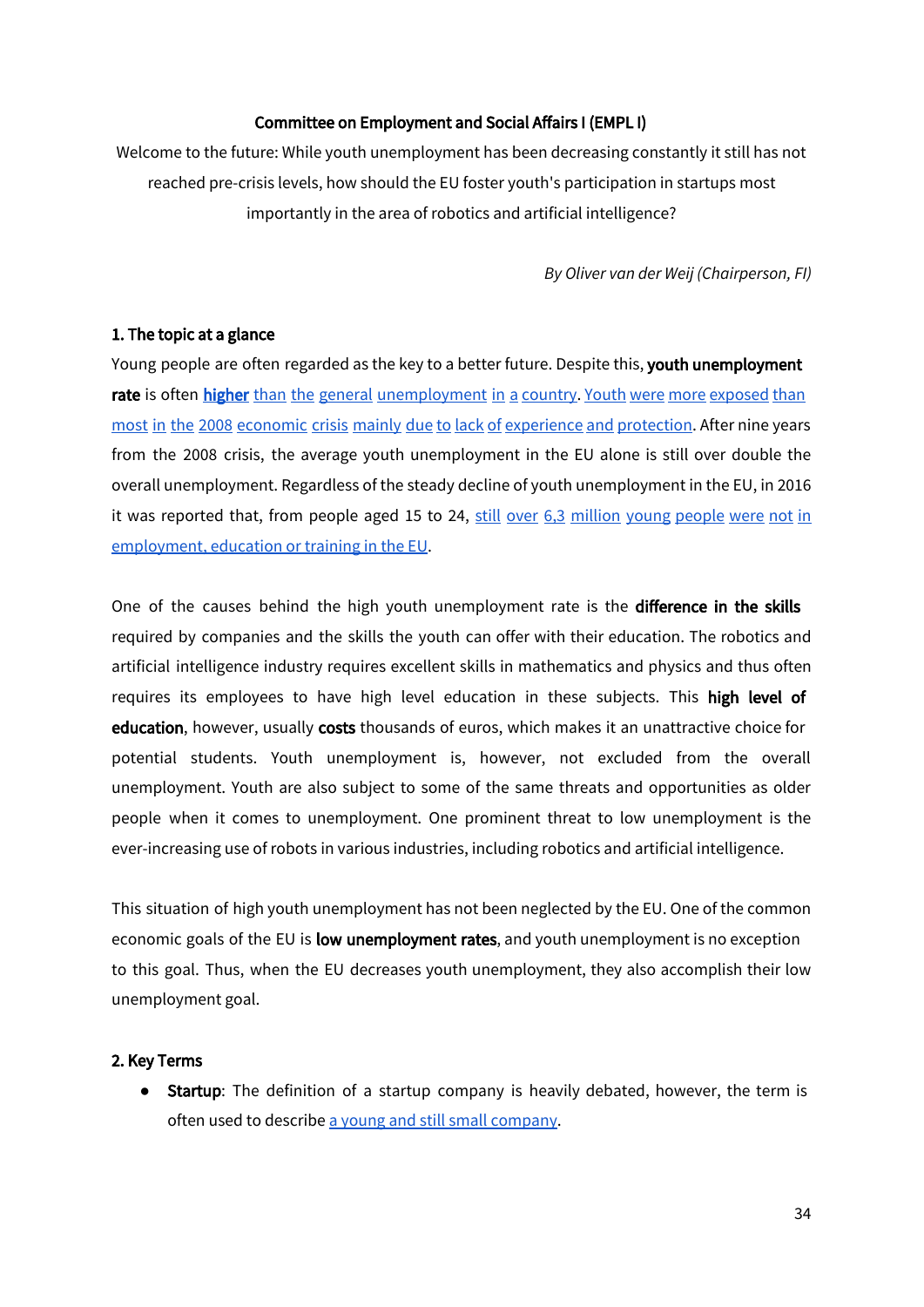**Committee on Employment and Social Affairs I (EMPL I)**

Welcome to the future: While youth unemployment has been decreasing constantly it still has not reached pre-crisis levels, how should the EU foster youth's participation in startups most importantly in the area of robotics and artificial intelligence?

*By Oliver van der Weij (Chairperson, FI)*

## 1. The topic at a glance

Young people are often regarded as the key to a better future. Despite this, **youth unemployment rate** is often **higher** than the general unemployment in a country. Youth were more exposed than most in the 2008 economic crisis mainly due to lack of experience and protection. After nine years from the 2008 crisis, the average youth unemployment in the EU alone is still over double the overall unemployment. Regardless of the steady decline of youth unemployment in the EU, in 2016 it was reported that, from people aged 15 to 24, still over 6,3 million young people were not in employment, education or training in the EU.

One of the causes behind the high youth unemployment rate is the **difference in the skills** required by companies and the skills the youth can offer with their education. The robotics and artificial intelligence industry requires excellent skills in mathematics and physics and thus often requires its employees to have high level education in these subjects. This **high level of education**, however, usually **costs** thousands of euros, which makes it an unattractive choice for potential students. Youth unemployment is, however, not excluded from the overall unemployment. Youth are also subject to some of the same threats and opportunities as older people when it comes to unemployment. One prominent threat to low unemployment is the ever-increasing use of robots in various industries, including robotics and artificial intelligence.

This situation of high youth unemployment has not been neglected by the EU. One of the common economic goals of the EU is **low unemployment rates**, and youth unemployment is no exception to this goal. Thus, when the EU decreases youth unemployment, they also accomplish their low unemployment goal.

## 2. Key Terms

- **Startup**: The definition of a startup company is heavily debated, however, the term is often used to describe a young and still small company.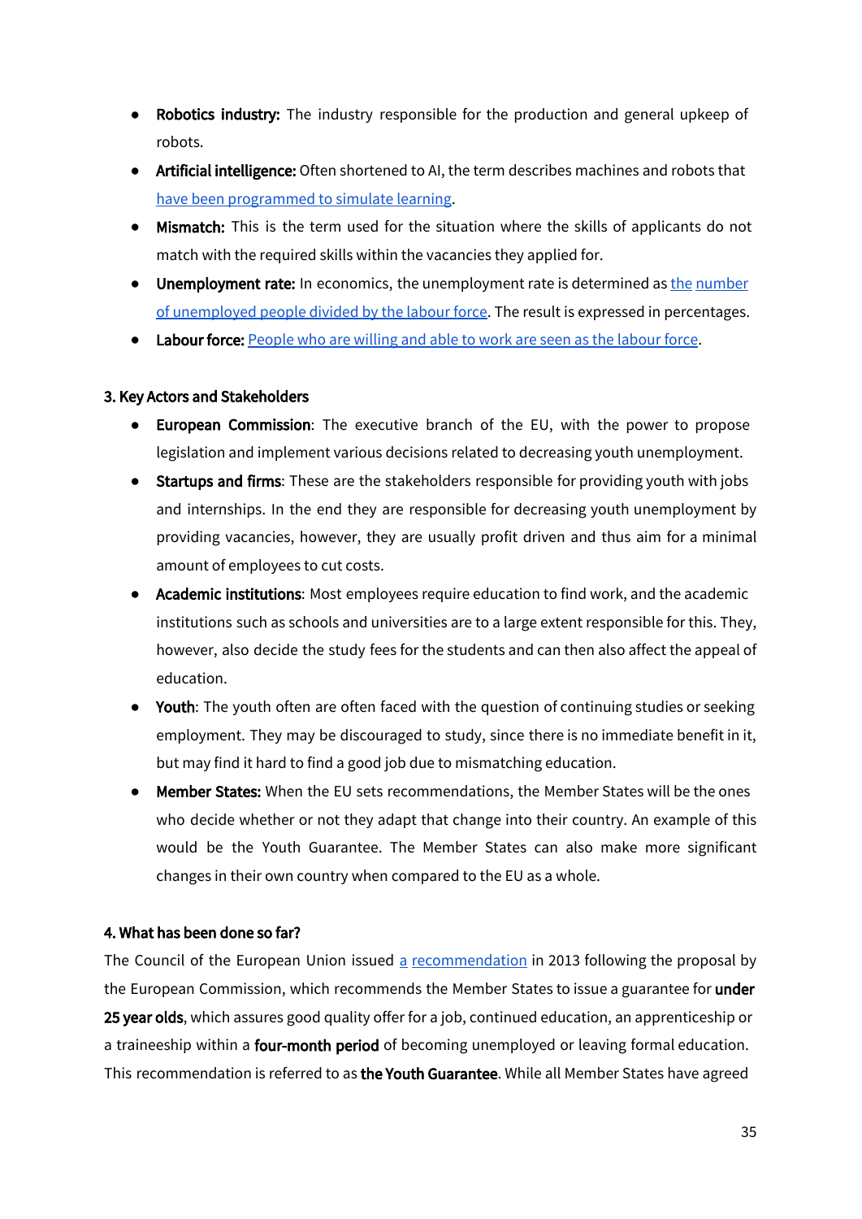- **Robotics industry:** The industry responsible for the production and general upkeep of robots.
- **Artificial intelligence:** Often shortened to AI, the term describes machines and robots that have been programmed to simulate learning.
- **Mismatch:** This is the term used for the situation where the skills of applicants do not match with the required skills within the vacancies they applied for.
- **Unemployment rate:** In economics, the unemployment rate is determined as the number of unemployed people divided by the labour force. The result is expressed in percentages.
- **Labour force:** People who are willing and able to work are seen as the labour force.

### 3. Key Actors and Stakeholders

- **European Commission**: The executive branch of the EU, with the power to propose legislation and implement various decisions related to decreasing youth unemployment.
- **Startups and firms**: These are the stakeholders responsible for providing youth with jobs and internships. In the end they are responsible for decreasing youth unemployment by providing vacancies, however, they are usually profit driven and thus aim for a minimal amount of employees to cut costs.
- **Academic institutions**: Most employees require education to find work, and the academic institutions such as schools and universities are to a large extent responsible for this. They, however, also decide the study fees for the students and can then also affect the appeal of education.
- **Youth**: The youth often are often faced with the question of continuing studies or seeking employment. They may be discouraged to study, since there is no immediate benefit in it, but may find it hard to find a good job due to mismatching education.
- **Member States:** When the EU sets recommendations, the Member States will be the ones who decide whether or not they adapt that change into their country. An example of this would be the Youth Guarantee. The Member States can also make more significant changes in their own country when compared to the EU as a whole.

### 4. What has been done so far?

The Council of the European Union issued a recommendation in 2013 following the proposal by the European Commission, which recommends the Member States to issue a guarantee for **under 25 year olds**, which assures good quality offer for a job, continued education, an apprenticeship or a traineeship within a **four-month period** of becoming unemployed or leaving formal education. This recommendation is referred to as **the Youth Guarantee**. While all Member States have agreed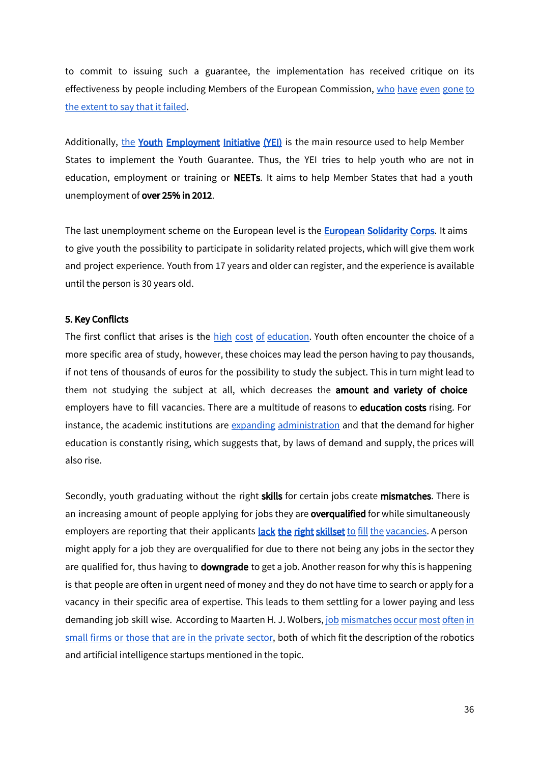to commit to issuing such a guarantee, the implementation has received critique on its effectiveness by people including Members of the European Commission, who have even gone to the extent to say that it failed.

Additionally, the **Youth Employment Initiative (YEI)** is the main resource used to help Member States to implement the Youth Guarantee. Thus, the YEI tries to help youth who are not in education, employment or training or **NEETs**. It aims to help Member States that had a youth unemployment of **over 25% in 2012**.

The last unemployment scheme on the European level is the **European Solidarity Corps**. It aims to give youth the possibility to participate in solidarity related projects, which will give them work and project experience. Youth from 17 years and older can register, and the experience is available until the person is 30 years old.

### 5. Key Conflicts

The first conflict that arises is the high cost of education. Youth often encounter the choice of a more specific area of study, however, these choices may lead the person having to pay thousands, if not tens of thousands of euros for the possibility to study the subject. This in turn might lead to them not studying the subject at all, which decreases the **amount and variety of choice** employers have to fill vacancies. There are a multitude of reasons to **education costs** rising. For instance, the academic institutions are expanding administration and that the demand for higher education is constantly rising, which suggests that, by laws of demand and supply, the prices will also rise.

Secondly, youth graduating without the right **skills** for certain jobs create **mismatches**. There is an increasing amount of people applying for jobs they are **overqualified** for while simultaneously employers are reporting that their applicants **lack the right skillset** to fill the vacancies. A person might apply for a job they are overqualified for due to there not being any jobs in the sector they are qualified for, thus having to **downgrade** to get a job. Another reason for why this is happening is that people are often in urgent need of money and they do not have time to search or apply for a vacancy in their specific area of expertise. This leads to them settling for a lower paying and less demanding job skill wise. According to Maarten H. J. Wolbers, job mismatches occur most often in small firms or those that are in the private sector, both of which fit the description of the robotics and artificial intelligence startups mentioned in the topic.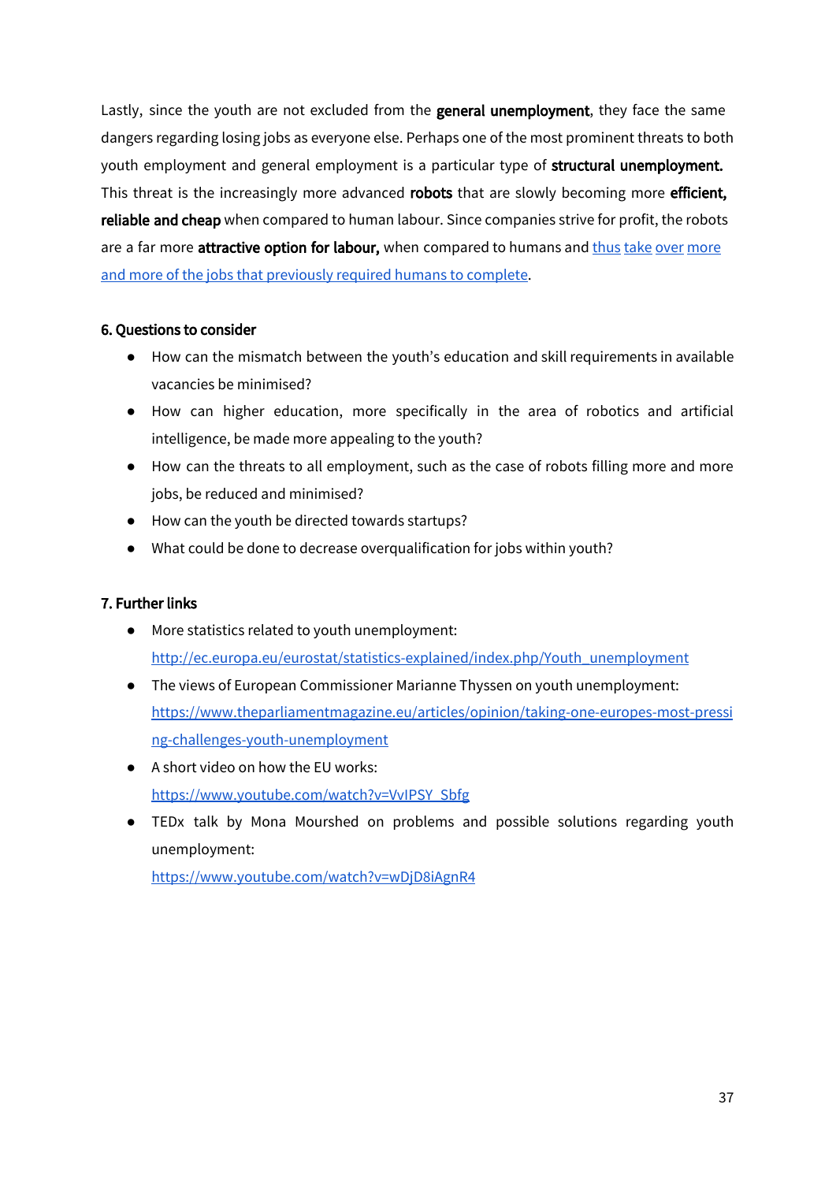Lastly, since the youth are not excluded from the **general unemployment**, they face the same dangers regarding losing jobs as everyone else. Perhaps one of the most prominent threats to both youth employment and general employment is a particular type of **structural unemployment.** This threat is the increasingly more advanced **robots** that are slowly becoming more **efficient, reliable and cheap** when compared to human labour. Since companies strive for profit, the robots are a far more **attractive option for labour,** when compared to humans and thus take over more and more of the jobs that previously required humans to complete.

### 6. Questions to consider

- How can the mismatch between the youth's education and skill requirements in available vacancies be minimised?
- How can higher education, more specifically in the area of robotics and artificial intelligence, be made more appealing to the youth?
- How can the threats to all employment, such as the case of robots filling more and more jobs, be reduced and minimised?
- How can the youth be directed towards startups?
- What could be done to decrease overqualification for jobs within youth?

### 7. Further links

- More statistics related to youth unemployment: http://ec.europa.eu/eurostat/statistics-explained/index.php/Youth_unemployment
- The views of European Commissioner Marianne Thyssen on youth unemployment: https://www.theparliamentmagazine.eu/articles/opinion/taking-one-europes-most-pressing-challenges-youth-unemployment
- A short video on how the EU works: https://www.youtube.com/watch?v=VvIPSY_Sbfg
- TEDx talk by Mona Mourshed on problems and possible solutions regarding youth unemployment: https://www.youtube.com/watch?v=wDjD8iAgnR4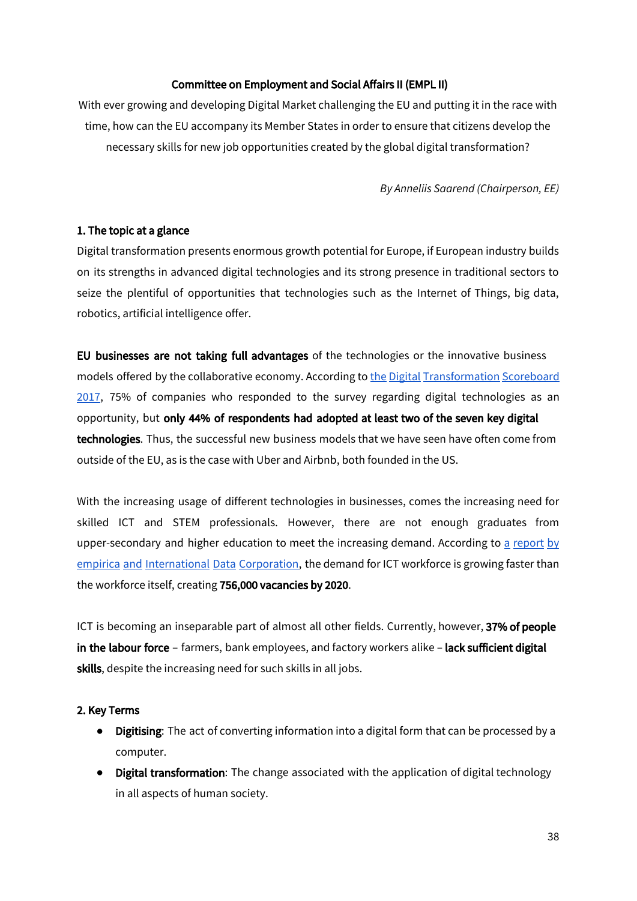**Committee on Employment and Social Affairs II (EMPL II)**

With ever growing and developing Digital Market challenging the EU and putting it in the race with time, how can the EU accompany its Member States in order to ensure that citizens develop the necessary skills for new job opportunities created by the global digital transformation?

*By Anneliis Saarend (Chairperson, EE)*

## 1. The topic at a glance

Digital transformation presents enormous growth potential for Europe, if European industry builds on its strengths in advanced digital technologies and its strong presence in traditional sectors to seize the plentiful of opportunities that technologies such as the Internet of Things, big data, robotics, artificial intelligence offer.

**EU businesses are not taking full advantages** of the technologies or the innovative business models offered by the collaborative economy. According to the Digital Transformation Scoreboard 2017, 75% of companies who responded to the survey regarding digital technologies as an opportunity, but **only 44% of respondents had adopted at least two of the seven key digital technologies**. Thus, the successful new business models that we have seen have often come from outside of the EU, as is the case with Uber and Airbnb, both founded in the US.

With the increasing usage of different technologies in businesses, comes the increasing need for skilled ICT and STEM professionals. However, there are not enough graduates from upper-secondary and higher education to meet the increasing demand. According to a report by empirica and International Data Corporation, the demand for ICT workforce is growing faster than the workforce itself, creating **756,000 vacancies by 2020**.

ICT is becoming an inseparable part of almost all other fields. Currently, however, **37% of people in the labour force** – farmers, bank employees, and factory workers alike – **lack sufficient digital skills**, despite the increasing need for such skills in all jobs.

## 2. Key Terms

- **Digitising**: The act of converting information into a digital form that can be processed by a computer.
- **Digital transformation**: The change associated with the application of digital technology in all aspects of human society.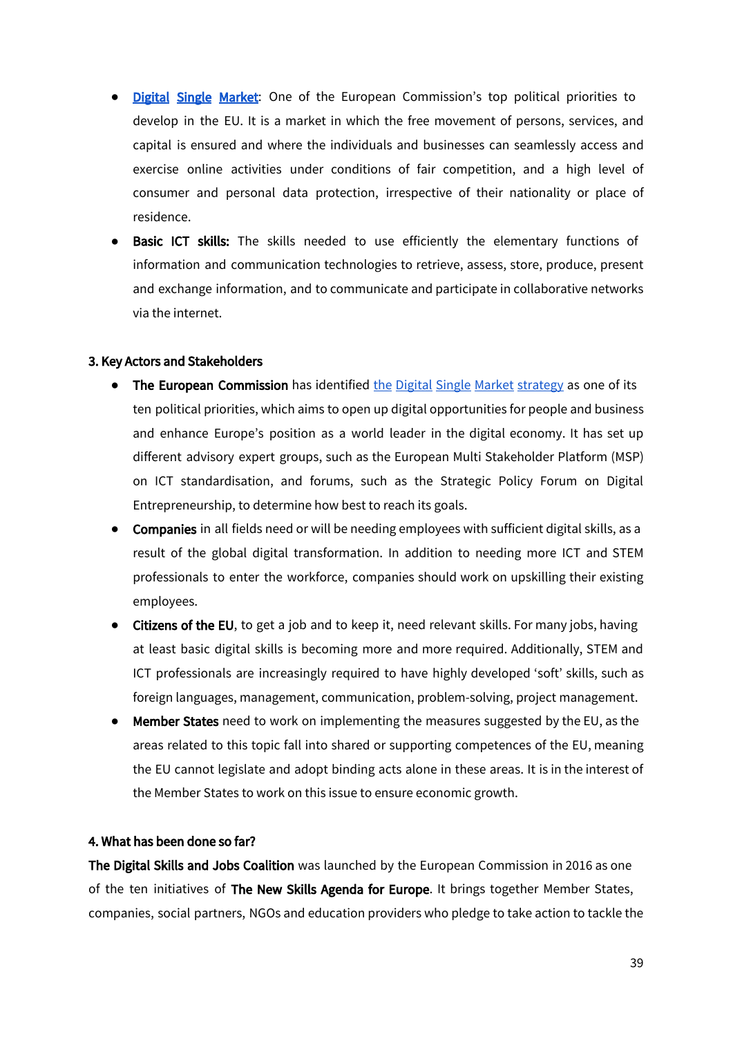- **Digital Single Market**: One of the European Commission's top political priorities to develop in the EU. It is a market in which the free movement of persons, services, and capital is ensured and where the individuals and businesses can seamlessly access and exercise online activities under conditions of fair competition, and a high level of consumer and personal data protection, irrespective of their nationality or place of residence.
- **Basic ICT skills:** The skills needed to use efficiently the elementary functions of information and communication technologies to retrieve, assess, store, produce, present and exchange information, and to communicate and participate in collaborative networks via the internet.

**3. Key Actors and Stakeholders**

- **The European Commission** has identified the Digital Single Market strategy as one of its ten political priorities, which aims to open up digital opportunities for people and business and enhance Europe's position as a world leader in the digital economy. It has set up different advisory expert groups, such as the European Multi Stakeholder Platform (MSP) on ICT standardisation, and forums, such as the Strategic Policy Forum on Digital Entrepreneurship, to determine how best to reach its goals.
- **Companies** in all fields need or will be needing employees with sufficient digital skills, as a result of the global digital transformation. In addition to needing more ICT and STEM professionals to enter the workforce, companies should work on upskilling their existing employees.
- **Citizens of the EU**, to get a job and to keep it, need relevant skills. For many jobs, having at least basic digital skills is becoming more and more required. Additionally, STEM and ICT professionals are increasingly required to have highly developed 'soft' skills, such as foreign languages, management, communication, problem-solving, project management.
- **Member States** need to work on implementing the measures suggested by the EU, as the areas related to this topic fall into shared or supporting competences of the EU, meaning the EU cannot legislate and adopt binding acts alone in these areas. It is in the interest of the Member States to work on this issue to ensure economic growth.

**4. What has been done so far?**

**The Digital Skills and Jobs Coalition** was launched by the European Commission in 2016 as one of the ten initiatives of **The New Skills Agenda for Europe**. It brings together Member States, companies, social partners, NGOs and education providers who pledge to take action to tackle the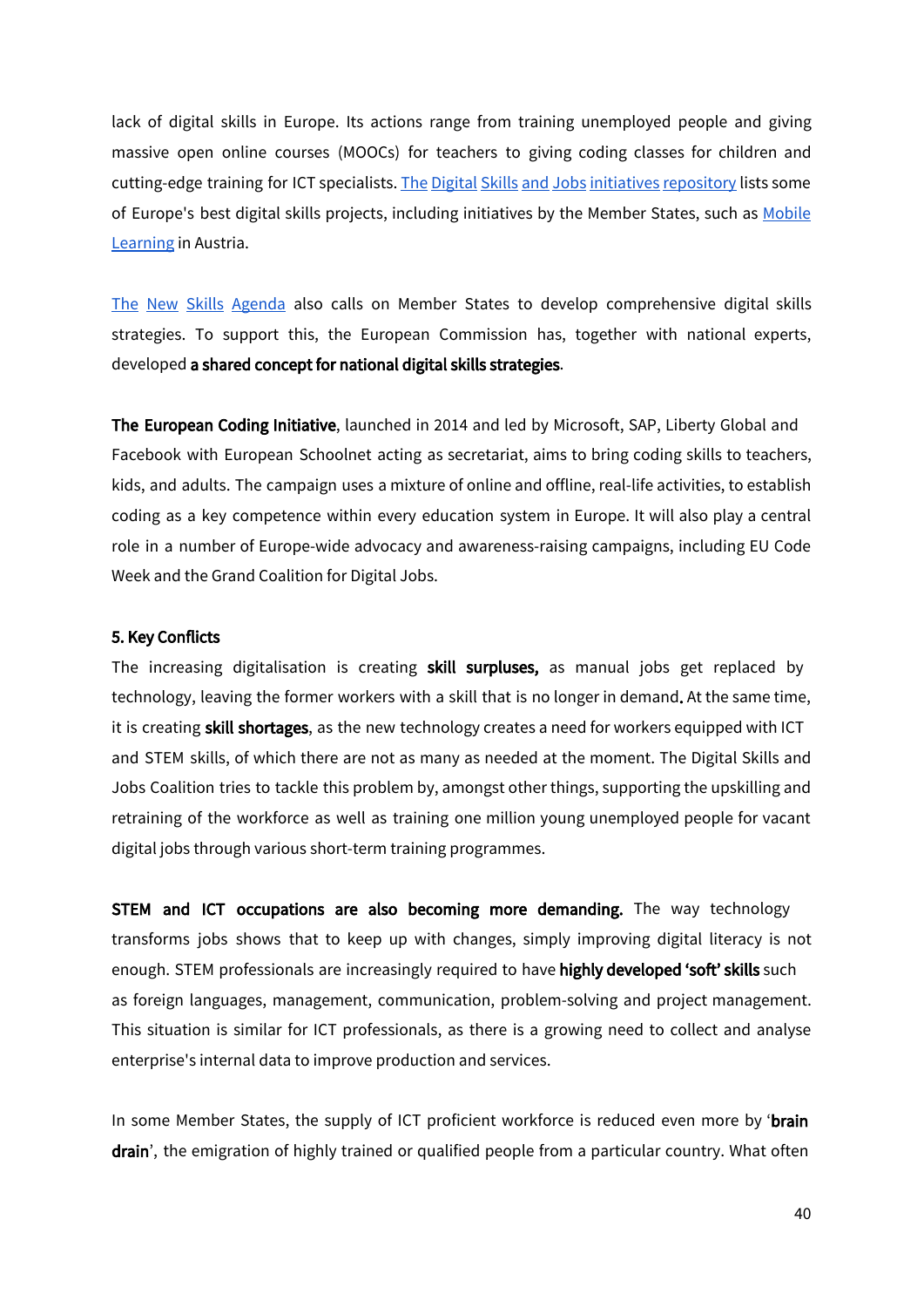lack of digital skills in Europe. Its actions range from training unemployed people and giving massive open online courses (MOOCs) for teachers to giving coding classes for children and cutting-edge training for ICT specialists. The Digital Skills and Jobs initiatives repository lists some of Europe's best digital skills projects, including initiatives by the Member States, such as Mobile Learning in Austria.

The New Skills Agenda also calls on Member States to develop comprehensive digital skills strategies. To support this, the European Commission has, together with national experts, developed **a shared concept for national digital skills strategies**.

**The European Coding Initiative**, launched in 2014 and led by Microsoft, SAP, Liberty Global and Facebook with European Schoolnet acting as secretariat, aims to bring coding skills to teachers, kids, and adults. The campaign uses a mixture of online and offline, real-life activities, to establish coding as a key competence within every education system in Europe. It will also play a central role in a number of Europe-wide advocacy and awareness-raising campaigns, including EU Code Week and the Grand Coalition for Digital Jobs.

### 5. Key Conflicts

The increasing digitalisation is creating **skill surpluses,** as manual jobs get replaced by technology, leaving the former workers with a skill that is no longer in demand. At the same time, it is creating **skill shortages**, as the new technology creates a need for workers equipped with ICT and STEM skills, of which there are not as many as needed at the moment. The Digital Skills and Jobs Coalition tries to tackle this problem by, amongst other things, supporting the upskilling and retraining of the workforce as well as training one million young unemployed people for vacant digital jobs through various short-term training programmes.

**STEM and ICT occupations are also becoming more demanding.** The way technology transforms jobs shows that to keep up with changes, simply improving digital literacy is not enough. STEM professionals are increasingly required to have **highly developed 'soft' skills** such as foreign languages, management, communication, problem-solving and project management. This situation is similar for ICT professionals, as there is a growing need to collect and analyse enterprise's internal data to improve production and services.

In some Member States, the supply of ICT proficient workforce is reduced even more by '**brain drain**', the emigration of highly trained or qualified people from a particular country. What often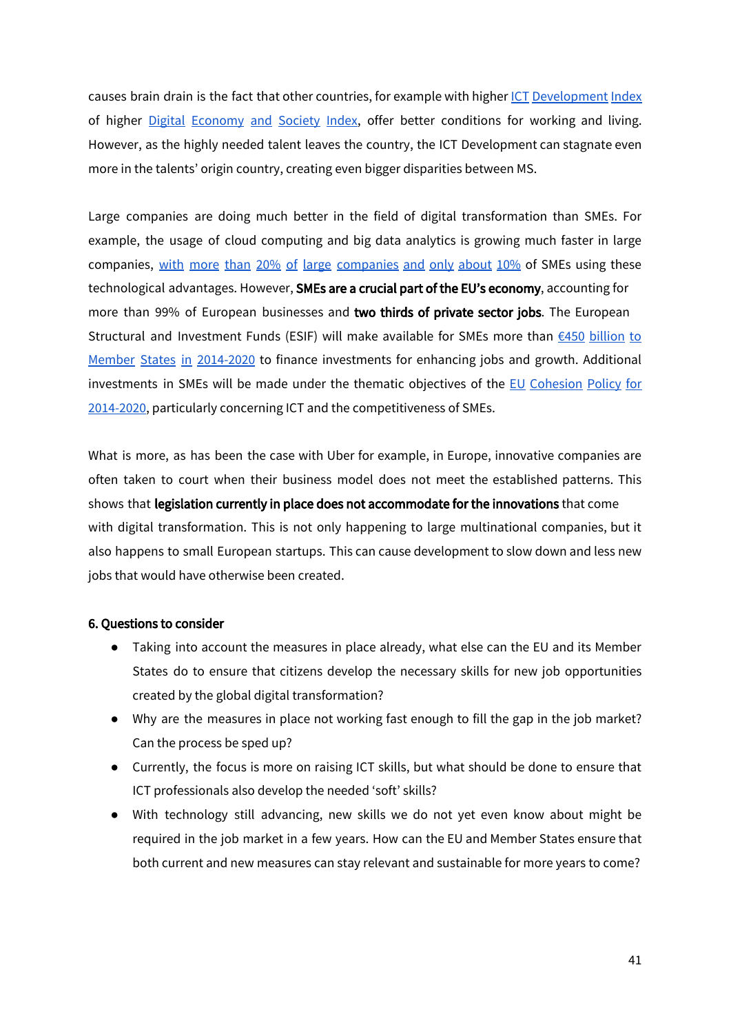causes brain drain is the fact that other countries, for example with higher ICT Development Index of higher Digital Economy and Society Index, offer better conditions for working and living. However, as the highly needed talent leaves the country, the ICT Development can stagnate even more in the talents' origin country, creating even bigger disparities between MS.

Large companies are doing much better in the field of digital transformation than SMEs. For example, the usage of cloud computing and big data analytics is growing much faster in large companies, with more than 20% of large companies and only about 10% of SMEs using these technological advantages. However, **SMEs are a crucial part of the EU's economy**, accounting for more than 99% of European businesses and **two thirds of private sector jobs**. The European Structural and Investment Funds (ESIF) will make available for SMEs more than €450 billion to Member States in 2014-2020 to finance investments for enhancing jobs and growth. Additional investments in SMEs will be made under the thematic objectives of the EU Cohesion Policy for 2014-2020, particularly concerning ICT and the competitiveness of SMEs.

What is more, as has been the case with Uber for example, in Europe, innovative companies are often taken to court when their business model does not meet the established patterns. This shows that **legislation currently in place does not accommodate for the innovations** that come with digital transformation. This is not only happening to large multinational companies, but it also happens to small European startups. This can cause development to slow down and less new jobs that would have otherwise been created.

**6. Questions to consider**

- Taking into account the measures in place already, what else can the EU and its Member States do to ensure that citizens develop the necessary skills for new job opportunities created by the global digital transformation?
- Why are the measures in place not working fast enough to fill the gap in the job market? Can the process be sped up?
- Currently, the focus is more on raising ICT skills, but what should be done to ensure that ICT professionals also develop the needed 'soft' skills?
- With technology still advancing, new skills we do not yet even know about might be required in the job market in a few years. How can the EU and Member States ensure that both current and new measures can stay relevant and sustainable for more years to come?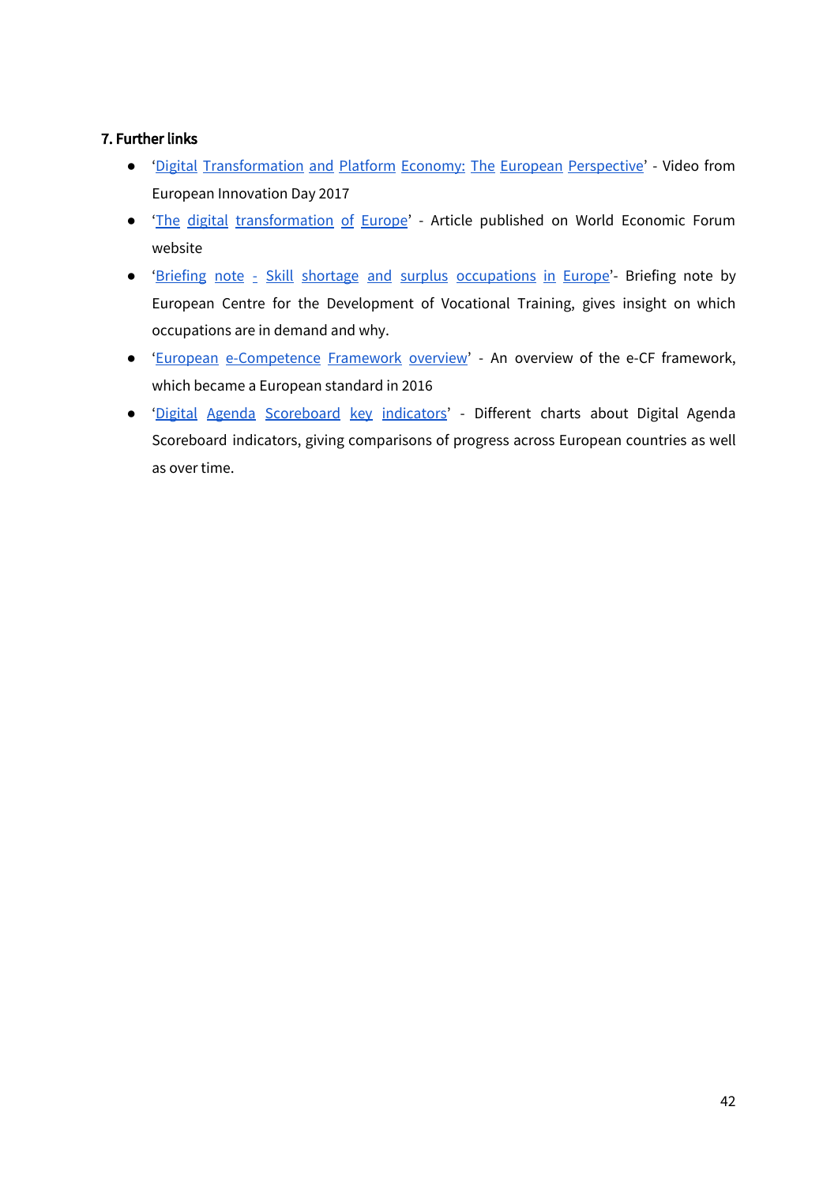## 7. Further links

- 'Digital Transformation and Platform Economy: The European Perspective' - Video from European Innovation Day 2017
- 'The digital transformation of Europe' - Article published on World Economic Forum website
- 'Briefing note - Skill shortage and surplus occupations in Europe'- Briefing note by European Centre for the Development of Vocational Training, gives insight on which occupations are in demand and why.
- 'European e-Competence Framework overview' - An overview of the e-CF framework, which became a European standard in 2016
- 'Digital Agenda Scoreboard key indicators' - Different charts about Digital Agenda Scoreboard indicators, giving comparisons of progress across European countries as well as over time.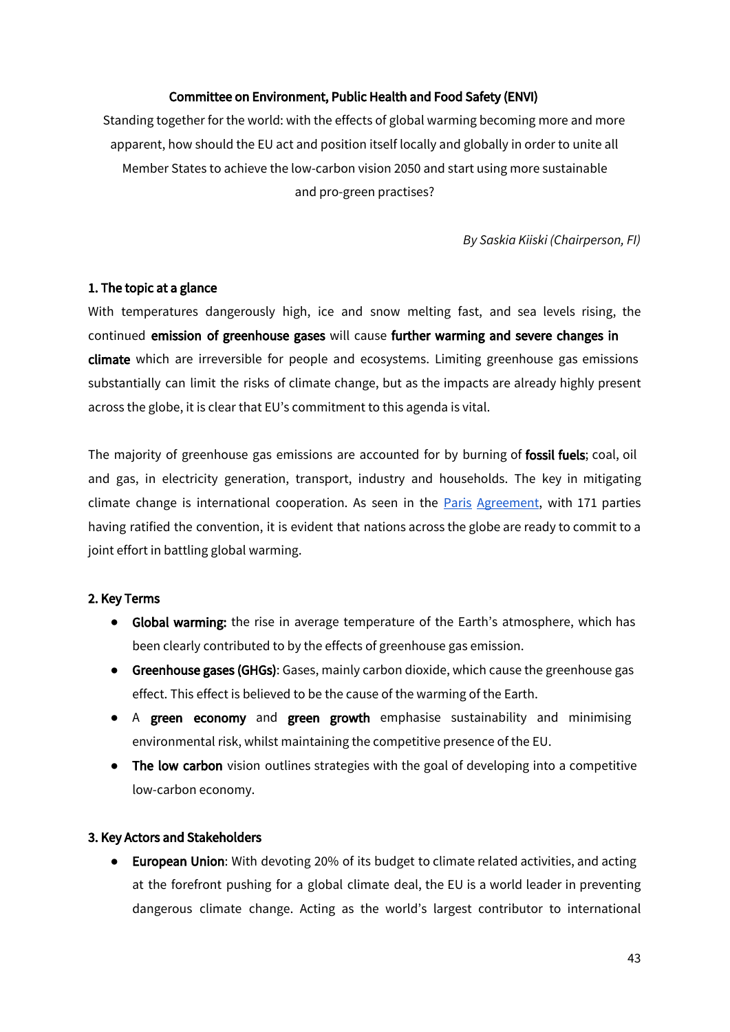**Committee on Environment, Public Health and Food Safety (ENVI)**

Standing together for the world: with the effects of global warming becoming more and more apparent, how should the EU act and position itself locally and globally in order to unite all Member States to achieve the low-carbon vision 2050 and start using more sustainable and pro-green practises?

*By Saskia Kiiski (Chairperson, FI)*

## 1. The topic at a glance

With temperatures dangerously high, ice and snow melting fast, and sea levels rising, the continued **emission of greenhouse gases** will cause **further warming and severe changes in climate** which are irreversible for people and ecosystems. Limiting greenhouse gas emissions substantially can limit the risks of climate change, but as the impacts are already highly present across the globe, it is clear that EU's commitment to this agenda is vital.

The majority of greenhouse gas emissions are accounted for by burning of **fossil fuels**; coal, oil and gas, in electricity generation, transport, industry and households. The key in mitigating climate change is international cooperation. As seen in the Paris Agreement, with 171 parties having ratified the convention, it is evident that nations across the globe are ready to commit to a joint effort in battling global warming.

## 2. Key Terms

- **Global warming:** the rise in average temperature of the Earth's atmosphere, which has been clearly contributed to by the effects of greenhouse gas emission.
- **Greenhouse gases (GHGs)**: Gases, mainly carbon dioxide, which cause the greenhouse gas effect. This effect is believed to be the cause of the warming of the Earth.
- A **green economy** and **green growth** emphasise sustainability and minimising environmental risk, whilst maintaining the competitive presence of the EU.
- **The low carbon** vision outlines strategies with the goal of developing into a competitive low-carbon economy.

## 3. Key Actors and Stakeholders

- **European Union**: With devoting 20% of its budget to climate related activities, and acting at the forefront pushing for a global climate deal, the EU is a world leader in preventing dangerous climate change. Acting as the world's largest contributor to international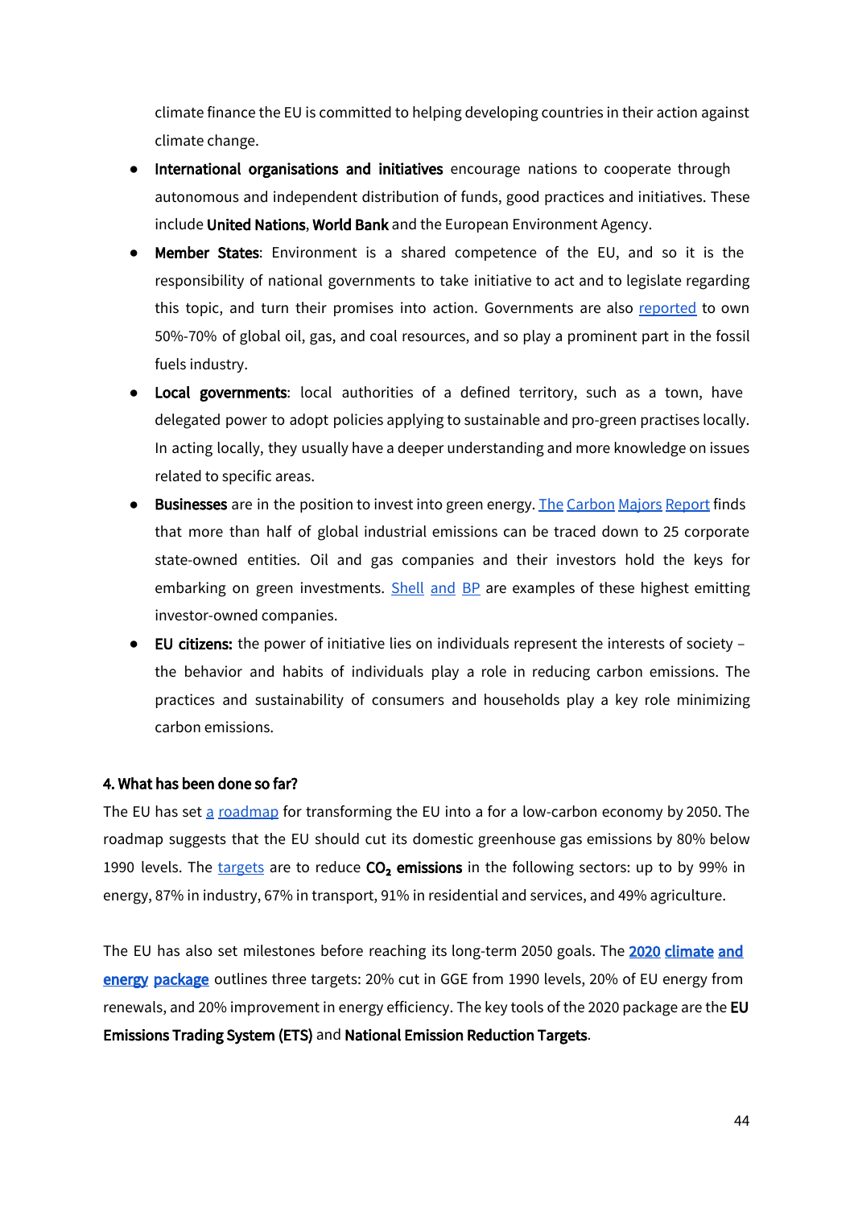climate finance the EU is committed to helping developing countries in their action against climate change.

- **International organisations and initiatives** encourage nations to cooperate through autonomous and independent distribution of funds, good practices and initiatives. These include **United Nations**, **World Bank** and the European Environment Agency.
- **Member States**: Environment is a shared competence of the EU, and so it is the responsibility of national governments to take initiative to act and to legislate regarding this topic, and turn their promises into action. Governments are also reported to own 50%-70% of global oil, gas, and coal resources, and so play a prominent part in the fossil fuels industry.
- **Local governments**: local authorities of a defined territory, such as a town, have delegated power to adopt policies applying to sustainable and pro-green practises locally. In acting locally, they usually have a deeper understanding and more knowledge on issues related to specific areas.
- **Businesses** are in the position to invest into green energy. The Carbon Majors Report finds that more than half of global industrial emissions can be traced down to 25 corporate state-owned entities. Oil and gas companies and their investors hold the keys for embarking on green investments. Shell and BP are examples of these highest emitting investor-owned companies.
- **EU citizens:** the power of initiative lies on individuals represent the interests of society – the behavior and habits of individuals play a role in reducing carbon emissions. The practices and sustainability of consumers and households play a key role minimizing carbon emissions.

**4. What has been done so far?**

The EU has set a roadmap for transforming the EU into a for a low-carbon economy by 2050. The roadmap suggests that the EU should cut its domestic greenhouse gas emissions by 80% below 1990 levels. The targets are to reduce **$CO_2$ emissions** in the following sectors: up to by 99% in energy, 87% in industry, 67% in transport, 91% in residential and services, and 49% agriculture.

The EU has also set milestones before reaching its long-term 2050 goals. The **2020 climate and energy package** outlines three targets: 20% cut in GGE from 1990 levels, 20% of EU energy from renewals, and 20% improvement in energy efficiency. The key tools of the 2020 package are the **EU Emissions Trading System (ETS)** and **National Emission Reduction Targets**.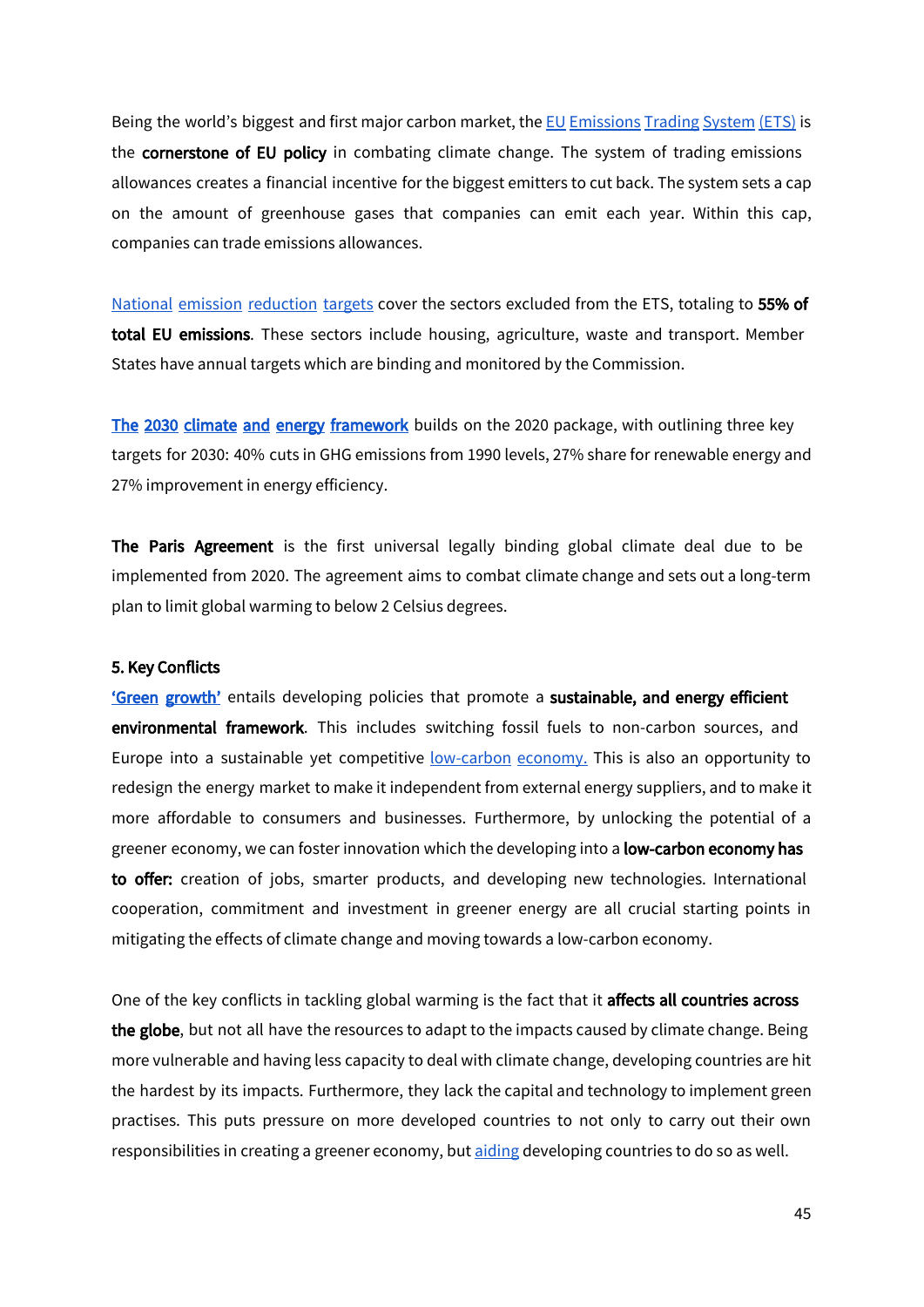Being the world's biggest and first major carbon market, the EU Emissions Trading System (ETS) is the **cornerstone of EU policy** in combating climate change. The system of trading emissions allowances creates a financial incentive for the biggest emitters to cut back. The system sets a cap on the amount of greenhouse gases that companies can emit each year. Within this cap, companies can trade emissions allowances.

National emission reduction targets cover the sectors excluded from the ETS, totaling to **55% of total EU emissions**. These sectors include housing, agriculture, waste and transport. Member States have annual targets which are binding and monitored by the Commission.

**The 2030 climate and energy framework** builds on the 2020 package, with outlining three key targets for 2030: 40% cuts in GHG emissions from 1990 levels, 27% share for renewable energy and 27% improvement in energy efficiency.

**The Paris Agreement** is the first universal legally binding global climate deal due to be implemented from 2020. The agreement aims to combat climate change and sets out a long-term plan to limit global warming to below 2 Celsius degrees.

**5. Key Conflicts**

**'Green growth'** entails developing policies that promote a **sustainable, and energy efficient environmental framework**. This includes switching fossil fuels to non-carbon sources, and Europe into a sustainable yet competitive low-carbon economy. This is also an opportunity to redesign the energy market to make it independent from external energy suppliers, and to make it more affordable to consumers and businesses. Furthermore, by unlocking the potential of a greener economy, we can foster innovation which the developing into a **low-carbon economy has to offer:** creation of jobs, smarter products, and developing new technologies. International cooperation, commitment and investment in greener energy are all crucial starting points in mitigating the effects of climate change and moving towards a low-carbon economy.

One of the key conflicts in tackling global warming is the fact that it **affects all countries across the globe**, but not all have the resources to adapt to the impacts caused by climate change. Being more vulnerable and having less capacity to deal with climate change, developing countries are hit the hardest by its impacts. Furthermore, they lack the capital and technology to implement green practises. This puts pressure on more developed countries to not only to carry out their own responsibilities in creating a greener economy, but aiding developing countries to do so as well.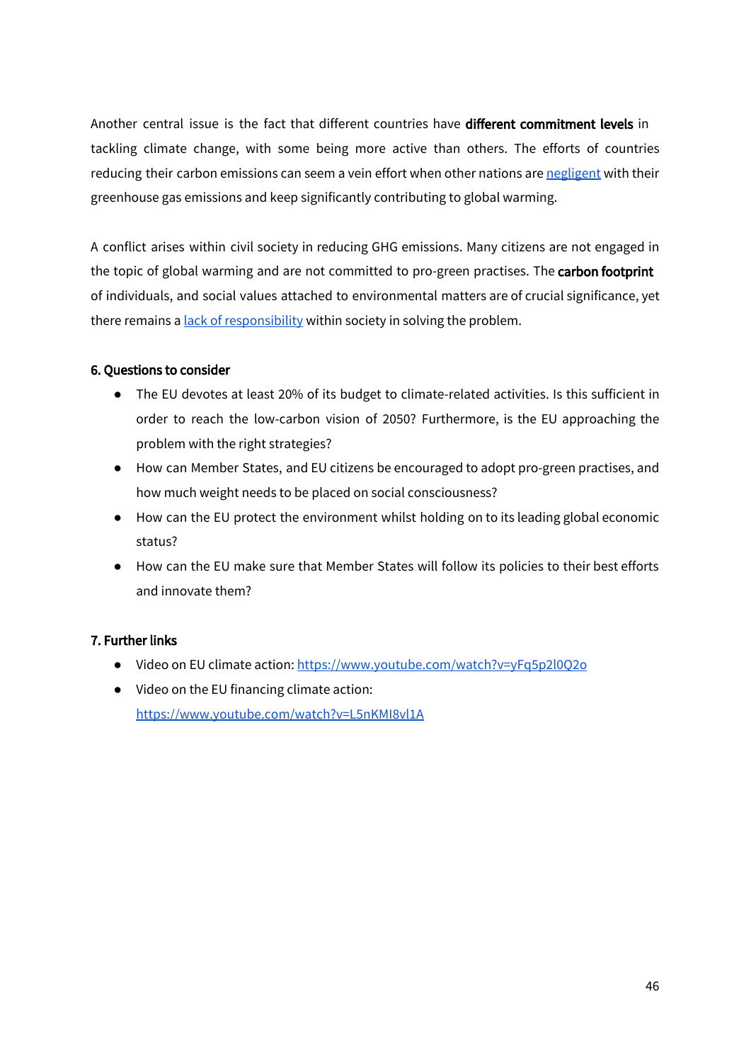Another central issue is the fact that different countries have **different commitment levels** in tackling climate change, with some being more active than others. The efforts of countries reducing their carbon emissions can seem a vein effort when other nations are [negligent]() with their greenhouse gas emissions and keep significantly contributing to global warming.

A conflict arises within civil society in reducing GHG emissions. Many citizens are not engaged in the topic of global warming and are not committed to pro-green practises. The **carbon footprint** of individuals, and social values attached to environmental matters are of crucial significance, yet there remains a [lack of responsibility]() within society in solving the problem.

**6. Questions to consider**

- The EU devotes at least 20% of its budget to climate-related activities. Is this sufficient in order to reach the low-carbon vision of 2050? Furthermore, is the EU approaching the problem with the right strategies?
- How can Member States, and EU citizens be encouraged to adopt pro-green practises, and how much weight needs to be placed on social consciousness?
- How can the EU protect the environment whilst holding on to its leading global economic status?
- How can the EU make sure that Member States will follow its policies to their best efforts and innovate them?

**7. Further links**

- Video on EU climate action: https://www.youtube.com/watch?v=yFq5p2l0Q2o
- Video on the EU financing climate action: https://www.youtube.com/watch?v=L5nKMI8vl1A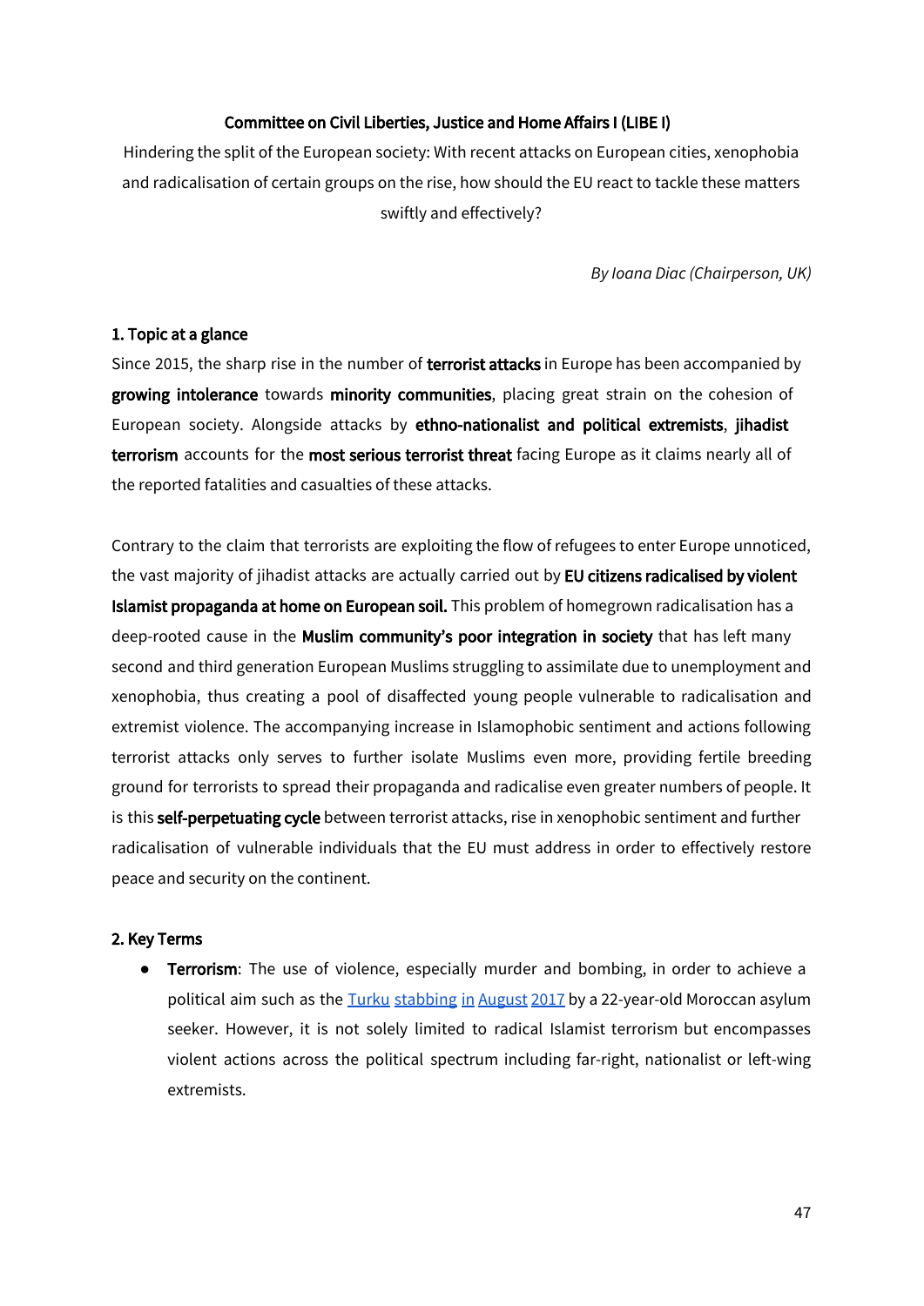### Committee on Civil Liberties, Justice and Home Affairs I (LIBE I)

Hindering the split of the European society: With recent attacks on European cities, xenophobia and radicalisation of certain groups on the rise, how should the EU react to tackle these matters swiftly and effectively?

*By Ioana Diac (Chairperson, UK)*

#### 1. Topic at a glance

Since 2015, the sharp rise in the number of **terrorist attacks** in Europe has been accompanied by **growing intolerance** towards **minority communities**, placing great strain on the cohesion of European society. Alongside attacks by **ethno-nationalist and political extremists**, **jihadist terrorism** accounts for the **most serious terrorist threat** facing Europe as it claims nearly all of the reported fatalities and casualties of these attacks.

Contrary to the claim that terrorists are exploiting the flow of refugees to enter Europe unnoticed, the vast majority of jihadist attacks are actually carried out by **EU citizens radicalised by violent Islamist propaganda at home on European soil.** This problem of homegrown radicalisation has a deep-rooted cause in the **Muslim community's poor integration in society** that has left many second and third generation European Muslims struggling to assimilate due to unemployment and xenophobia, thus creating a pool of disaffected young people vulnerable to radicalisation and extremist violence. The accompanying increase in Islamophobic sentiment and actions following terrorist attacks only serves to further isolate Muslims even more, providing fertile breeding ground for terrorists to spread their propaganda and radicalise even greater numbers of people. It is this **self-perpetuating cycle** between terrorist attacks, rise in xenophobic sentiment and further radicalisation of vulnerable individuals that the EU must address in order to effectively restore peace and security on the continent.

#### 2. Key Terms

- **Terrorism**: The use of violence, especially murder and bombing, in order to achieve a political aim such as the Turku stabbing in August 2017 by a 22-year-old Moroccan asylum seeker. However, it is not solely limited to radical Islamist terrorism but encompasses violent actions across the political spectrum including far-right, nationalist or left-wing extremists.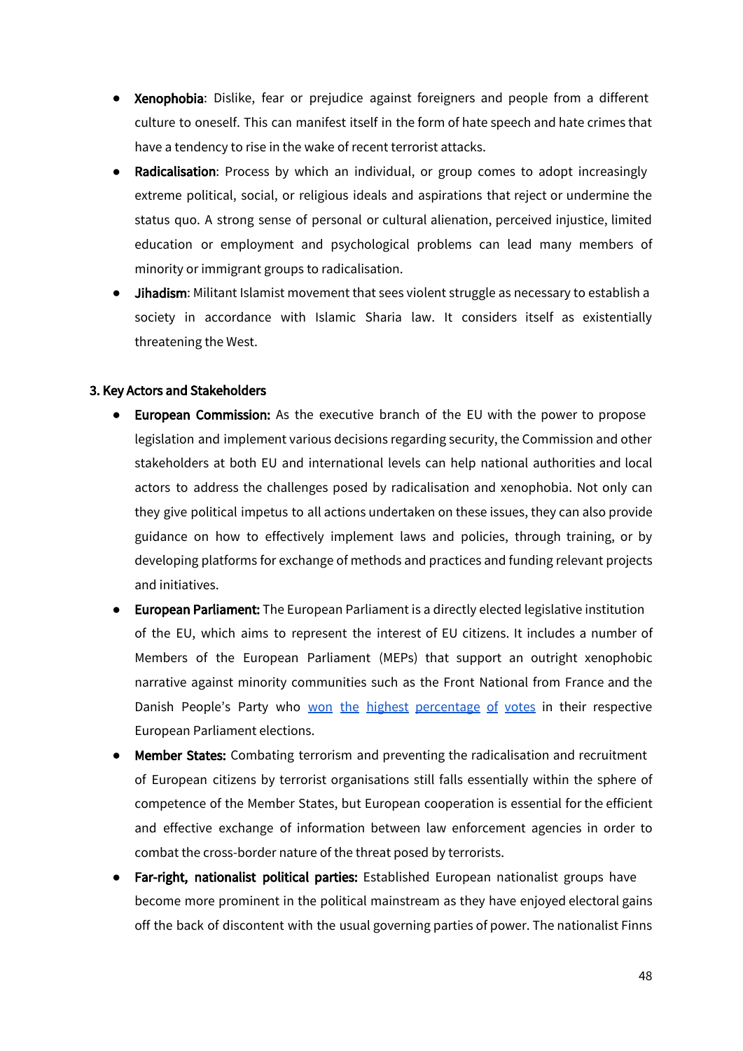- **Xenophobia**: Dislike, fear or prejudice against foreigners and people from a different culture to oneself. This can manifest itself in the form of hate speech and hate crimes that have a tendency to rise in the wake of recent terrorist attacks.
- **Radicalisation**: Process by which an individual, or group comes to adopt increasingly extreme political, social, or religious ideals and aspirations that reject or undermine the status quo. A strong sense of personal or cultural alienation, perceived injustice, limited education or employment and psychological problems can lead many members of minority or immigrant groups to radicalisation.
- **Jihadism**: Militant Islamist movement that sees violent struggle as necessary to establish a society in accordance with Islamic Sharia law. It considers itself as existentially threatening the West.

### 3. Key Actors and Stakeholders

- **European Commission:** As the executive branch of the EU with the power to propose legislation and implement various decisions regarding security, the Commission and other stakeholders at both EU and international levels can help national authorities and local actors to address the challenges posed by radicalisation and xenophobia. Not only can they give political impetus to all actions undertaken on these issues, they can also provide guidance on how to effectively implement laws and policies, through training, or by developing platforms for exchange of methods and practices and funding relevant projects and initiatives.
- **European Parliament:** The European Parliament is a directly elected legislative institution of the EU, which aims to represent the interest of EU citizens. It includes a number of Members of the European Parliament (MEPs) that support an outright xenophobic narrative against minority communities such as the Front National from France and the Danish People's Party who won the highest percentage of votes in their respective European Parliament elections.
- **Member States:** Combating terrorism and preventing the radicalisation and recruitment of European citizens by terrorist organisations still falls essentially within the sphere of competence of the Member States, but European cooperation is essential for the efficient and effective exchange of information between law enforcement agencies in order to combat the cross-border nature of the threat posed by terrorists.
- **Far-right, nationalist political parties:** Established European nationalist groups have become more prominent in the political mainstream as they have enjoyed electoral gains off the back of discontent with the usual governing parties of power. The nationalist Finns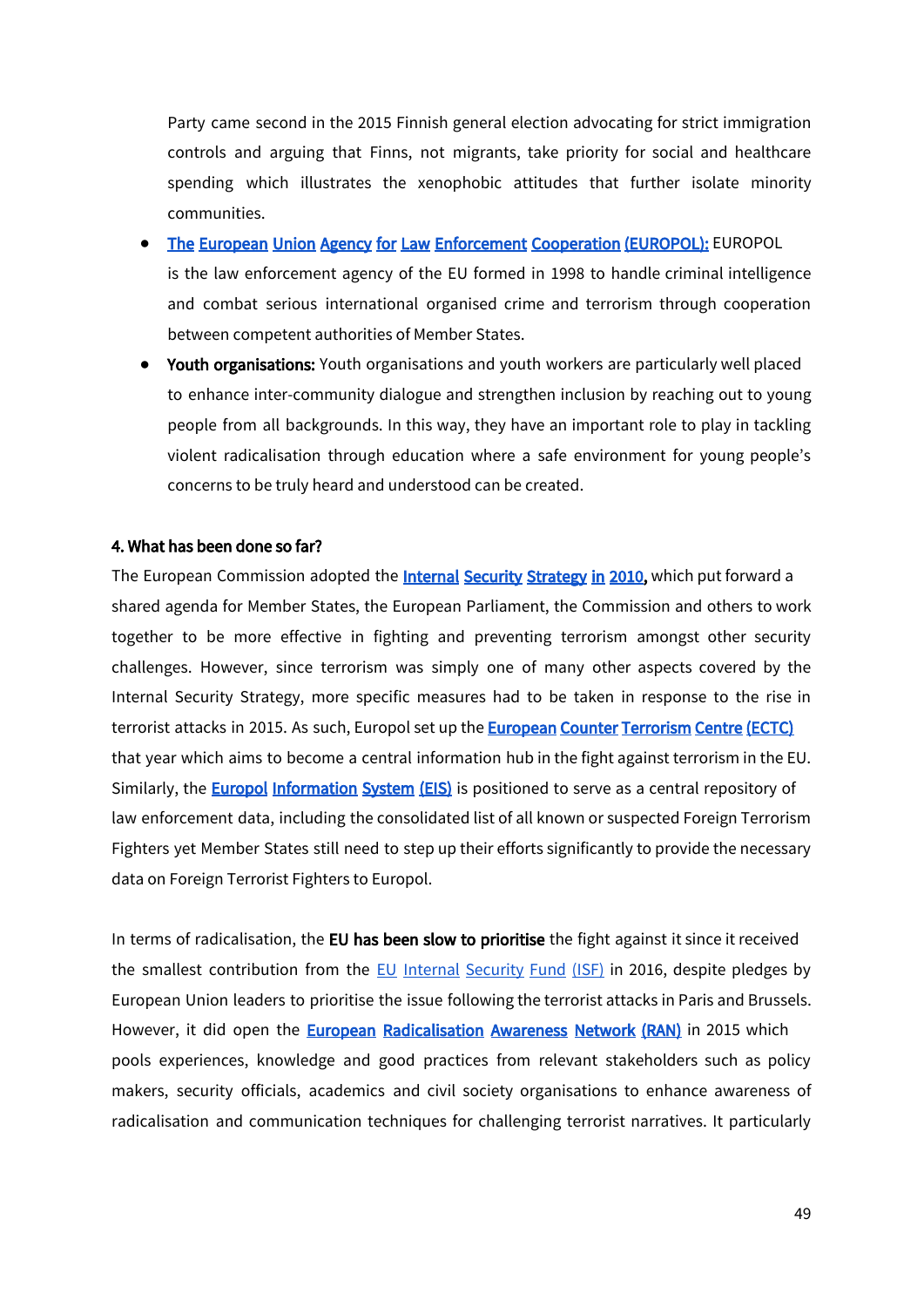Party came second in the 2015 Finnish general election advocating for strict immigration controls and arguing that Finns, not migrants, take priority for social and healthcare spending which illustrates the xenophobic attitudes that further isolate minority communities.

- **The European Union Agency for Law Enforcement Cooperation (EUROPOL):** EUROPOL is the law enforcement agency of the EU formed in 1998 to handle criminal intelligence and combat serious international organised crime and terrorism through cooperation between competent authorities of Member States.
- **Youth organisations:** Youth organisations and youth workers are particularly well placed to enhance inter-community dialogue and strengthen inclusion by reaching out to young people from all backgrounds. In this way, they have an important role to play in tackling violent radicalisation through education where a safe environment for young people's concerns to be truly heard and understood can be created.

**4. What has been done so far?**

The European Commission adopted the **Internal Security Strategy in 2010**, which put forward a shared agenda for Member States, the European Parliament, the Commission and others to work together to be more effective in fighting and preventing terrorism amongst other security challenges. However, since terrorism was simply one of many other aspects covered by the Internal Security Strategy, more specific measures had to be taken in response to the rise in terrorist attacks in 2015. As such, Europol set up the **European Counter Terrorism Centre (ECTC)** that year which aims to become a central information hub in the fight against terrorism in the EU. Similarly, the **Europol Information System (EIS)** is positioned to serve as a central repository of law enforcement data, including the consolidated list of all known or suspected Foreign Terrorism Fighters yet Member States still need to step up their efforts significantly to provide the necessary data on Foreign Terrorist Fighters to Europol.

In terms of radicalisation, the **EU has been slow to prioritise** the fight against it since it received the smallest contribution from the EU Internal Security Fund (ISF) in 2016, despite pledges by European Union leaders to prioritise the issue following the terrorist attacks in Paris and Brussels. However, it did open the **European Radicalisation Awareness Network (RAN)** in 2015 which pools experiences, knowledge and good practices from relevant stakeholders such as policy makers, security officials, academics and civil society organisations to enhance awareness of radicalisation and communication techniques for challenging terrorist narratives. It particularly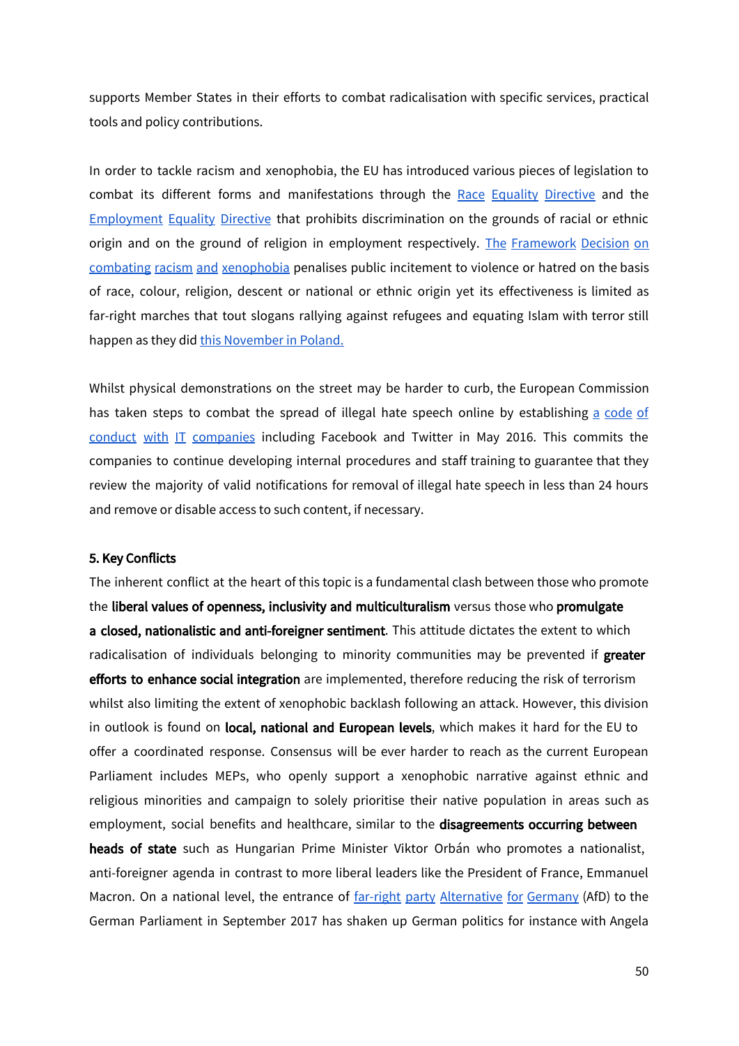supports Member States in their efforts to combat radicalisation with specific services, practical tools and policy contributions.

In order to tackle racism and xenophobia, the EU has introduced various pieces of legislation to combat its different forms and manifestations through the Race Equality Directive and the Employment Equality Directive that prohibits discrimination on the grounds of racial or ethnic origin and on the ground of religion in employment respectively. The Framework Decision on combating racism and xenophobia penalises public incitement to violence or hatred on the basis of race, colour, religion, descent or national or ethnic origin yet its effectiveness is limited as far-right marches that tout slogans rallying against refugees and equating Islam with terror still happen as they did this November in Poland.

Whilst physical demonstrations on the street may be harder to curb, the European Commission has taken steps to combat the spread of illegal hate speech online by establishing a code of conduct with IT companies including Facebook and Twitter in May 2016. This commits the companies to continue developing internal procedures and staff training to guarantee that they review the majority of valid notifications for removal of illegal hate speech in less than 24 hours and remove or disable access to such content, if necessary.

**5. Key Conflicts**

The inherent conflict at the heart of this topic is a fundamental clash between those who promote the **liberal values of openness, inclusivity and multiculturalism** versus those who **promulgate a closed, nationalistic and anti-foreigner sentiment**. This attitude dictates the extent to which radicalisation of individuals belonging to minority communities may be prevented if **greater efforts to enhance social integration** are implemented, therefore reducing the risk of terrorism whilst also limiting the extent of xenophobic backlash following an attack. However, this division in outlook is found on **local, national and European levels**, which makes it hard for the EU to offer a coordinated response. Consensus will be ever harder to reach as the current European Parliament includes MEPs, who openly support a xenophobic narrative against ethnic and religious minorities and campaign to solely prioritise their native population in areas such as employment, social benefits and healthcare, similar to the **disagreements occurring between heads of state** such as Hungarian Prime Minister Viktor Orbán who promotes a nationalist, anti-foreigner agenda in contrast to more liberal leaders like the President of France, Emmanuel Macron. On a national level, the entrance of far-right party Alternative for Germany (AfD) to the German Parliament in September 2017 has shaken up German politics for instance with Angela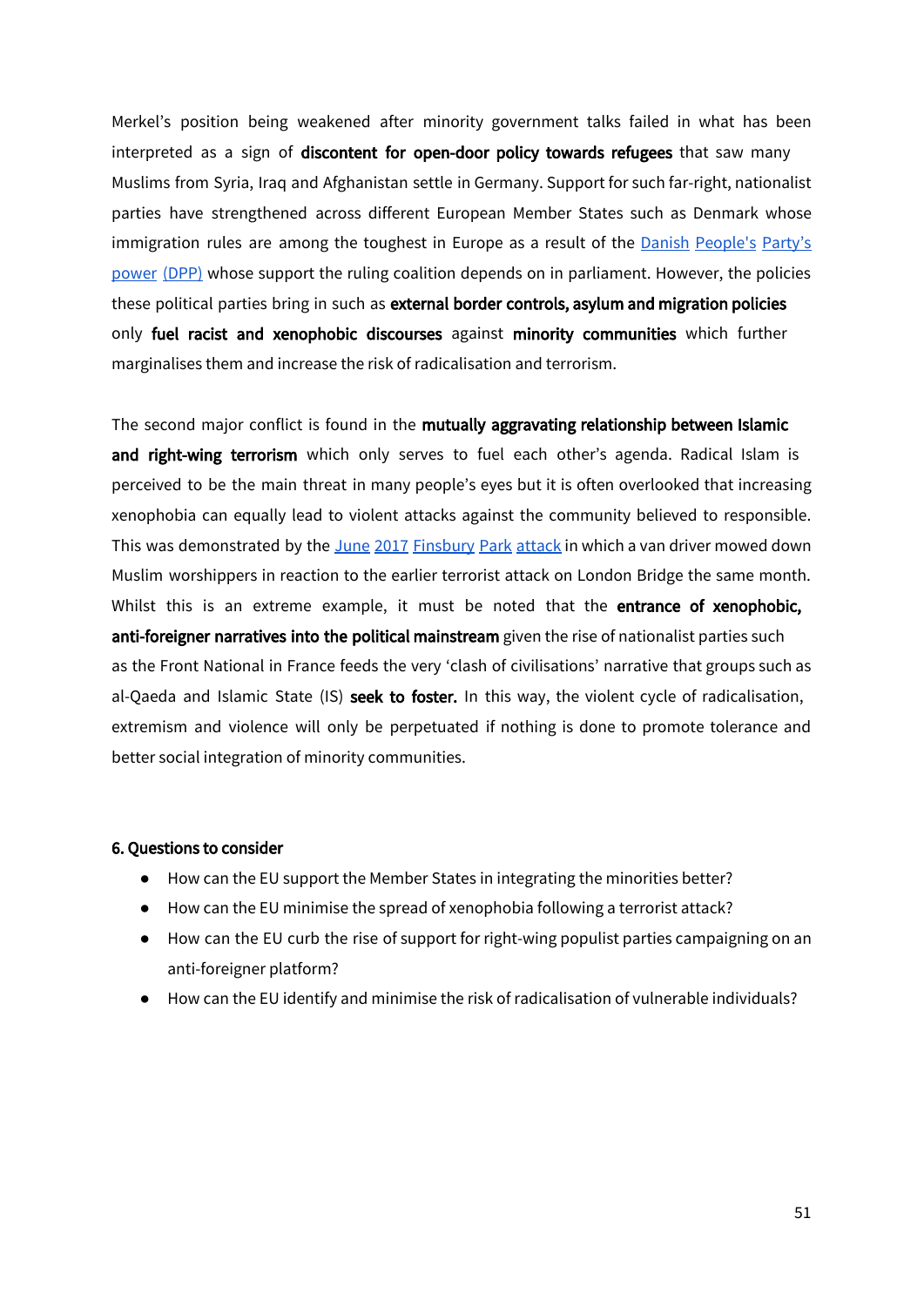Merkel's position being weakened after minority government talks failed in what has been interpreted as a sign of **discontent for open-door policy towards refugees** that saw many Muslims from Syria, Iraq and Afghanistan settle in Germany. Support for such far-right, nationalist parties have strengthened across different European Member States such as Denmark whose immigration rules are among the toughest in Europe as a result of the Danish People's Party's power (DPP) whose support the ruling coalition depends on in parliament. However, the policies these political parties bring in such as **external border controls, asylum and migration policies** only **fuel racist and xenophobic discourses** against **minority communities** which further marginalises them and increase the risk of radicalisation and terrorism.

The second major conflict is found in the **mutually aggravating relationship between Islamic and right-wing terrorism** which only serves to fuel each other's agenda. Radical Islam is perceived to be the main threat in many people's eyes but it is often overlooked that increasing xenophobia can equally lead to violent attacks against the community believed to responsible. This was demonstrated by the June 2017 Finsbury Park attack in which a van driver mowed down Muslim worshippers in reaction to the earlier terrorist attack on London Bridge the same month. Whilst this is an extreme example, it must be noted that the **entrance of xenophobic, anti-foreigner narratives into the political mainstream** given the rise of nationalist parties such as the Front National in France feeds the very 'clash of civilisations' narrative that groups such as al-Qaeda and Islamic State (IS) **seek to foster.** In this way, the violent cycle of radicalisation, extremism and violence will only be perpetuated if nothing is done to promote tolerance and better social integration of minority communities.

**6. Questions to consider**

- How can the EU support the Member States in integrating the minorities better?
- How can the EU minimise the spread of xenophobia following a terrorist attack?
- How can the EU curb the rise of support for right-wing populist parties campaigning on an anti-foreigner platform?
- How can the EU identify and minimise the risk of radicalisation of vulnerable individuals?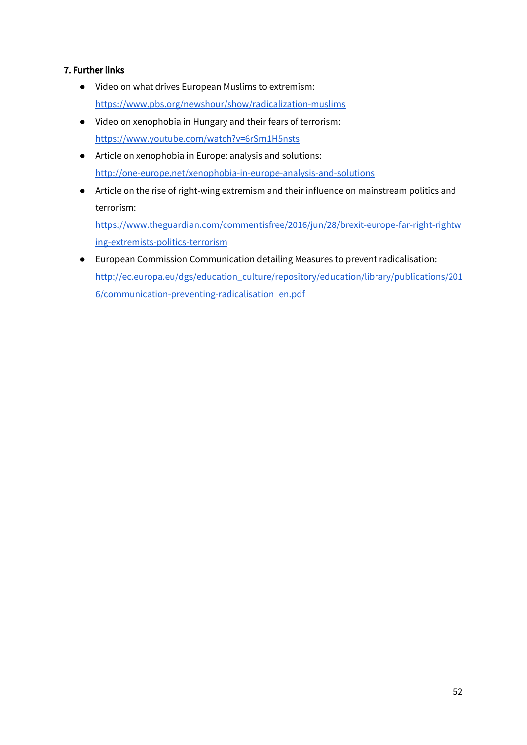### 7. Further links

- Video on what drives European Muslims to extremism: https://www.pbs.org/newshour/show/radicalization-muslims
- Video on xenophobia in Hungary and their fears of terrorism: https://www.youtube.com/watch?v=6rSm1H5nsts
- Article on xenophobia in Europe: analysis and solutions: http://one-europe.net/xenophobia-in-europe-analysis-and-solutions
- Article on the rise of right-wing extremism and their influence on mainstream politics and terrorism: https://www.theguardian.com/commentisfree/2016/jun/28/brexit-europe-far-right-rightwing-extremists-politics-terrorism
- European Commission Communication detailing Measures to prevent radicalisation: http://ec.europa.eu/dgs/education_culture/repository/education/library/publications/2016/communication-preventing-radicalisation_en.pdf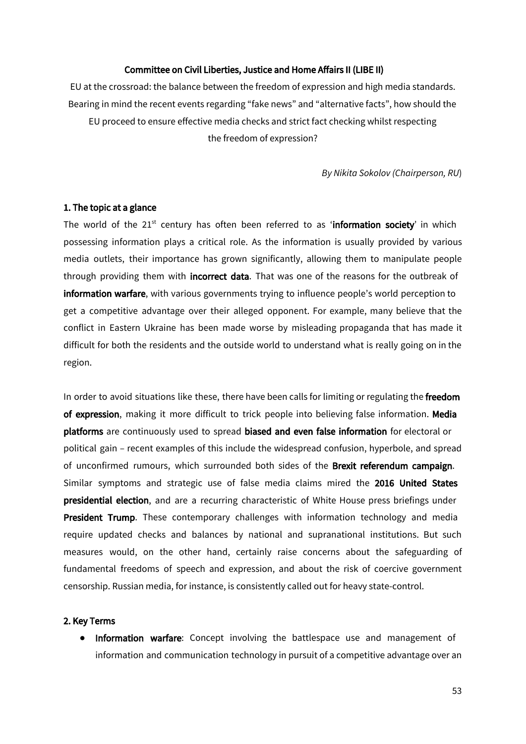**Committee on Civil Liberties, Justice and Home Affairs II (LIBE II)**

EU at the crossroad: the balance between the freedom of expression and high media standards. Bearing in mind the recent events regarding "fake news" and "alternative facts", how should the EU proceed to ensure effective media checks and strict fact checking whilst respecting the freedom of expression?

*By Nikita Sokolov (Chairperson, RU)*

## 1. The topic at a glance

The world of the 21st century has often been referred to as '**information society**' in which possessing information plays a critical role. As the information is usually provided by various media outlets, their importance has grown significantly, allowing them to manipulate people through providing them with **incorrect data**. That was one of the reasons for the outbreak of **information warfare**, with various governments trying to influence people's world perception to get a competitive advantage over their alleged opponent. For example, many believe that the conflict in Eastern Ukraine has been made worse by misleading propaganda that has made it difficult for both the residents and the outside world to understand what is really going on in the region.

In order to avoid situations like these, there have been calls for limiting or regulating the **freedom of expression**, making it more difficult to trick people into believing false information. **Media platforms** are continuously used to spread **biased and even false information** for electoral or political gain – recent examples of this include the widespread confusion, hyperbole, and spread of unconfirmed rumours, which surrounded both sides of the **Brexit referendum campaign**. Similar symptoms and strategic use of false media claims mired the **2016 United States presidential election**, and are a recurring characteristic of White House press briefings under **President Trump**. These contemporary challenges with information technology and media require updated checks and balances by national and supranational institutions. But such measures would, on the other hand, certainly raise concerns about the safeguarding of fundamental freedoms of speech and expression, and about the risk of coercive government censorship. Russian media, for instance, is consistently called out for heavy state-control.

## 2. Key Terms

- **Information warfare**: Concept involving the battlespace use and management of information and communication technology in pursuit of a competitive advantage over an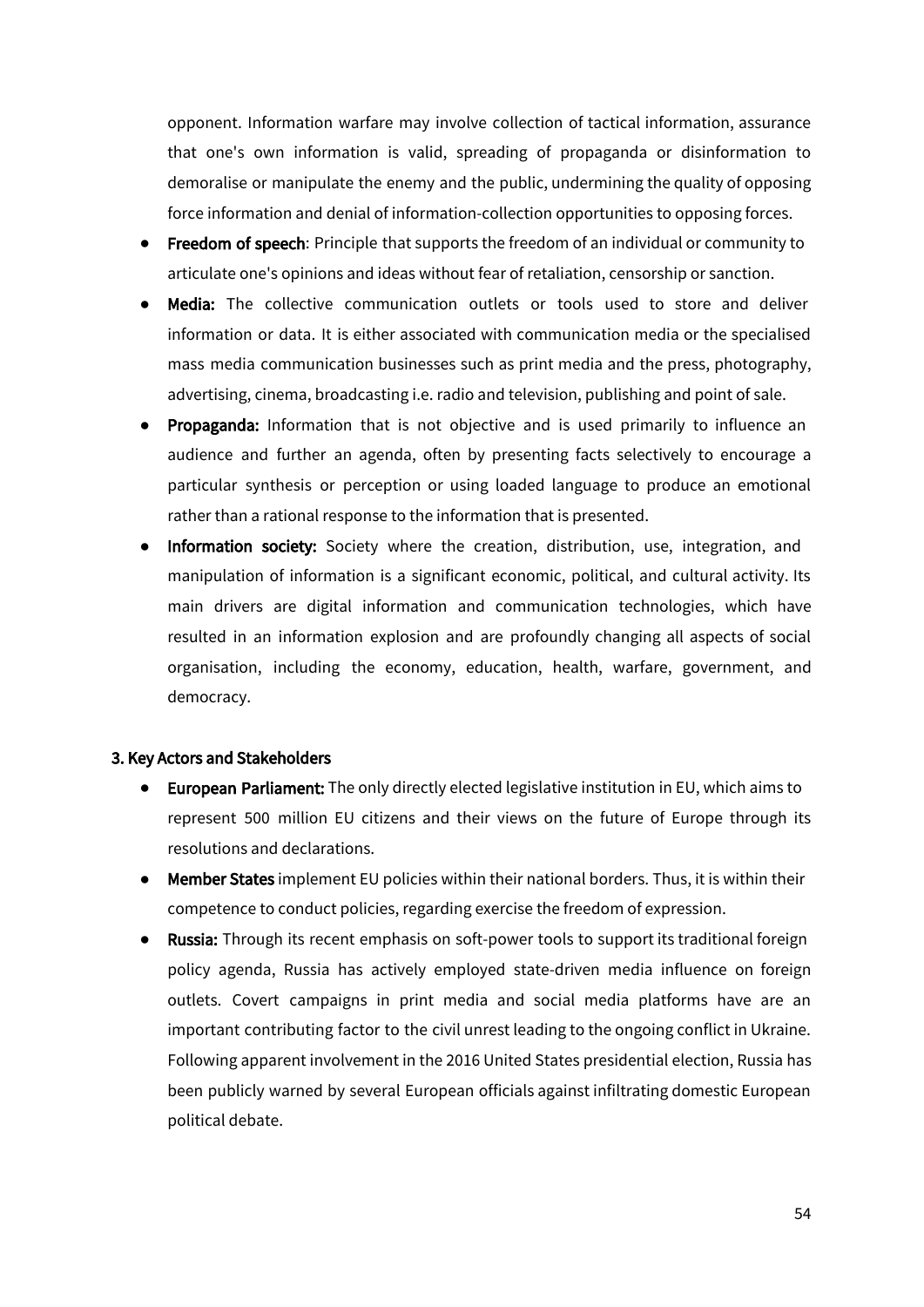opponent. Information warfare may involve collection of tactical information, assurance that one's own information is valid, spreading of propaganda or disinformation to demoralise or manipulate the enemy and the public, undermining the quality of opposing force information and denial of information-collection opportunities to opposing forces.

- **Freedom of speech**: Principle that supports the freedom of an individual or community to articulate one's opinions and ideas without fear of retaliation, censorship or sanction.
- **Media:** The collective communication outlets or tools used to store and deliver information or data. It is either associated with communication media or the specialised mass media communication businesses such as print media and the press, photography, advertising, cinema, broadcasting i.e. radio and television, publishing and point of sale.
- **Propaganda:** Information that is not objective and is used primarily to influence an audience and further an agenda, often by presenting facts selectively to encourage a particular synthesis or perception or using loaded language to produce an emotional rather than a rational response to the information that is presented.
- **Information society:** Society where the creation, distribution, use, integration, and manipulation of information is a significant economic, political, and cultural activity. Its main drivers are digital information and communication technologies, which have resulted in an information explosion and are profoundly changing all aspects of social organisation, including the economy, education, health, warfare, government, and democracy.

### 3. Key Actors and Stakeholders

- **European Parliament:** The only directly elected legislative institution in EU, which aims to represent 500 million EU citizens and their views on the future of Europe through its resolutions and declarations.
- **Member States** implement EU policies within their national borders. Thus, it is within their competence to conduct policies, regarding exercise the freedom of expression.
- **Russia:** Through its recent emphasis on soft-power tools to support its traditional foreign policy agenda, Russia has actively employed state-driven media influence on foreign outlets. Covert campaigns in print media and social media platforms have are an important contributing factor to the civil unrest leading to the ongoing conflict in Ukraine. Following apparent involvement in the 2016 United States presidential election, Russia has been publicly warned by several European officials against infiltrating domestic European political debate.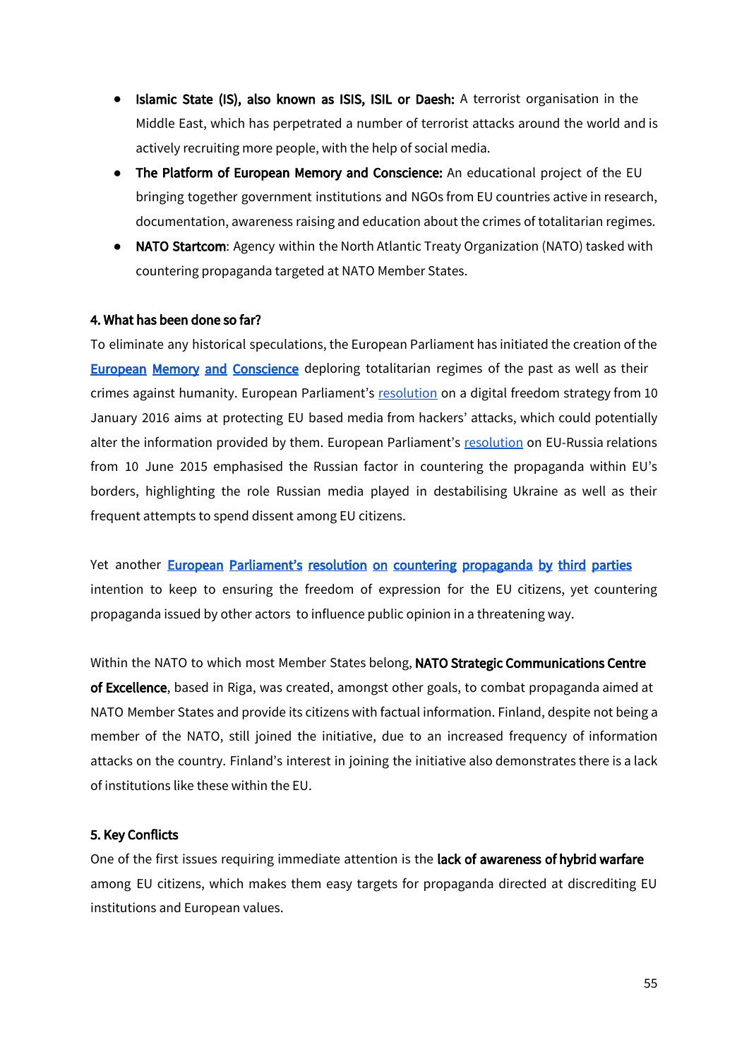- **Islamic State (IS), also known as ISIS, ISIL or Daesh:** A terrorist organisation in the Middle East, which has perpetrated a number of terrorist attacks around the world and is actively recruiting more people, with the help of social media.
- **The Platform of European Memory and Conscience:** An educational project of the EU bringing together government institutions and NGOs from EU countries active in research, documentation, awareness raising and education about the crimes of totalitarian regimes.
- **NATO Startcom**: Agency within the North Atlantic Treaty Organization (NATO) tasked with countering propaganda targeted at NATO Member States.

#### 4. What has been done so far?

To eliminate any historical speculations, the European Parliament has initiated the creation of the **European Memory and Conscience** deploring totalitarian regimes of the past as well as their crimes against humanity. European Parliament's resolution on a digital freedom strategy from 10 January 2016 aims at protecting EU based media from hackers' attacks, which could potentially alter the information provided by them. European Parliament's resolution on EU-Russia relations from 10 June 2015 emphasised the Russian factor in countering the propaganda within EU's borders, highlighting the role Russian media played in destabilising Ukraine as well as their frequent attempts to spend dissent among EU citizens.

Yet another **European Parliament's resolution on countering propaganda by third parties** intention to keep to ensuring the freedom of expression for the EU citizens, yet countering propaganda issued by other actors to influence public opinion in a threatening way.

Within the NATO to which most Member States belong, **NATO Strategic Communications Centre of Excellence**, based in Riga, was created, amongst other goals, to combat propaganda aimed at NATO Member States and provide its citizens with factual information. Finland, despite not being a member of the NATO, still joined the initiative, due to an increased frequency of information attacks on the country. Finland's interest in joining the initiative also demonstrates there is a lack of institutions like these within the EU.

#### 5. Key Conflicts

One of the first issues requiring immediate attention is the **lack of awareness of hybrid warfare** among EU citizens, which makes them easy targets for propaganda directed at discrediting EU institutions and European values.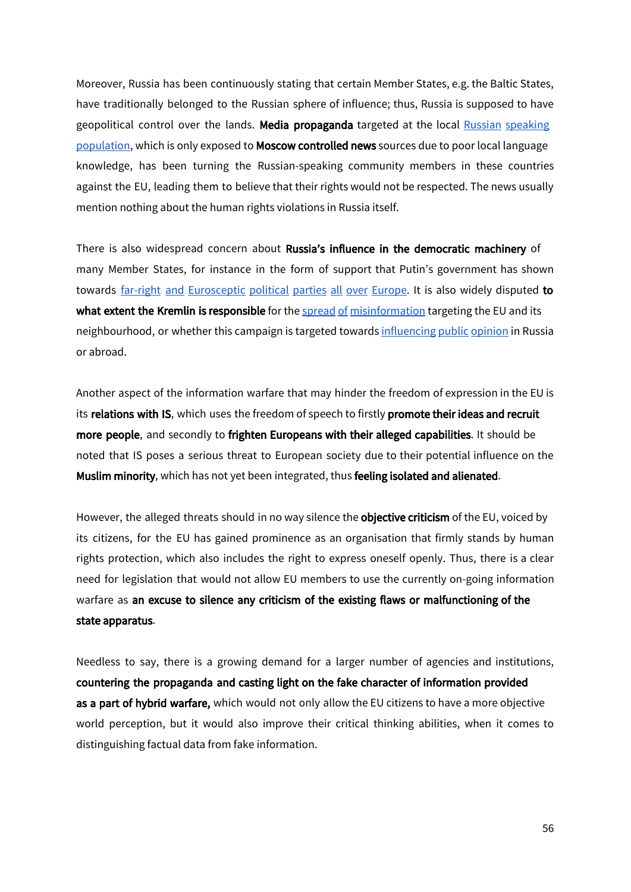Moreover, Russia has been continuously stating that certain Member States, e.g. the Baltic States, have traditionally belonged to the Russian sphere of influence; thus, Russia is supposed to have geopolitical control over the lands. **Media propaganda** targeted at the local Russian speaking population, which is only exposed to **Moscow controlled news** sources due to poor local language knowledge, has been turning the Russian-speaking community members in these countries against the EU, leading them to believe that their rights would not be respected. The news usually mention nothing about the human rights violations in Russia itself.

There is also widespread concern about **Russia's influence in the democratic machinery** of many Member States, for instance in the form of support that Putin's government has shown towards far-right and Eurosceptic political parties all over Europe. It is also widely disputed **to what extent the Kremlin is responsible** for the spread of misinformation targeting the EU and its neighbourhood, or whether this campaign is targeted towards influencing public opinion in Russia or abroad.

Another aspect of the information warfare that may hinder the freedom of expression in the EU is its **relations with IS**, which uses the freedom of speech to firstly **promote their ideas and recruit more people**, and secondly to **frighten Europeans with their alleged capabilities**. It should be noted that IS poses a serious threat to European society due to their potential influence on the **Muslim minority**, which has not yet been integrated, thus **feeling isolated and alienated**.

However, the alleged threats should in no way silence the **objective criticism** of the EU, voiced by its citizens, for the EU has gained prominence as an organisation that firmly stands by human rights protection, which also includes the right to express oneself openly. Thus, there is a clear need for legislation that would not allow EU members to use the currently on-going information warfare as **an excuse to silence any criticism of the existing flaws or malfunctioning of the state apparatus**.

Needless to say, there is a growing demand for a larger number of agencies and institutions, **countering the propaganda and casting light on the fake character of information provided as a part of hybrid warfare,** which would not only allow the EU citizens to have a more objective world perception, but it would also improve their critical thinking abilities, when it comes to distinguishing factual data from fake information.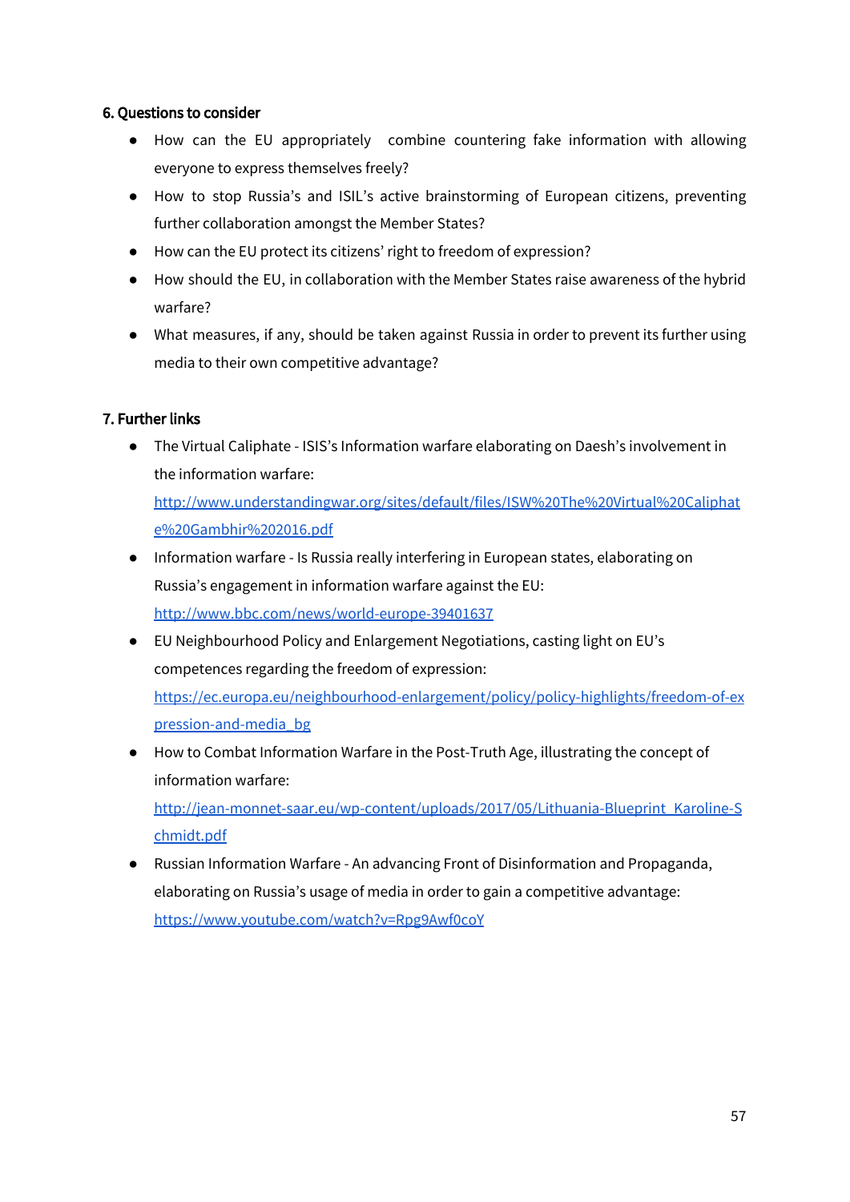#### 6. Questions to consider

- How can the EU appropriately combine countering fake information with allowing everyone to express themselves freely?
- How to stop Russia's and ISIL's active brainstorming of European citizens, preventing further collaboration amongst the Member States?
- How can the EU protect its citizens' right to freedom of expression?
- How should the EU, in collaboration with the Member States raise awareness of the hybrid warfare?
- What measures, if any, should be taken against Russia in order to prevent its further using media to their own competitive advantage?

#### 7. Further links

- The Virtual Caliphate - ISIS's Information warfare elaborating on Daesh's involvement in the information warfare: [http://www.understandingwar.org/sites/default/files/ISW%20The%20Virtual%20Caliphate%20Gambhir%202016.pdf](http://www.understandingwar.org/sites/default/files/ISW%20The%20Virtual%20Caliphate%20Gambhir%202016.pdf)
- Information warfare - Is Russia really interfering in European states, elaborating on Russia's engagement in information warfare against the EU: [http://www.bbc.com/news/world-europe-39401637](http://www.bbc.com/news/world-europe-39401637)
- EU Neighbourhood Policy and Enlargement Negotiations, casting light on EU's competences regarding the freedom of expression: [https://ec.europa.eu/neighbourhood-enlargement/policy/policy-highlights/freedom-of-expression-and-media_bg](https://ec.europa.eu/neighbourhood-enlargement/policy/policy-highlights/freedom-of-expression-and-media_bg)
- How to Combat Information Warfare in the Post-Truth Age, illustrating the concept of information warfare: [http://jean-monnet-saar.eu/wp-content/uploads/2017/05/Lithuania-Blueprint_Karoline-Schmidt.pdf](http://jean-monnet-saar.eu/wp-content/uploads/2017/05/Lithuania-Blueprint_Karoline-Schmidt.pdf)
- Russian Information Warfare - An advancing Front of Disinformation and Propaganda, elaborating on Russia's usage of media in order to gain a competitive advantage: [https://www.youtube.com/watch?v=Rpg9Awf0coY](https://www.youtube.com/watch?v=Rpg9Awf0coY)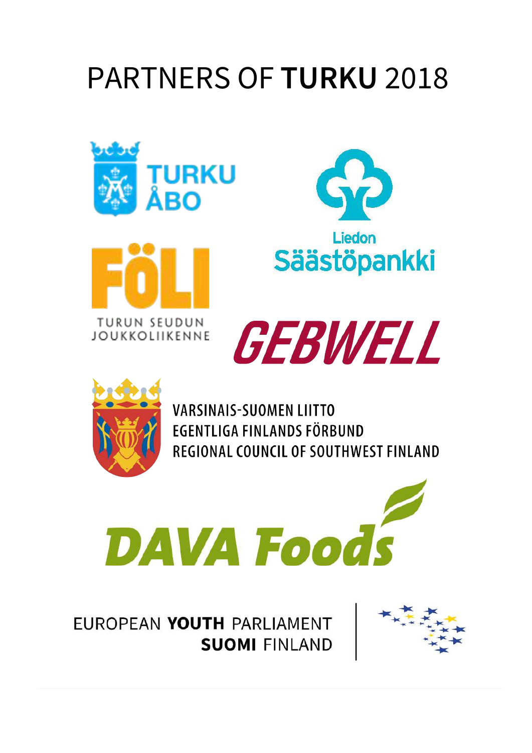# PARTNERS OF **TURKU** 2018

TURKU
ÅBO

Liedon
Säästöpankki

FÖLI
TURUN SEUDUN
JOUKKOLIIKENNE

GEBWELL

VARSINAIS-SUOMEN LIITTO
EGENTLIGA FINLANDS FÖRBUND
REGIONAL COUNCIL OF SOUTHWEST FINLAND

DAVA Foods

EUROPEAN **YOUTH** PARLIAMENT
**SUOMI** FINLAND